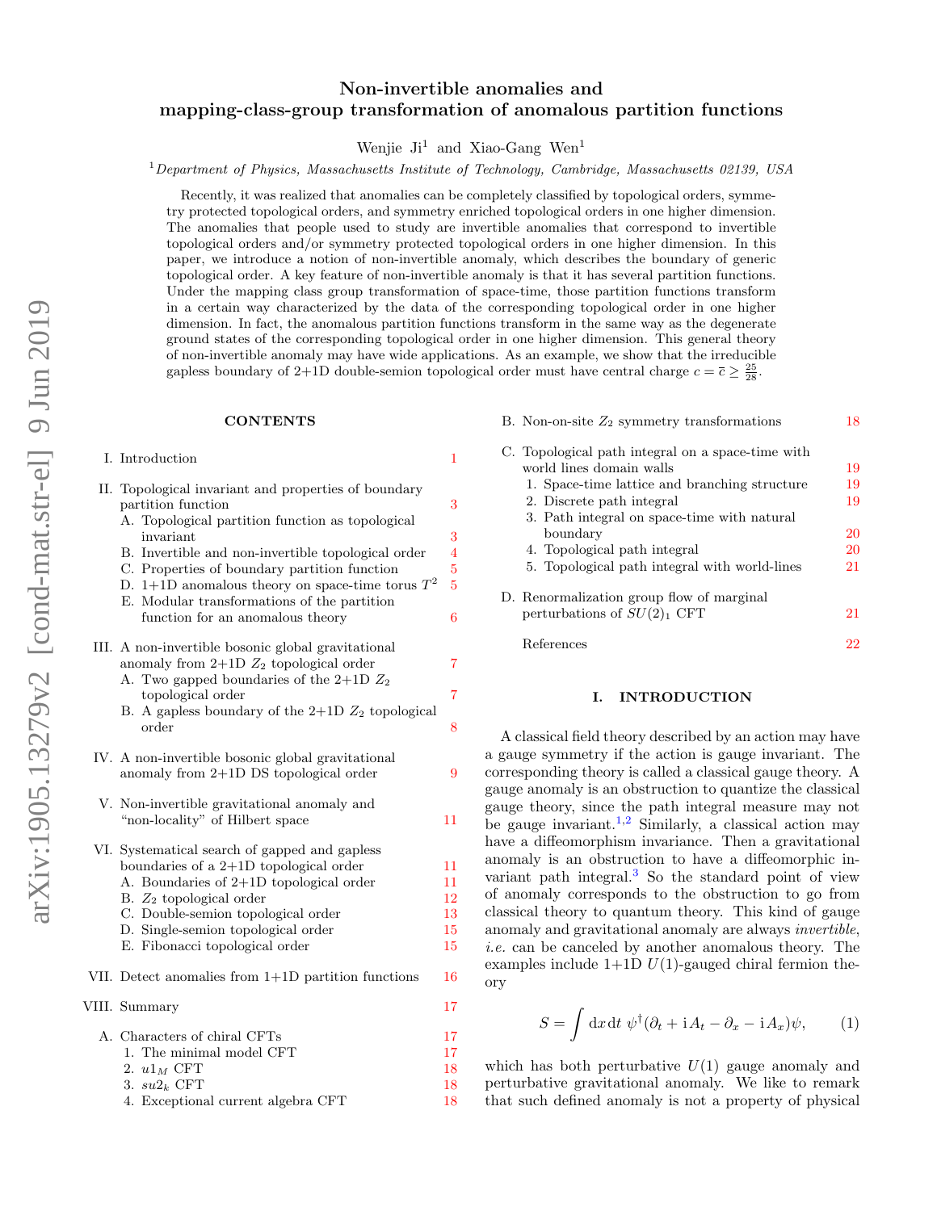# Non-invertible anomalies and mapping-class-group transformation of anomalous partition functions

Wenjie Ji[1] and Xiao-Gang Wen[1]

[1] *Department of Physics, Massachusetts Institute of Technology, Cambridge, Massachusetts 02139, USA*

Recently, it was realized that anomalies can be completely classified by topological orders, symmetry protected topological orders, and symmetry enriched topological orders in one higher dimension. The anomalies that people used to study are invertible anomalies that correspond to invertible topological orders and/or symmetry protected topological orders in one higher dimension. In this paper, we introduce a notion of non-invertible anomaly, which describes the boundary of generic topological order. A key feature of non-invertible anomaly is that it has several partition functions. Under the mapping class group transformation of space-time, those partition functions transform in a certain way characterized by the data of the corresponding topological order in one higher dimension. In fact, the anomalous partition functions transform in the same way as the degenerate ground states of the corresponding topological order in one higher dimension. This general theory of non-invertible anomaly may have wide applications. As an example, we show that the irreducible gapless boundary of 2+1D double-semion topological order must have central charge $c = \bar{c} \geq \frac{25}{28}$.

## CONTENTS

- I. Introduction — 1
- II. Topological invariant and properties of boundary partition function — 3
  - A. Topological partition function as topological invariant — 3
  - B. Invertible and non-invertible topological order — 4
  - C. Properties of boundary partition function — 5
  - D. 1+1D anomalous theory on space-time torus $T^2$ — 5
  - E. Modular transformations of the partition function for an anomalous theory — 6
- III. A non-invertible bosonic global gravitational anomaly from 2+1D $Z_2$ topological order — 7
  - A. Two gapped boundaries of the 2+1D $Z_2$ topological order — 7
  - B. A gapless boundary of the 2+1D $Z_2$ topological order — 8
- IV. A non-invertible bosonic global gravitational anomaly from 2+1D DS topological order — 9
- V. Non-invertible gravitational anomaly and "non-locality" of Hilbert space — 11
- VI. Systematical search of gapped and gapless boundaries of a 2+1D topological order — 11
  - A. Boundaries of 2+1D topological order — 11
  - B. $Z_2$ topological order — 12
  - C. Double-semion topological order — 13
  - D. Single-semion topological order — 15
  - E. Fibonacci topological order — 15
- VII. Detect anomalies from 1+1D partition functions — 16
- VIII. Summary — 17
- A. Characters of chiral CFTs — 17
  - 1. The minimal model CFT — 17
  - 2. $u1_M$ CFT — 18
  - 3. $su2_k$ CFT — 18
  - 4. Exceptional current algebra CFT — 18
- B. Non-on-site $Z_2$ symmetry transformations — 18
- C. Topological path integral on a space-time with world lines domain walls — 19
  - 1. Space-time lattice and branching structure — 19
  - 2. Discrete path integral — 19
  - 3. Path integral on space-time with natural boundary — 20
  - 4. Topological path integral — 20
  - 5. Topological path integral with world-lines — 21
- D. Renormalization group flow of marginal perturbations of $SU(2)_1$ CFT — 21
- References — 22

## I. INTRODUCTION

A classical field theory described by an action may have a gauge symmetry if the action is gauge invariant. The corresponding theory is called a classical gauge theory. A gauge anomaly is an obstruction to quantize the classical gauge theory, since the path integral measure may not be gauge invariant.[1,2] Similarly, a classical action may have a diffeomorphism invariance. Then a gravitational anomaly is an obstruction to have a diffeomorphic invariant path integral.[3] So the standard point of view of anomaly corresponds to the obstruction to go from classical theory to quantum theory. This kind of gauge anomaly and gravitational anomaly are always *invertible*, *i.e.* can be canceled by another anomalous theory. The examples include 1+1D $U(1)$-gauged chiral fermion theory

$$S = \int \mathrm{d}x\, \mathrm{d}t\ \psi^\dagger(\partial_t + \mathrm{i}\, A_t - \partial_x - \mathrm{i}\, A_x)\psi, \tag{1}$$

which has both perturbative $U(1)$ gauge anomaly and perturbative gravitational anomaly. We like to remark that such defined anomaly is not a property of physical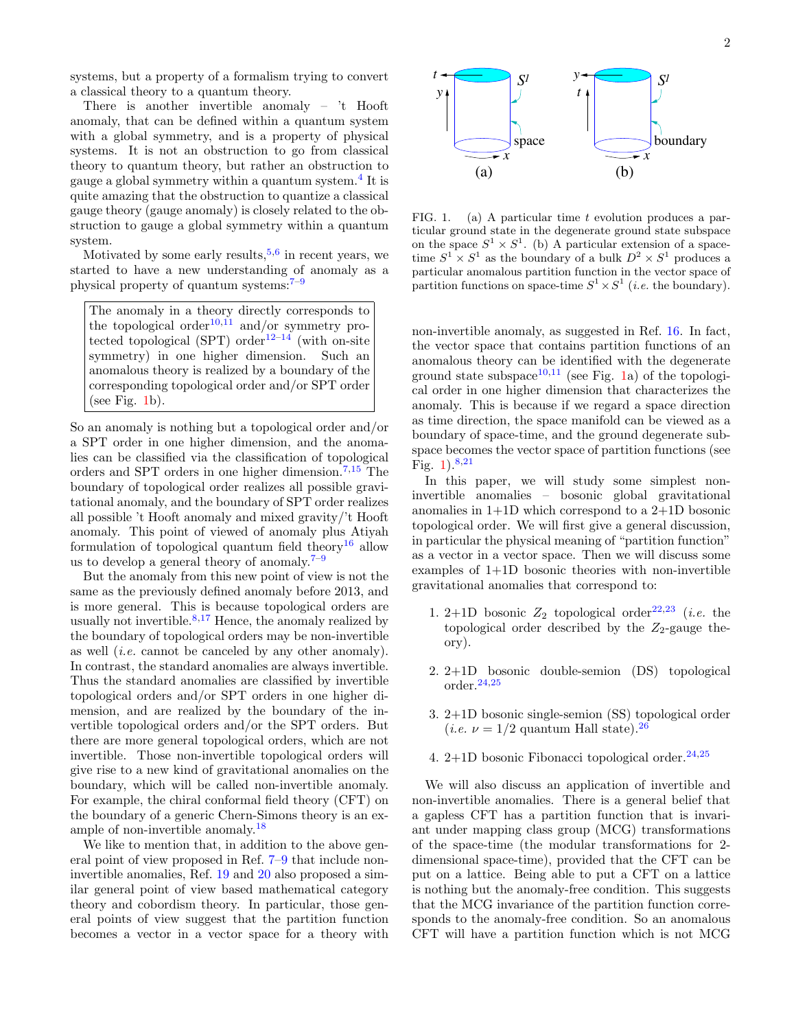systems, but a property of a formalism trying to convert a classical theory to a quantum theory.

There is another invertible anomaly – 't Hooft anomaly, that can be defined within a quantum system with a global symmetry, and is a property of physical systems. It is not an obstruction to go from classical theory to quantum theory, but rather an obstruction to gauge a global symmetry within a quantum system.[4] It is quite amazing that the obstruction to quantize a classical gauge theory (gauge anomaly) is closely related to the obstruction to gauge a global symmetry within a quantum system.

Motivated by some early results,[5,6] in recent years, we started to have a new understanding of anomaly as a physical property of quantum systems:[7–9]

> The anomaly in a theory directly corresponds to the topological order[10,11] and/or symmetry protected topological (SPT) order[12–14] (with on-site symmetry) in one higher dimension. Such an anomalous theory is realized by a boundary of the corresponding topological order and/or SPT order (see Fig. 1b).

So an anomaly is nothing but a topological order and/or a SPT order in one higher dimension, and the anomalies can be classified via the classification of topological orders and SPT orders in one higher dimension.[7,15] The boundary of topological order realizes all possible gravitational anomaly, and the boundary of SPT order realizes all possible 't Hooft anomaly and mixed gravity/'t Hooft anomaly. This point of viewed of anomaly plus Atiyah formulation of topological quantum field theory[16] allow us to develop a general theory of anomaly.[7–9]

But the anomaly from this new point of view is not the same as the previously defined anomaly before 2013, and is more general. This is because topological orders are usually not invertible.[8,17] Hence, the anomaly realized by the boundary of topological orders may be non-invertible as well (*i.e.* cannot be canceled by any other anomaly). In contrast, the standard anomalies are always invertible. Thus the standard anomalies are classified by invertible topological orders and/or SPT orders in one higher dimension, and are realized by the boundary of the invertible topological orders and/or the SPT orders. But there are more general topological orders, which are not invertible. Those non-invertible topological orders will give rise to a new kind of gravitational anomalies on the boundary, which will be called non-invertible anomaly. For example, the chiral conformal field theory (CFT) on the boundary of a generic Chern-Simons theory is an example of non-invertible anomaly.[18]

We like to mention that, in addition to the above general point of view proposed in Ref. 7–9 that include non-invertible anomalies, Ref. 19 and 20 also proposed a similar general point of view based mathematical category theory and cobordism theory. In particular, those general points of view suggest that the partition function becomes a vector in a vector space for a theory with

FIG. 1. (a) A particular time $t$ evolution produces a particular ground state in the degenerate ground state subspace on the space $S^1 \times S^1$. (b) A particular extension of a space-time $S^1 \times S^1$ as the boundary of a bulk $D^2 \times S^1$ produces a particular anomalous partition function in the vector space of partition functions on space-time $S^1 \times S^1$ (*i.e.* the boundary).

non-invertible anomaly, as suggested in Ref. 16. In fact, the vector space that contains partition functions of an anomalous theory can be identified with the degenerate ground state subspace[10,11] (see Fig. 1a) of the topological order in one higher dimension that characterizes the anomaly. This is because if we regard a space direction as time direction, the space manifold can be viewed as a boundary of space-time, and the ground degenerate subspace becomes the vector space of partition functions (see Fig. 1).[8,21]

In this paper, we will study some simplest non-invertible anomalies – bosonic global gravitational anomalies in 1+1D which correspond to a 2+1D bosonic topological order. We will first give a general discussion, in particular the physical meaning of "partition function" as a vector in a vector space. Then we will discuss some examples of 1+1D bosonic theories with non-invertible gravitational anomalies that correspond to:

1. 2+1D bosonic $Z_2$ topological order[22,23] (*i.e.* the topological order described by the $Z_2$-gauge theory).

2. 2+1D bosonic double-semion (DS) topological order.[24,25]

3. 2+1D bosonic single-semion (SS) topological order (*i.e.* $\nu = 1/2$ quantum Hall state).[26]

4. 2+1D bosonic Fibonacci topological order.[24,25]

We will also discuss an application of invertible and non-invertible anomalies. There is a general belief that a gapless CFT has a partition function that is invariant under mapping class group (MCG) transformations of the space-time (the modular transformations for 2-dimensional space-time), provided that the CFT can be put on a lattice. Being able to put a CFT on a lattice is nothing but the anomaly-free condition. This suggests that the MCG invariance of the partition function corresponds to the anomaly-free condition. So an anomalous CFT will have a partition function which is not MCG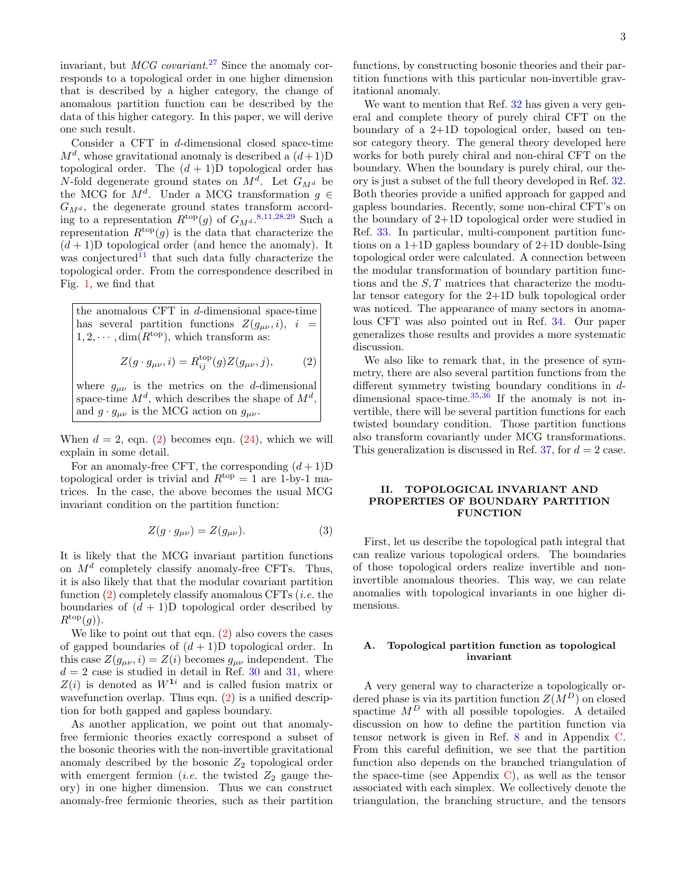invariant, but *MCG covariant*.[27] Since the anomaly corresponds to a topological order in one higher dimension that is described by a higher category, the change of anomalous partition function can be described by the data of this higher category. In this paper, we will derive one such result.

Consider a CFT in $d$-dimensional closed space-time $M^d$, whose gravitational anomaly is described a $(d+1)$D topological order. The $(d+1)$D topological order has $N$-fold degenerate ground states on $M^d$. Let $G_{M^d}$ be the MCG for $M^d$. Under a MCG transformation $g \in G_{M^d}$, the degenerate ground states transform according to a representation $R^{\text{top}}(g)$ of $G_{M^d}$.[8,11,28,29] Such a representation $R^{\text{top}}(g)$ is the data that characterize the $(d+1)$D topological order (and hence the anomaly). It was conjectured[11] that such data fully characterize the topological order. From the correspondence described in Fig. 1, we find that

> the anomalous CFT in $d$-dimensional space-time has several partition functions $Z(g_{\mu\nu}, i)$, $i = 1, 2, \cdots, \dim(R^{\text{top}})$, which transform as:
>
> $$Z(g \cdot g_{\mu\nu}, i) = R^{\text{top}}_{ij}(g) Z(g_{\mu\nu}, j), \tag{2}$$
>
> where $g_{\mu\nu}$ is the metrics on the $d$-dimensional space-time $M^d$, which describes the shape of $M^d$, and $g \cdot g_{\mu\nu}$ is the MCG action on $g_{\mu\nu}$.

When $d = 2$, eqn. (2) becomes eqn. (24), which we will explain in some detail.

For an anomaly-free CFT, the corresponding $(d+1)$D topological order is trivial and $R^{\text{top}} = 1$ are 1-by-1 matrices. In the case, the above becomes the usual MCG invariant condition on the partition function:

$$Z(g \cdot g_{\mu\nu}) = Z(g_{\mu\nu}). \tag{3}$$

It is likely that the MCG invariant partition functions on $M^d$ completely classify anomaly-free CFTs. Thus, it is also likely that that the modular covariant partition function (2) completely classify anomalous CFTs (*i.e.* the boundaries of $(d+1)$D topological order described by $R^{\text{top}}(g)$).

We like to point out that eqn. (2) also covers the cases of gapped boundaries of $(d+1)$D topological order. In this case $Z(g_{\mu\nu}, i) = Z(i)$ becomes $g_{\mu\nu}$ independent. The $d = 2$ case is studied in detail in Ref. 30 and 31, where $Z(i)$ is denoted as $W^{\mathbf{1}i}$ and is called fusion matrix or wavefunction overlap. Thus eqn. (2) is a unified description for both gapped and gapless boundary.

As another application, we point out that anomaly-free fermionic theories exactly correspond a subset of the bosonic theories with the non-invertible gravitational anomaly described by the bosonic $Z_2$ topological order with emergent fermion (*i.e.* the twisted $Z_2$ gauge theory) in one higher dimension. Thus we can construct anomaly-free fermionic theories, such as their partition functions, by constructing bosonic theories and their partition functions with this particular non-invertible gravitational anomaly.

We want to mention that Ref. 32 has given a very general and complete theory of purely chiral CFT on the boundary of a 2+1D topological order, based on tensor category theory. The general theory developed here works for both purely chiral and non-chiral CFT on the boundary. When the boundary is purely chiral, our theory is just a subset of the full theory developed in Ref. 32. Both theories provide a unified approach for gapped and gapless boundaries. Recently, some non-chiral CFT's on the boundary of 2+1D topological order were studied in Ref. 33. In particular, multi-component partition functions on a 1+1D gapless boundary of 2+1D double-Ising topological order were calculated. A connection between the modular transformation of boundary partition functions and the $S, T$ matrices that characterize the modular tensor category for the 2+1D bulk topological order was noticed. The appearance of many sectors in anomalous CFT was also pointed out in Ref. 34. Our paper generalizes those results and provides a more systematic discussion.

We also like to remark that, in the presence of symmetry, there are also several partition functions from the different symmetry twisting boundary conditions in $d$-dimensional space-time.[35,36] If the anomaly is not invertible, there will be several partition functions for each twisted boundary condition. Those partition functions also transform covariantly under MCG transformations. This generalization is discussed in Ref. 37, for $d = 2$ case.

## II. TOPOLOGICAL INVARIANT AND PROPERTIES OF BOUNDARY PARTITION FUNCTION

First, let us describe the topological path integral that can realize various topological orders. The boundaries of those topological orders realize invertible and non-invertible anomalous theories. This way, we can relate anomalies with topological invariants in one higher dimensions.

### A. Topological partition function as topological invariant

A very general way to characterize a topologically ordered phase is via its partition function $Z(M^D)$ on closed spactime $M^D$ with all possible topologies. A detailed discussion on how to define the partition function via tensor network is given in Ref. 8 and in Appendix C. From this careful definition, we see that the partition function also depends on the branched triangulation of the space-time (see Appendix C), as well as the tensor associated with each simplex. We collectively denote the triangulation, the branching structure, and the tensors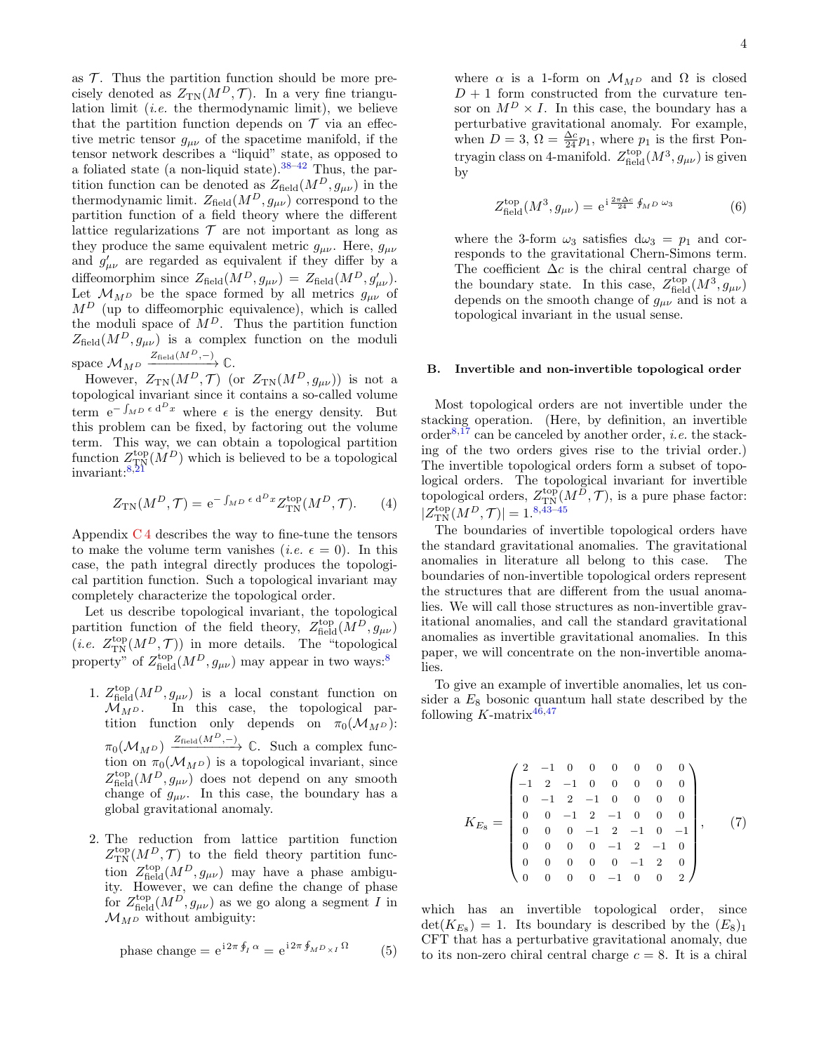as $\mathcal{T}$. Thus the partition function should be more precisely denoted as $Z_{\text{TN}}(M^D, \mathcal{T})$. In a very fine triangulation limit (*i.e.* the thermodynamic limit), we believe that the partition function depends on $\mathcal{T}$ via an effective metric tensor $g_{\mu\nu}$ of the spacetime manifold, if the tensor network describes a "liquid" state, as opposed to a foliated state (a non-liquid state).[38–42] Thus, the partition function can be denoted as $Z_{\text{field}}(M^D, g_{\mu\nu})$ in the thermodynamic limit. $Z_{\text{field}}(M^D, g_{\mu\nu})$ correspond to the partition function of a field theory where the different lattice regularizations $\mathcal{T}$ are not important as long as they produce the same equivalent metric $g_{\mu\nu}$. Here, $g_{\mu\nu}$ and $g'_{\mu\nu}$ are regarded as equivalent if they differ by a diffeomorphim since $Z_{\text{field}}(M^D, g_{\mu\nu}) = Z_{\text{field}}(M^D, g'_{\mu\nu})$. Let $\mathcal{M}_{M^D}$ be the space formed by all metrics $g_{\mu\nu}$ of $M^D$ (up to diffeomorphic equivalence), which is called the moduli space of $M^D$. Thus the partition function $Z_{\text{field}}(M^D, g_{\mu\nu})$ is a complex function on the moduli space $\mathcal{M}_{M^D} \xrightarrow{Z_{\text{field}}(M^D,-)} \mathbb{C}$.

However, $Z_{\text{TN}}(M^D, \mathcal{T})$ (or $Z_{\text{TN}}(M^D, g_{\mu\nu})$) is not a topological invariant since it contains a so-called volume term $\mathrm{e}^{-\int_{M^D} \epsilon\, \mathrm{d}^D x}$ where $\epsilon$ is the energy density. But this problem can be fixed, by factoring out the volume term. This way, we can obtain a topological partition function $Z^{\text{top}}_{\text{TN}}(M^D)$ which is believed to be a topological invariant:[8,21]

$$Z_{\text{TN}}(M^D, \mathcal{T}) = \mathrm{e}^{-\int_{M^D} \epsilon\, \mathrm{d}^D x} Z^{\text{top}}_{\text{TN}}(M^D, \mathcal{T}). \tag{4}$$

Appendix C 4 describes the way to fine-tune the tensors to make the volume term vanishes (*i.e.* $\epsilon = 0$). In this case, the path integral directly produces the topological partition function. Such a topological invariant may completely characterize the topological order.

Let us describe topological invariant, the topological partition function of the field theory, $Z^{\text{top}}_{\text{field}}(M^D, g_{\mu\nu})$ (*i.e.* $Z^{\text{top}}_{\text{TN}}(M^D, \mathcal{T})$) in more details. The "topological property" of $Z^{\text{top}}_{\text{field}}(M^D, g_{\mu\nu})$ may appear in two ways:[8]

1. $Z^{\text{top}}_{\text{field}}(M^D, g_{\mu\nu})$ is a local constant function on $\mathcal{M}_{M^D}$. In this case, the topological partition function only depends on $\pi_0(\mathcal{M}_{M^D})$: $\pi_0(\mathcal{M}_{M^D}) \xrightarrow{Z_{\text{field}}(M^D,-)} \mathbb{C}$. Such a complex function on $\pi_0(\mathcal{M}_{M^D})$ is a topological invariant, since $Z^{\text{top}}_{\text{field}}(M^D, g_{\mu\nu})$ does not depend on any smooth change of $g_{\mu\nu}$. In this case, the boundary has a global gravitational anomaly.

2. The reduction from lattice partition function $Z^{\text{top}}_{\text{TN}}(M^D, \mathcal{T})$ to the field theory partition function $Z^{\text{top}}_{\text{field}}(M^D, g_{\mu\nu})$ may have a phase ambiguity. However, we can define the change of phase for $Z^{\text{top}}_{\text{field}}(M^D, g_{\mu\nu})$ as we go along a segment $I$ in $\mathcal{M}_{M^D}$ without ambiguity:

$$\text{phase change} = \mathrm{e}^{\mathrm{i}\, 2\pi \oint_I \alpha} = \mathrm{e}^{\mathrm{i}\, 2\pi \oint_{M^D \times I} \Omega} \tag{5}$$

where $\alpha$ is a 1-form on $\mathcal{M}_{M^D}$ and $\Omega$ is closed $D+1$ form constructed from the curvature tensor on $M^D \times I$. In this case, the boundary has a perturbative gravitational anomaly. For example, when $D = 3$, $\Omega = \frac{\Delta c}{24} p_1$, where $p_1$ is the first Pontryagin class on 4-manifold. $Z^{\text{top}}_{\text{field}}(M^3, g_{\mu\nu})$ is given by

$$Z^{\text{top}}_{\text{field}}(M^3, g_{\mu\nu}) = \mathrm{e}^{\mathrm{i}\, \frac{2\pi \Delta c}{24} \oint_{M^D} \omega_3} \tag{6}$$

where the 3-form $\omega_3$ satisfies $\mathrm{d}\omega_3 = p_1$ and corresponds to the gravitational Chern-Simons term. The coefficient $\Delta c$ is the chiral central charge of the boundary state. In this case, $Z^{\text{top}}_{\text{field}}(M^3, g_{\mu\nu})$ depends on the smooth change of $g_{\mu\nu}$ and is not a topological invariant in the usual sense.

### B. Invertible and non-invertible topological order

Most topological orders are not invertible under the stacking operation. (Here, by definition, an invertible order[8,17] can be canceled by another order, *i.e.* the stacking of the two orders gives rise to the trivial order.) The invertible topological orders form a subset of topological orders. The topological invariant for invertible topological orders, $Z^{\text{top}}_{\text{TN}}(M^D, \mathcal{T})$, is a pure phase factor: $|Z^{\text{top}}_{\text{TN}}(M^D, \mathcal{T})| = 1$.[8,43–45]

The boundaries of invertible topological orders have the standard gravitational anomalies. The gravitational anomalies in literature all belong to this case. The boundaries of non-invertible topological orders represent the structures that are different from the usual anomalies. We will call those structures as non-invertible gravitational anomalies, and call the standard gravitational anomalies as invertible gravitational anomalies. In this paper, we will concentrate on the non-invertible anomalies.

To give an example of invertible anomalies, let us consider a $E_8$ bosonic quantum hall state described by the following $K$-matrix[46,47]

$$K_{E_8} = \begin{pmatrix} 2 & -1 & 0 & 0 & 0 & 0 & 0 & 0 \\ -1 & 2 & -1 & 0 & 0 & 0 & 0 & 0 \\ 0 & -1 & 2 & -1 & 0 & 0 & 0 & 0 \\ 0 & 0 & -1 & 2 & -1 & 0 & 0 & 0 \\ 0 & 0 & 0 & -1 & 2 & -1 & 0 & -1 \\ 0 & 0 & 0 & 0 & -1 & 2 & -1 & 0 \\ 0 & 0 & 0 & 0 & 0 & -1 & 2 & 0 \\ 0 & 0 & 0 & 0 & -1 & 0 & 0 & 2 \end{pmatrix}, \tag{7}$$

which has an invertible topological order, since $\det(K_{E_8}) = 1$. Its boundary is described by the $(E_8)_1$ CFT that has a perturbative gravitational anomaly, due to its non-zero chiral central charge $c = 8$. It is a chiral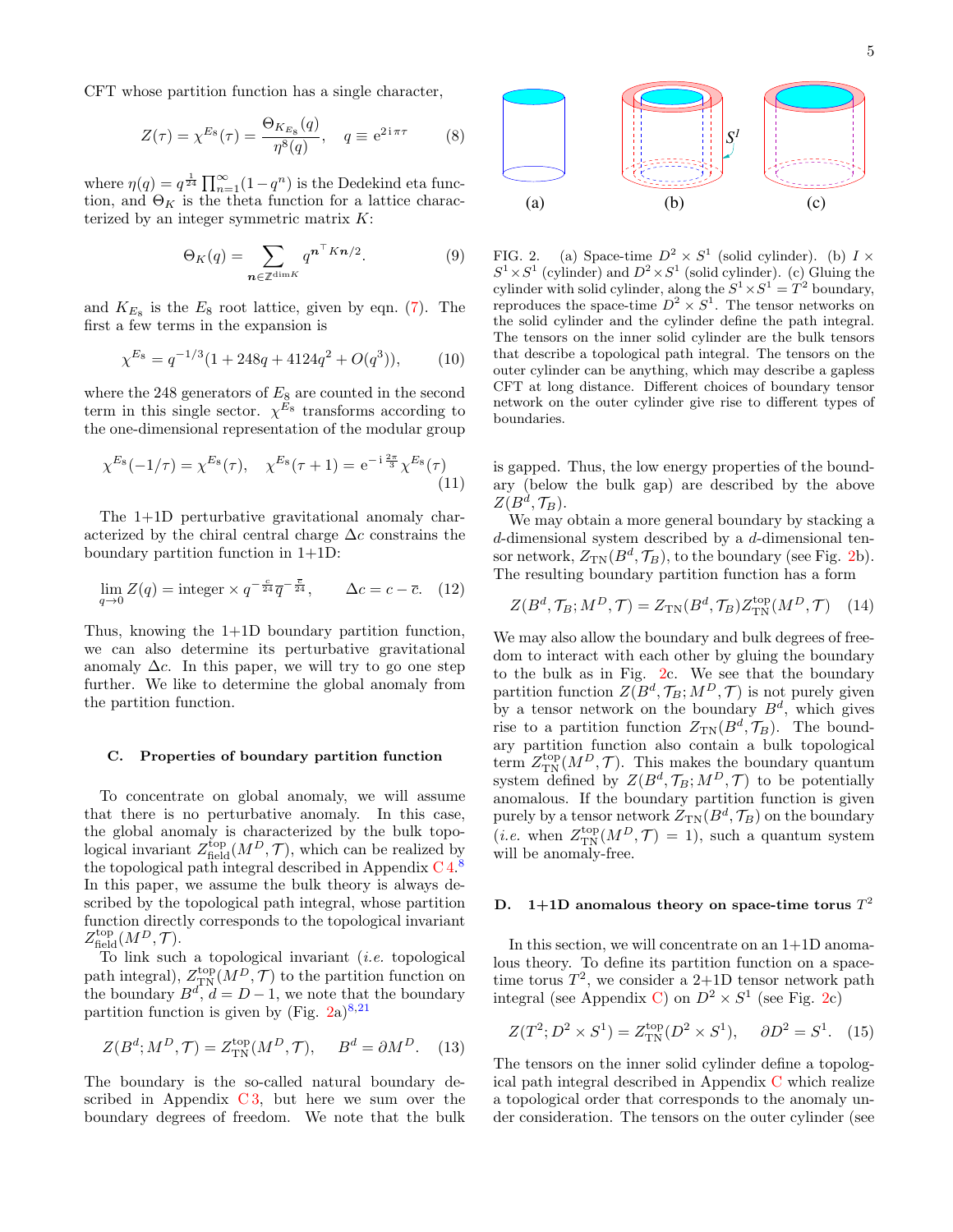CFT whose partition function has a single character,

$$Z(\tau) = \chi^{E_8}(\tau) = \frac{\Theta_{K_{E_8}}(q)}{\eta^8(q)}, \quad q \equiv e^{2\,i\,\pi\tau} \tag{8}$$

where $\eta(q) = q^{\frac{1}{24}} \prod_{n=1}^{\infty}(1-q^n)$ is the Dedekind eta function, and $\Theta_K$ is the theta function for a lattice characterized by an integer symmetric matrix $K$:

$$\Theta_K(q) = \sum_{\boldsymbol{n}\in\mathbb{Z}^{\dim K}} q^{\boldsymbol{n}^\top K\boldsymbol{n}/2}. \tag{9}$$

and $K_{E_8}$ is the $E_8$ root lattice, given by eqn. (7). The first a few terms in the expansion is

$$\chi^{E_8} = q^{-1/3}(1 + 248q + 4124q^2 + O(q^3)), \tag{10}$$

where the 248 generators of $E_8$ are counted in the second term in this single sector. $\chi^{E_8}$ transforms according to the one-dimensional representation of the modular group

$$\chi^{E_8}(-1/\tau) = \chi^{E_8}(\tau), \quad \chi^{E_8}(\tau+1) = e^{-i\frac{2\pi}{3}}\chi^{E_8}(\tau) \tag{11}$$

The 1+1D perturbative gravitational anomaly characterized by the chiral central charge $\Delta c$ constrains the boundary partition function in 1+1D:

$$\lim_{q\to 0} Z(q) = \text{integer} \times q^{-\frac{c}{24}}\bar{q}^{-\frac{\bar{c}}{24}}, \qquad \Delta c = c - \bar{c}. \tag{12}$$

Thus, knowing the 1+1D boundary partition function, we can also determine its perturbative gravitational anomaly $\Delta c$. In this paper, we will try to go one step further. We like to determine the global anomaly from the partition function.

### C. Properties of boundary partition function

To concentrate on global anomaly, we will assume that there is no perturbative anomaly. In this case, the global anomaly is characterized by the bulk topological invariant $Z^{\text{top}}_{\text{field}}(M^D, \mathcal{T})$, which can be realized by the topological path integral described in Appendix C 4.[8] In this paper, we assume the bulk theory is always described by the topological path integral, whose partition function directly corresponds to the topological invariant $Z^{\text{top}}_{\text{field}}(M^D, \mathcal{T})$.

To link such a topological invariant (*i.e.* topological path integral), $Z^{\text{top}}_{\text{TN}}(M^D, \mathcal{T})$ to the partition function on the boundary $B^d$, $d = D-1$, we note that the boundary partition function is given by (Fig. 2a)[8,21]

$$Z(B^d; M^D, \mathcal{T}) = Z^{\text{top}}_{\text{TN}}(M^D, \mathcal{T}), \qquad B^d = \partial M^D. \tag{13}$$

The boundary is the so-called natural boundary described in Appendix C 3, but here we sum over the boundary degrees of freedom. We note that the bulk is gapped. Thus, the low energy properties of the boundary (below the bulk gap) are described by the above $Z(B^d, \mathcal{T}_B)$.

FIG. 2. (a) Space-time $D^2 \times S^1$ (solid cylinder). (b) $I \times S^1 \times S^1$ (cylinder) and $D^2 \times S^1$ (solid cylinder). (c) Gluing the cylinder with solid cylinder, along the $S^1 \times S^1 = T^2$ boundary, reproduces the space-time $D^2 \times S^1$. The tensor networks on the solid cylinder and the cylinder define the path integral. The tensors on the inner solid cylinder are the bulk tensors that describe a topological path integral. The tensors on the outer cylinder can be anything, which may describe a gapless CFT at long distance. Different choices of boundary tensor network on the outer cylinder give rise to different types of boundaries.

We may obtain a more general boundary by stacking a $d$-dimensional system described by a $d$-dimensional tensor network, $Z_{\text{TN}}(B^d, \mathcal{T}_B)$, to the boundary (see Fig. 2b). The resulting boundary partition function has a form

$$Z(B^d, \mathcal{T}_B; M^D, \mathcal{T}) = Z_{\text{TN}}(B^d, \mathcal{T}_B) Z^{\text{top}}_{\text{TN}}(M^D, \mathcal{T}) \tag{14}$$

We may also allow the boundary and bulk degrees of freedom to interact with each other by gluing the boundary to the bulk as in Fig. 2c. We see that the boundary partition function $Z(B^d, \mathcal{T}_B; M^D, \mathcal{T})$ is not purely given by a tensor network on the boundary $B^d$, which gives rise to a partition function $Z_{\text{TN}}(B^d, \mathcal{T}_B)$. The boundary partition function also contain a bulk topological term $Z^{\text{top}}_{\text{TN}}(M^D, \mathcal{T})$. This makes the boundary quantum system defined by $Z(B^d, \mathcal{T}_B; M^D, \mathcal{T})$ to be potentially anomalous. If the boundary partition function is given purely by a tensor network $Z_{\text{TN}}(B^d, \mathcal{T}_B)$ on the boundary (*i.e.* when $Z^{\text{top}}_{\text{TN}}(M^D, \mathcal{T}) = 1$), such a quantum system will be anomaly-free.

### D. 1+1D anomalous theory on space-time torus $T^2$

In this section, we will concentrate on an 1+1D anomalous theory. To define its partition function on a space-time torus $T^2$, we consider a 2+1D tensor network path integral (see Appendix C) on $D^2 \times S^1$ (see Fig. 2c)

$$Z(T^2; D^2 \times S^1) = Z^{\text{top}}_{\text{TN}}(D^2 \times S^1), \qquad \partial D^2 = S^1. \tag{15}$$

The tensors on the inner solid cylinder define a topological path integral described in Appendix C which realize a topological order that corresponds to the anomaly under consideration. The tensors on the outer cylinder (see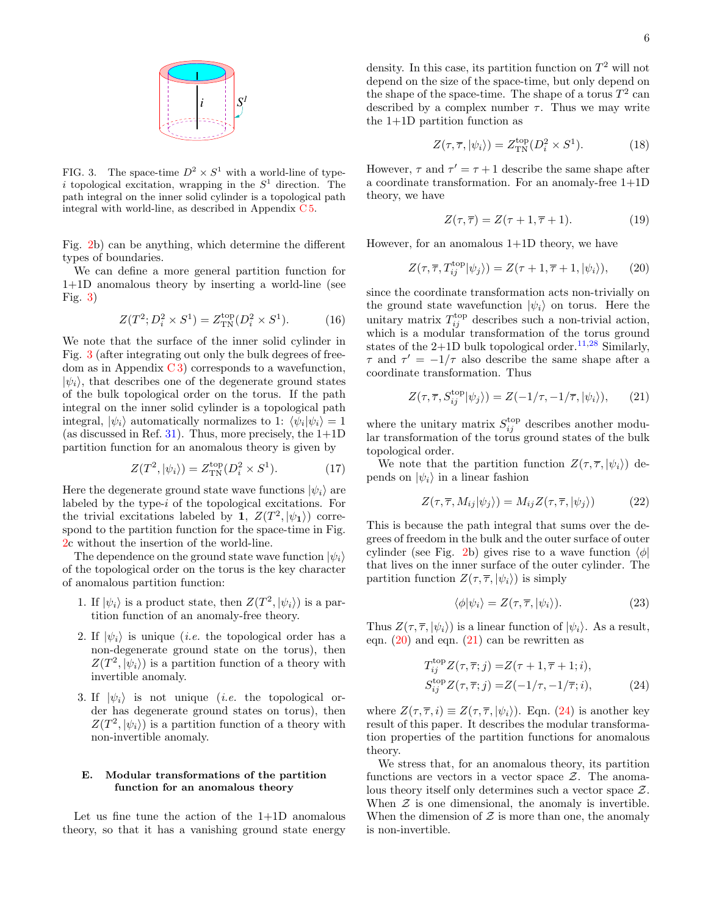FIG. 3. The space-time $D^2 \times S^1$ with a world-line of type-$i$ topological excitation, wrapping in the $S^1$ direction. The path integral on the inner solid cylinder is a topological path integral with world-line, as described in Appendix C 5.

Fig. 2b) can be anything, which determine the different types of boundaries.

We can define a more general partition function for 1+1D anomalous theory by inserting a world-line (see Fig. 3)

$$Z(T^2; D_i^2 \times S^1) = Z_{\text{TN}}^{\text{top}}(D_i^2 \times S^1). \tag{16}$$

We note that the surface of the inner solid cylinder in Fig. 3 (after integrating out only the bulk degrees of freedom as in Appendix C 3) corresponds to a wavefunction, $|\psi_i\rangle$, that describes one of the degenerate ground states of the bulk topological order on the torus. If the path integral on the inner solid cylinder is a topological path integral, $|\psi_i\rangle$ automatically normalizes to 1: $\langle\psi_i|\psi_i\rangle = 1$ (as discussed in Ref. 31). Thus, more precisely, the 1+1D partition function for an anomalous theory is given by

$$Z(T^2, |\psi_i\rangle) = Z_{\text{TN}}^{\text{top}}(D_i^2 \times S^1). \tag{17}$$

Here the degenerate ground state wave functions $|\psi_i\rangle$ are labeled by the type-$i$ of the topological excitations. For the trivial excitations labeled by $\mathbf{1}$, $Z(T^2, |\psi_{\mathbf{1}}\rangle)$ correspond to the partition function for the space-time in Fig. 2c without the insertion of the world-line.

The dependence on the ground state wave function $|\psi_i\rangle$ of the topological order on the torus is the key character of anomalous partition function:

1. If $|\psi_i\rangle$ is a product state, then $Z(T^2, |\psi_i\rangle)$ is a partition function of an anomaly-free theory.
2. If $|\psi_i\rangle$ is unique (*i.e.* the topological order has a non-degenerate ground state on the torus), then $Z(T^2, |\psi_i\rangle)$ is a partition function of a theory with invertible anomaly.
3. If $|\psi_i\rangle$ is not unique (*i.e.* the topological order has degenerate ground states on torus), then $Z(T^2, |\psi_i\rangle)$ is a partition function of a theory with non-invertible anomaly.

### E. Modular transformations of the partition function for an anomalous theory

Let us fine tune the action of the 1+1D anomalous theory, so that it has a vanishing ground state energy density. In this case, its partition function on $T^2$ will not depend on the size of the space-time, but only depend on the shape of the space-time. The shape of a torus $T^2$ can described by a complex number $\tau$. Thus we may write the 1+1D partition function as

$$Z(\tau, \overline{\tau}, |\psi_i\rangle) = Z_{\text{TN}}^{\text{top}}(D_i^2 \times S^1). \tag{18}$$

However, $\tau$ and $\tau' = \tau + 1$ describe the same shape after a coordinate transformation. For an anomaly-free 1+1D theory, we have

$$Z(\tau, \overline{\tau}) = Z(\tau + 1, \overline{\tau} + 1). \tag{19}$$

However, for an anomalous 1+1D theory, we have

$$Z(\tau, \overline{\tau}, T_{ij}^{\text{top}}|\psi_j\rangle) = Z(\tau + 1, \overline{\tau} + 1, |\psi_i\rangle), \tag{20}$$

since the coordinate transformation acts non-trivially on the ground state wavefunction $|\psi_i\rangle$ on torus. Here the unitary matrix $T_{ij}^{\text{top}}$ describes such a non-trivial action, which is a modular transformation of the torus ground states of the 2+1D bulk topological order.[11,28] Similarly, $\tau$ and $\tau' = -1/\tau$ also describe the same shape after a coordinate transformation. Thus

$$Z(\tau, \overline{\tau}, S_{ij}^{\text{top}}|\psi_j\rangle) = Z(-1/\tau, -1/\overline{\tau}, |\psi_i\rangle), \tag{21}$$

where the unitary matrix $S_{ij}^{\text{top}}$ describes another modular transformation of the torus ground states of the bulk topological order.

We note that the partition function $Z(\tau, \overline{\tau}, |\psi_i\rangle)$ depends on $|\psi_i\rangle$ in a linear fashion

$$Z(\tau, \overline{\tau}, M_{ij}|\psi_j\rangle) = M_{ij} Z(\tau, \overline{\tau}, |\psi_j\rangle) \tag{22}$$

This is because the path integral that sums over the degrees of freedom in the bulk and the outer surface of outer cylinder (see Fig. 2b) gives rise to a wave function $\langle\phi|$ that lives on the inner surface of the outer cylinder. The partition function $Z(\tau, \overline{\tau}, |\psi_i\rangle)$ is simply

$$\langle\phi|\psi_i\rangle = Z(\tau, \overline{\tau}, |\psi_i\rangle). \tag{23}$$

Thus $Z(\tau, \overline{\tau}, |\psi_i\rangle)$ is a linear function of $|\psi_i\rangle$. As a result, eqn. (20) and eqn. (21) can be rewritten as

$$\begin{aligned} T_{ij}^{\text{top}} Z(\tau, \overline{\tau}; j) &= Z(\tau + 1, \overline{\tau} + 1; i), \\ S_{ij}^{\text{top}} Z(\tau, \overline{\tau}; j) &= Z(-1/\tau, -1/\overline{\tau}; i), \end{aligned} \tag{24}$$

where $Z(\tau, \overline{\tau}, i) \equiv Z(\tau, \overline{\tau}, |\psi_i\rangle)$. Eqn. (24) is another key result of this paper. It describes the modular transformation properties of the partition functions for anomalous theory.

We stress that, for an anomalous theory, its partition functions are vectors in a vector space $\mathcal{Z}$. The anomalous theory itself only determines such a vector space $\mathcal{Z}$. When $\mathcal{Z}$ is one dimensional, the anomaly is invertible. When the dimension of $\mathcal{Z}$ is more than one, the anomaly is non-invertible.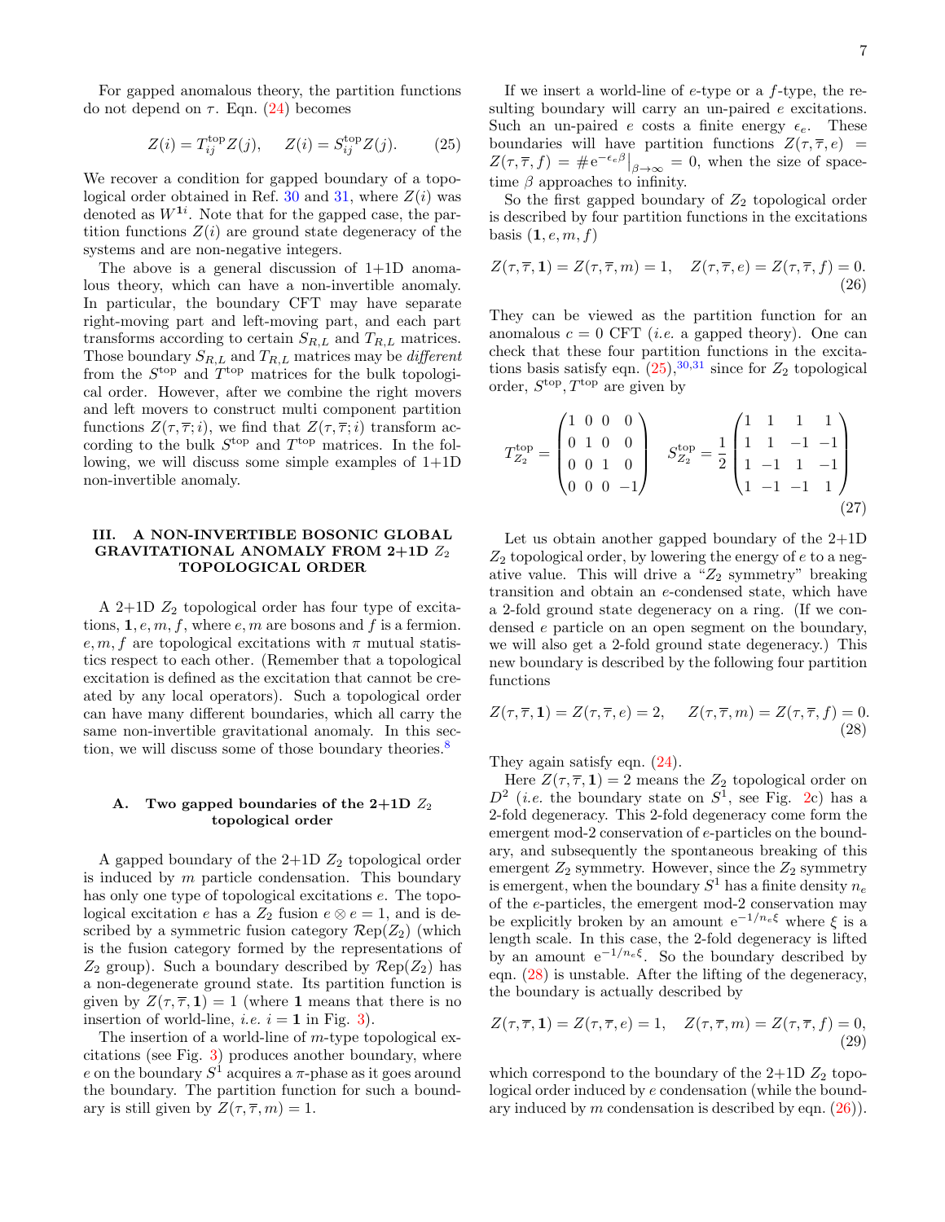For gapped anomalous theory, the partition functions do not depend on $\tau$. Eqn. (24) becomes

$$Z(i) = T^{\text{top}}_{ij} Z(j), \quad Z(i) = S^{\text{top}}_{ij} Z(j). \tag{25}$$

We recover a condition for gapped boundary of a topological order obtained in Ref. 30 and 31, where $Z(i)$ was denoted as $W^{\mathbf{1}i}$. Note that for the gapped case, the partition functions $Z(i)$ are ground state degeneracy of the systems and are non-negative integers.

The above is a general discussion of 1+1D anomalous theory, which can have a non-invertible anomaly. In particular, the boundary CFT may have separate right-moving part and left-moving part, and each part transforms according to certain $S_{R,L}$ and $T_{R,L}$ matrices. Those boundary $S_{R,L}$ and $T_{R,L}$ matrices may be *different* from the $S^{\text{top}}$ and $T^{\text{top}}$ matrices for the bulk topological order. However, after we combine the right movers and left movers to construct multi component partition functions $Z(\tau, \bar\tau; i)$, we find that $Z(\tau, \bar\tau; i)$ transform according to the bulk $S^{\text{top}}$ and $T^{\text{top}}$ matrices. In the following, we will discuss some simple examples of 1+1D non-invertible anomaly.

## III. A NON-INVERTIBLE BOSONIC GLOBAL GRAVITATIONAL ANOMALY FROM 2+1D $Z_2$ TOPOLOGICAL ORDER

A 2+1D $Z_2$ topological order has four type of excitations, $\mathbf{1}, e, m, f$, where $e, m$ are bosons and $f$ is a fermion. $e, m, f$ are topological excitations with $\pi$ mutual statistics respect to each other. (Remember that a topological excitation is defined as the excitation that cannot be created by any local operators). Such a topological order can have many different boundaries, which all carry the same non-invertible gravitational anomaly. In this section, we will discuss some of those boundary theories.[8]

### A. Two gapped boundaries of the 2+1D $Z_2$ topological order

A gapped boundary of the 2+1D $Z_2$ topological order is induced by $m$ particle condensation. This boundary has only one type of topological excitations $e$. The topological excitation $e$ has a $Z_2$ fusion $e \otimes e = 1$, and is described by a symmetric fusion category $\mathcal{R}\text{ep}(Z_2)$ (which is the fusion category formed by the representations of $Z_2$ group). Such a boundary described by $\mathcal{R}\text{ep}(Z_2)$ has a non-degenerate ground state. Its partition function is given by $Z(\tau, \bar\tau, \mathbf{1}) = 1$ (where $\mathbf{1}$ means that there is no insertion of world-line, *i.e.* $i = \mathbf{1}$ in Fig. 3).

The insertion of a world-line of $m$-type topological excitations (see Fig. 3) produces another boundary, where $e$ on the boundary $S^1$ acquires a $\pi$-phase as it goes around the boundary. The partition function for such a boundary is still given by $Z(\tau, \bar\tau, m) = 1$.

If we insert a world-line of $e$-type or a $f$-type, the resulting boundary will carry an un-paired $e$ excitations. Such an un-paired $e$ costs a finite energy $\epsilon_e$. These boundaries will have partition functions $Z(\tau, \bar\tau, e) = Z(\tau, \bar\tau, f) = \# \mathrm{e}^{-\epsilon_e \beta}\big|_{\beta\to\infty} = 0$, when the size of space-time $\beta$ approaches to infinity.

So the first gapped boundary of $Z_2$ topological order is described by four partition functions in the excitations basis $(\mathbf{1}, e, m, f)$

$$Z(\tau, \bar\tau, \mathbf{1}) = Z(\tau, \bar\tau, m) = 1, \quad Z(\tau, \bar\tau, e) = Z(\tau, \bar\tau, f) = 0. \tag{26}$$

They can be viewed as the partition function for an anomalous $c = 0$ CFT (*i.e.* a gapped theory). One can check that these four partition functions in the excitations basis satisfy eqn. (25),[30,31] since for $Z_2$ topological order, $S^{\text{top}}, T^{\text{top}}$ are given by

$$T^{\text{top}}_{Z_2} = \begin{pmatrix} 1 & 0 & 0 & 0 \\ 0 & 1 & 0 & 0 \\ 0 & 0 & 1 & 0 \\ 0 & 0 & 0 & -1 \end{pmatrix} \quad S^{\text{top}}_{Z_2} = \frac{1}{2} \begin{pmatrix} 1 & 1 & 1 & 1 \\ 1 & 1 & -1 & -1 \\ 1 & -1 & 1 & -1 \\ 1 & -1 & -1 & 1 \end{pmatrix} \tag{27}$$

Let us obtain another gapped boundary of the 2+1D $Z_2$ topological order, by lowering the energy of $e$ to a negative value. This will drive a "$Z_2$ symmetry" breaking transition and obtain an $e$-condensed state, which have a 2-fold ground state degeneracy on a ring. (If we condensed $e$ particle on an open segment on the boundary, we will also get a 2-fold ground state degeneracy.) This new boundary is described by the following four partition functions

$$Z(\tau, \bar\tau, \mathbf{1}) = Z(\tau, \bar\tau, e) = 2, \quad Z(\tau, \bar\tau, m) = Z(\tau, \bar\tau, f) = 0. \tag{28}$$

They again satisfy eqn. (24).

Here $Z(\tau, \bar\tau, \mathbf{1}) = 2$ means the $Z_2$ topological order on $D^2$ (*i.e.* the boundary state on $S^1$, see Fig. 2c) has a 2-fold degeneracy. This 2-fold degeneracy come form the emergent mod-2 conservation of $e$-particles on the boundary, and subsequently the spontaneous breaking of this emergent $Z_2$ symmetry. However, since the $Z_2$ symmetry is emergent, when the boundary $S^1$ has a finite density $n_e$ of the $e$-particles, the emergent mod-2 conservation may be explicitly broken by an amount $\mathrm{e}^{-1/n_e \xi}$ where $\xi$ is a length scale. In this case, the 2-fold degeneracy is lifted by an amount $\mathrm{e}^{-1/n_e \xi}$. So the boundary described by eqn. (28) is unstable. After the lifting of the degeneracy, the boundary is actually described by

$$Z(\tau, \bar\tau, \mathbf{1}) = Z(\tau, \bar\tau, e) = 1, \quad Z(\tau, \bar\tau, m) = Z(\tau, \bar\tau, f) = 0, \tag{29}$$

which correspond to the boundary of the 2+1D $Z_2$ topological order induced by $e$ condensation (while the boundary induced by $m$ condensation is described by eqn. (26)).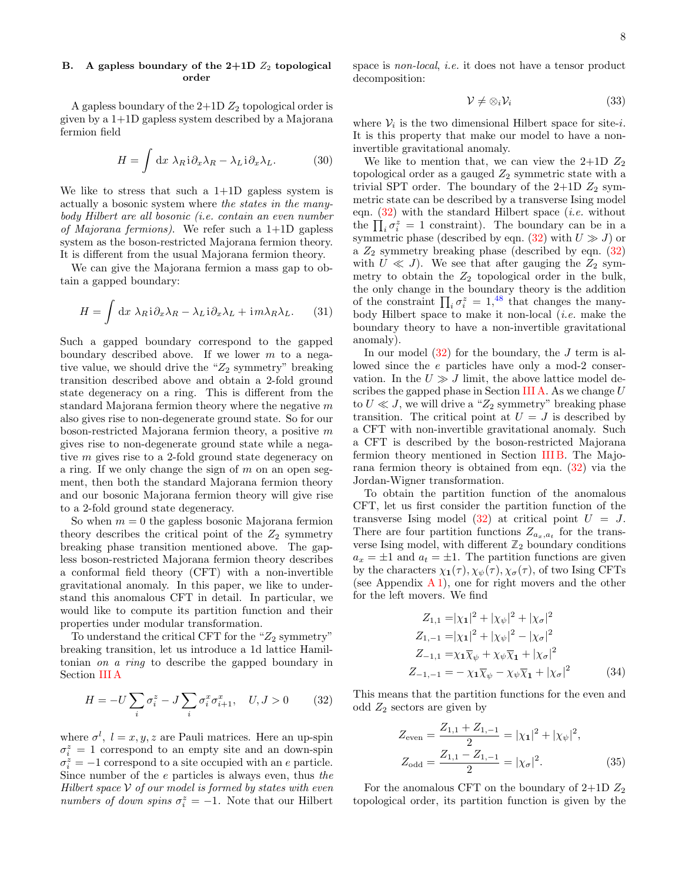### B. A gapless boundary of the 2+1D $Z_2$ topological order

A gapless boundary of the 2+1D $Z_2$ topological order is given by a 1+1D gapless system described by a Majorana fermion field

$$H = \int \mathrm{d}x\ \lambda_R \mathrm{i}\partial_x \lambda_R - \lambda_L \mathrm{i}\partial_x \lambda_L. \tag{30}$$

We like to stress that such a 1+1D gapless system is actually a bosonic system where *the states in the many-body Hilbert are all bosonic (i.e. contain an even number of Majorana fermions)*. We refer such a 1+1D gapless system as the boson-restricted Majorana fermion theory. It is different from the usual Majorana fermion theory.

We can give the Majorana fermion a mass gap to obtain a gapped boundary:

$$H = \int \mathrm{d}x\ \lambda_R \mathrm{i}\partial_x \lambda_R - \lambda_L \mathrm{i}\partial_x \lambda_L + \mathrm{i}m\lambda_R\lambda_L. \tag{31}$$

Such a gapped boundary correspond to the gapped boundary described above. If we lower $m$ to a negative value, we should drive the "$Z_2$ symmetry" breaking transition described above and obtain a 2-fold ground state degeneracy on a ring. This is different from the standard Majorana fermion theory where the negative $m$ also gives rise to non-degenerate ground state. So for our boson-restricted Majorana fermion theory, a positive $m$ gives rise to non-degenerate ground state while a negative $m$ gives rise to a 2-fold ground state degeneracy on a ring. If we only change the sign of $m$ on an open segment, then both the standard Majorana fermion theory and our bosonic Majorana fermion theory will give rise to a 2-fold ground state degeneracy.

So when $m = 0$ the gapless bosonic Majorana fermion theory describes the critical point of the $Z_2$ symmetry breaking phase transition mentioned above. The gapless boson-restricted Majorana fermion theory describes a conformal field theory (CFT) with a non-invertible gravitational anomaly. In this paper, we like to understand this anomalous CFT in detail. In particular, we would like to compute its partition function and their properties under modular transformation.

To understand the critical CFT for the "$Z_2$ symmetry" breaking transition, let us introduce a 1d lattice Hamiltonian *on a ring* to describe the gapped boundary in Section III A

$$H = -U\sum_i \sigma_i^z - J\sum_i \sigma_i^x\sigma_{i+1}^x, \quad U, J > 0 \tag{32}$$

where $\sigma^l$, $l = x, y, z$ are Pauli matrices. Here an up-spin $\sigma_i^z = 1$ correspond to an empty site and an down-spin $\sigma_i^z = -1$ correspond to a site occupied with an $e$ particle. Since number of the $e$ particles is always even, thus *the Hilbert space $\mathcal{V}$ of our model is formed by states with even numbers of down spins $\sigma_i^z = -1$*. Note that our Hilbert space is *non-local*, *i.e.* it does not have a tensor product decomposition:

$$\mathcal{V} \neq \otimes_i \mathcal{V}_i \tag{33}$$

where $\mathcal{V}_i$ is the two dimensional Hilbert space for site-$i$. It is this property that make our model to have a non-invertible gravitational anomaly.

We like to mention that, we can view the 2+1D $Z_2$ topological order as a gauged $Z_2$ symmetric state with a trivial SPT order. The boundary of the 2+1D $Z_2$ symmetric state can be described by a transverse Ising model eqn. (32) with the standard Hilbert space (*i.e.* without the $\prod_i \sigma_i^z = 1$ constraint). The boundary can be in a symmetric phase (described by eqn. (32) with $U \gg J$) or a $Z_2$ symmetry breaking phase (described by eqn. (32) with $U \ll J$). We see that after gauging the $Z_2$ symmetry to obtain the $Z_2$ topological order in the bulk, the only change in the boundary theory is the addition of the constraint $\prod_i \sigma_i^z = 1$,[48] that changes the many-body Hilbert space to make it non-local (*i.e.* make the boundary theory to have a non-invertible gravitational anomaly).

In our model (32) for the boundary, the $J$ term is allowed since the $e$ particles have only a mod-2 conservation. In the $U \gg J$ limit, the above lattice model describes the gapped phase in Section III A. As we change $U$ to $U \ll J$, we will drive a "$Z_2$ symmetry" breaking phase transition. The critical point at $U = J$ is described by a CFT with non-invertible gravitational anomaly. Such a CFT is described by the boson-restricted Majorana fermion theory mentioned in Section III B. The Majorana fermion theory is obtained from eqn. (32) via the Jordan-Wigner transformation.

To obtain the partition function of the anomalous CFT, let us first consider the partition function of the transverse Ising model (32) at critical point $U = J$. There are four partition functions $Z_{a_x,a_t}$ for the transverse Ising model, with different $\mathbb{Z}_2$ boundary conditions $a_x = \pm 1$ and $a_t = \pm 1$. The partition functions are given by the characters $\chi_{\mathbf{1}}(\tau), \chi_\psi(\tau), \chi_\sigma(\tau)$, of two Ising CFTs (see Appendix A 1), one for right movers and the other for the left movers. We find

$$\begin{aligned}
Z_{1,1} =& |\chi_{\mathbf{1}}|^2 + |\chi_\psi|^2 + |\chi_\sigma|^2 \\
Z_{1,-1} =& |\chi_{\mathbf{1}}|^2 + |\chi_\psi|^2 - |\chi_\sigma|^2 \\
Z_{-1,1} =& \chi_{\mathbf{1}}\overline{\chi}_\psi + \chi_\psi\overline{\chi}_{\mathbf{1}} + |\chi_\sigma|^2 \\
Z_{-1,-1} =& -\chi_{\mathbf{1}}\overline{\chi}_\psi - \chi_\psi\overline{\chi}_{\mathbf{1}} + |\chi_\sigma|^2
\end{aligned} \tag{34}$$

This means that the partition functions for the even and odd $Z_2$ sectors are given by

$$\begin{aligned}
Z_{\text{even}} &= \frac{Z_{1,1} + Z_{1,-1}}{2} = |\chi_{\mathbf{1}}|^2 + |\chi_\psi|^2, \\
Z_{\text{odd}} &= \frac{Z_{1,1} - Z_{1,-1}}{2} = |\chi_\sigma|^2.
\end{aligned} \tag{35}$$

For the anomalous CFT on the boundary of 2+1D $Z_2$ topological order, its partition function is given by the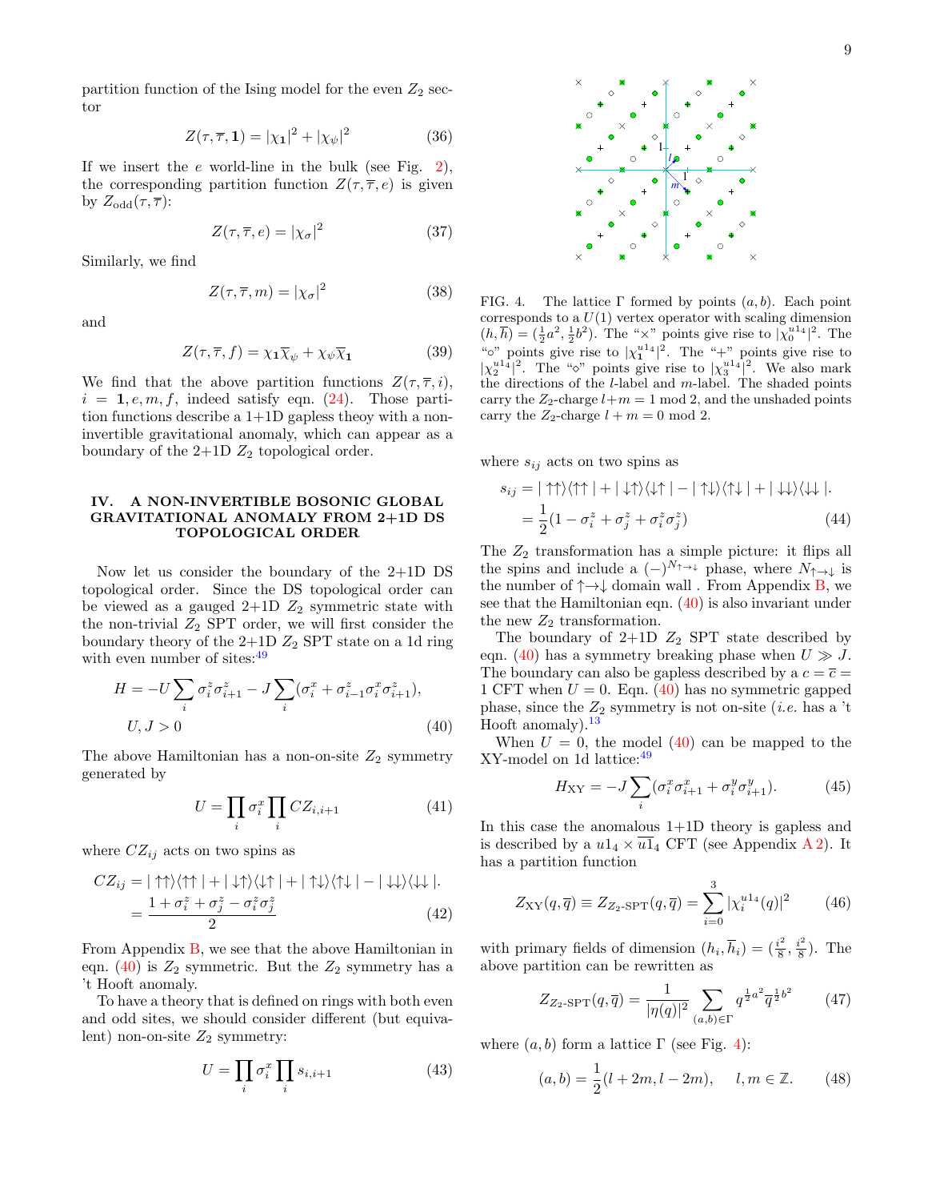partition function of the Ising model for the even $Z_2$ sector

$$Z(\tau, \overline{\tau}, \mathbf{1}) = |\chi_{\mathbf{1}}|^2 + |\chi_\psi|^2 \tag{36}$$

If we insert the $e$ world-line in the bulk (see Fig. 2), the corresponding partition function $Z(\tau, \overline{\tau}, e)$ is given by $Z_{\text{odd}}(\tau, \overline{\tau})$:

$$Z(\tau, \overline{\tau}, e) = |\chi_\sigma|^2 \tag{37}$$

Similarly, we find

$$Z(\tau, \overline{\tau}, m) = |\chi_\sigma|^2 \tag{38}$$

and

$$Z(\tau, \overline{\tau}, f) = \chi_{\mathbf{1}} \overline{\chi}_\psi + \chi_\psi \overline{\chi}_{\mathbf{1}} \tag{39}$$

We find that the above partition functions $Z(\tau, \overline{\tau}, i)$, $i = \mathbf{1}, e, m, f$, indeed satisfy eqn. (24). Those partition functions describe a 1+1D gapless theoy with a non-invertible gravitational anomaly, which can appear as a boundary of the 2+1D $Z_2$ topological order.

## IV. A NON-INVERTIBLE BOSONIC GLOBAL GRAVITATIONAL ANOMALY FROM 2+1D DS TOPOLOGICAL ORDER

Now let us consider the boundary of the 2+1D DS topological order. Since the DS topological order can be viewed as a gauged 2+1D $Z_2$ symmetric state with the non-trivial $Z_2$ SPT order, we will first consider the boundary theory of the 2+1D $Z_2$ SPT state on a 1d ring with even number of sites:[49]

$$H = -U \sum_i \sigma_i^z \sigma_{i+1}^z - J \sum_i (\sigma_i^x + \sigma_{i-1}^z \sigma_i^x \sigma_{i+1}^z), \quad U, J > 0 \tag{40}$$

The above Hamiltonian has a non-on-site $Z_2$ symmetry generated by

$$U = \prod_i \sigma_i^x \prod_i CZ_{i,i+1} \tag{41}$$

where $CZ_{ij}$ acts on two spins as

$$\begin{aligned} CZ_{ij} &= |\uparrow\uparrow\rangle\langle\uparrow\uparrow| + |\downarrow\uparrow\rangle\langle\downarrow\uparrow| + |\uparrow\downarrow\rangle\langle\uparrow\downarrow| - |\downarrow\downarrow\rangle\langle\downarrow\downarrow|. \\ &= \frac{1 + \sigma_i^z + \sigma_j^z - \sigma_i^z \sigma_j^z}{2} \end{aligned} \tag{42}$$

From Appendix B, we see that the above Hamiltonian in eqn. (40) is $Z_2$ symmetric. But the $Z_2$ symmetry has a 't Hooft anomaly.

To have a theory that is defined on rings with both even and odd sites, we should consider different (but equivalent) non-on-site $Z_2$ symmetry:

$$U = \prod_i \sigma_i^x \prod_i s_{i,i+1} \tag{43}$$

where $s_{ij}$ acts on two spins as

$$\begin{aligned} s_{ij} &= |\uparrow\uparrow\rangle\langle\uparrow\uparrow| + |\downarrow\uparrow\rangle\langle\downarrow\uparrow| - |\uparrow\downarrow\rangle\langle\uparrow\downarrow| + |\downarrow\downarrow\rangle\langle\downarrow\downarrow|. \\ &= \frac{1}{2}(1 - \sigma_i^z + \sigma_j^z + \sigma_i^z \sigma_j^z) \end{aligned} \tag{44}$$

The $Z_2$ transformation has a simple picture: it flips all the spins and include a $(-)^{N_{\uparrow\to\downarrow}}$ phase, where $N_{\uparrow\to\downarrow}$ is the number of $\uparrow\to\downarrow$ domain wall . From Appendix B, we see that the Hamiltonian eqn. (40) is also invariant under the new $Z_2$ transformation.

The boundary of 2+1D $Z_2$ SPT state described by eqn. (40) has a symmetry breaking phase when $U \gg J$. The boundary can also be gapless described by a $c = \overline{c} = 1$ CFT when $U = 0$. Eqn. (40) has no symmetric gapped phase, since the $Z_2$ symmetry is not on-site (*i.e.* has a 't Hooft anomaly).[13]

When $U = 0$, the model (40) can be mapped to the XY-model on 1d lattice:[49]

$$H_{\text{XY}} = -J \sum_i (\sigma_i^x \sigma_{i+1}^x + \sigma_i^y \sigma_{i+1}^y). \tag{45}$$

In this case the anomalous 1+1D theory is gapless and is described by a $u1_4 \times \overline{u1}_4$ CFT (see Appendix A 2). It has a partition function

$$Z_{\text{XY}}(q, \overline{q}) \equiv Z_{Z_2\text{-SPT}}(q, \overline{q}) = \sum_{i=0}^{3} |\chi_i^{u1_4}(q)|^2 \tag{46}$$

with primary fields of dimension $(h_i, \overline{h}_i) = (\frac{i^2}{8}, \frac{i^2}{8})$. The above partition can be rewritten as

$$Z_{Z_2\text{-SPT}}(q, \overline{q}) = \frac{1}{|\eta(q)|^2} \sum_{(a,b)\in\Gamma} q^{\frac{1}{2}a^2} \overline{q}^{\frac{1}{2}b^2} \tag{47}$$

where $(a, b)$ form a lattice $\Gamma$ (see Fig. 4):

$$(a, b) = \frac{1}{2}(l + 2m, l - 2m), \quad l, m \in \mathbb{Z}. \tag{48}$$

FIG. 4. The lattice $\Gamma$ formed by points $(a, b)$. Each point corresponds to a $U(1)$ vertex operator with scaling dimension $(h, \overline{h}) = (\frac{1}{2}a^2, \frac{1}{2}b^2)$. The "×" points give rise to $|\chi_0^{u1_4}|^2$. The "○" points give rise to $|\chi_1^{u1_4}|^2$. The "+" points give rise to $|\chi_2^{u1_4}|^2$. The "◇" points give rise to $|\chi_3^{u1_4}|^2$. We also mark the directions of the $l$-label and $m$-label. The shaded points carry the $Z_2$-charge $l + m = 1 \bmod 2$, and the unshaded points carry the $Z_2$-charge $l + m = 0 \bmod 2$.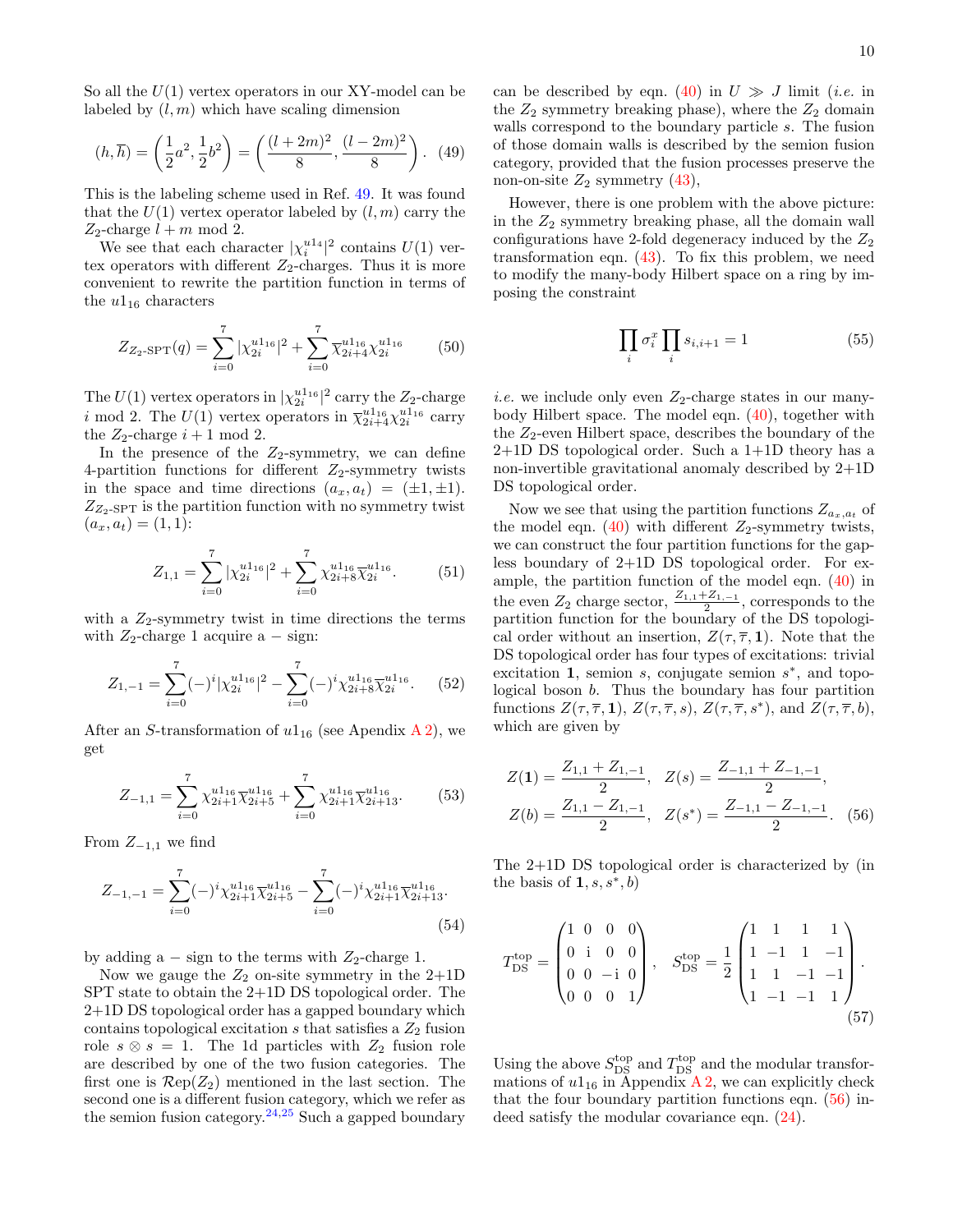So all the $U(1)$ vertex operators in our XY-model can be labeled by $(l,m)$ which have scaling dimension

$$(h,\overline{h}) = \left(\frac{1}{2}a^2, \frac{1}{2}b^2\right) = \left(\frac{(l+2m)^2}{8}, \frac{(l-2m)^2}{8}\right). \quad (49)$$

This is the labeling scheme used in Ref. 49. It was found that the $U(1)$ vertex operator labeled by $(l,m)$ carry the $Z_2$-charge $l+m \bmod 2$.

We see that each character $|\chi_i^{u1_4}|^2$ contains $U(1)$ vertex operators with different $Z_2$-charges. Thus it is more convenient to rewrite the partition function in terms of the $u1_{16}$ characters

$$Z_{Z_2\text{-SPT}}(q) = \sum_{i=0}^{7} |\chi_{2i}^{u1_{16}}|^2 + \sum_{i=0}^{7} \overline{\chi}_{2i+4}^{u1_{16}} \chi_{2i}^{u1_{16}} \quad (50)$$

The $U(1)$ vertex operators in $|\chi_{2i}^{u1_{16}}|^2$ carry the $Z_2$-charge $i \bmod 2$. The $U(1)$ vertex operators in $\overline{\chi}_{2i+4}^{u1_{16}} \chi_{2i}^{u1_{16}}$ carry the $Z_2$-charge $i+1 \bmod 2$.

In the presence of the $Z_2$-symmetry, we can define 4-partition functions for different $Z_2$-symmetry twists in the space and time directions $(a_x, a_t) = (\pm 1, \pm 1)$. $Z_{Z_2\text{-SPT}}$ is the partition function with no symmetry twist $(a_x, a_t) = (1,1)$:

$$Z_{1,1} = \sum_{i=0}^{7} |\chi_{2i}^{u1_{16}}|^2 + \sum_{i=0}^{7} \chi_{2i+8}^{u1_{16}} \overline{\chi}_{2i}^{u1_{16}}. \quad (51)$$

with a $Z_2$-symmetry twist in time directions the terms with $Z_2$-charge 1 acquire a $-$ sign:

$$Z_{1,-1} = \sum_{i=0}^{7} (-)^i |\chi_{2i}^{u1_{16}}|^2 - \sum_{i=0}^{7} (-)^i \chi_{2i+8}^{u1_{16}} \overline{\chi}_{2i}^{u1_{16}}. \quad (52)$$

After an $S$-transformation of $u1_{16}$ (see Apendix A 2), we get

$$Z_{-1,1} = \sum_{i=0}^{7} \chi_{2i+1}^{u1_{16}} \overline{\chi}_{2i+5}^{u1_{16}} + \sum_{i=0}^{7} \chi_{2i+1}^{u1_{16}} \overline{\chi}_{2i+13}^{u1_{16}}. \quad (53)$$

From $Z_{-1,1}$ we find

$$Z_{-1,-1} = \sum_{i=0}^{7} (-)^i \chi_{2i+1}^{u1_{16}} \overline{\chi}_{2i+5}^{u1_{16}} - \sum_{i=0}^{7} (-)^i \chi_{2i+1}^{u1_{16}} \overline{\chi}_{2i+13}^{u1_{16}}. \quad (54)$$

by adding a $-$ sign to the terms with $Z_2$-charge 1.

Now we gauge the $Z_2$ on-site symmetry in the 2+1D SPT state to obtain the 2+1D DS topological order. The 2+1D DS topological order has a gapped boundary which contains topological excitation $s$ that satisfies a $Z_2$ fusion role $s \otimes s = 1$. The 1d particles with $Z_2$ fusion role are described by one of the two fusion categories. The first one is $\mathcal{R}\text{ep}(Z_2)$ mentioned in the last section. The second one is a different fusion category, which we refer as the semion fusion category.[24,25] Such a gapped boundary can be described by eqn. (40) in $U \gg J$ limit (*i.e.* in the $Z_2$ symmetry breaking phase), where the $Z_2$ domain walls correspond to the boundary particle $s$. The fusion of those domain walls is described by the semion fusion category, provided that the fusion processes preserve the non-on-site $Z_2$ symmetry (43),

However, there is one problem with the above picture: in the $Z_2$ symmetry breaking phase, all the domain wall configurations have 2-fold degeneracy induced by the $Z_2$ transformation eqn. (43). To fix this problem, we need to modify the many-body Hilbert space on a ring by imposing the constraint

$$\prod_i \sigma_i^x \prod_i s_{i,i+1} = 1 \quad (55)$$

*i.e.* we include only even $Z_2$-charge states in our many-body Hilbert space. The model eqn. (40), together with the $Z_2$-even Hilbert space, describes the boundary of the 2+1D DS topological order. Such a 1+1D theory has a non-invertible gravitational anomaly described by 2+1D DS topological order.

Now we see that using the partition functions $Z_{a_x,a_t}$ of the model eqn. (40) with different $Z_2$-symmetry twists, we can construct the four partition functions for the gapless boundary of 2+1D DS topological order. For example, the partition function of the model eqn. (40) in the even $Z_2$ charge sector, $\frac{Z_{1,1}+Z_{1,-1}}{2}$, corresponds to the partition function for the boundary of the DS topological order without an insertion, $Z(\tau, \overline{\tau}, \mathbf{1})$. Note that the DS topological order has four types of excitations: trivial excitation $\mathbf{1}$, semion $s$, conjugate semion $s^*$, and topological boson $b$. Thus the boundary has four partition functions $Z(\tau,\overline{\tau},\mathbf{1})$, $Z(\tau,\overline{\tau},s)$, $Z(\tau,\overline{\tau},s^*)$, and $Z(\tau,\overline{\tau},b)$, which are given by

$$Z(\mathbf{1}) = \frac{Z_{1,1}+Z_{1,-1}}{2}, \quad Z(s) = \frac{Z_{-1,1}+Z_{-1,-1}}{2},$$
$$Z(b) = \frac{Z_{1,1}-Z_{1,-1}}{2}, \quad Z(s^*) = \frac{Z_{-1,1}-Z_{-1,-1}}{2}. \quad (56)$$

The 2+1D DS topological order is characterized by (in the basis of $\mathbf{1}, s, s^*, b$)

$$T_{\text{DS}}^{\text{top}} = \begin{pmatrix} 1 & 0 & 0 & 0 \\ 0 & \mathrm{i} & 0 & 0 \\ 0 & 0 & -\mathrm{i} & 0 \\ 0 & 0 & 0 & 1 \end{pmatrix}, \quad S_{\text{DS}}^{\text{top}} = \frac{1}{2}\begin{pmatrix} 1 & 1 & 1 & 1 \\ 1 & -1 & 1 & -1 \\ 1 & 1 & -1 & -1 \\ 1 & -1 & -1 & 1 \end{pmatrix}. \quad (57)$$

Using the above $S_{\text{DS}}^{\text{top}}$ and $T_{\text{DS}}^{\text{top}}$ and the modular transformations of $u1_{16}$ in Appendix A 2, we can explicitly check that the four boundary partition functions eqn. (56) indeed satisfy the modular covariance eqn. (24).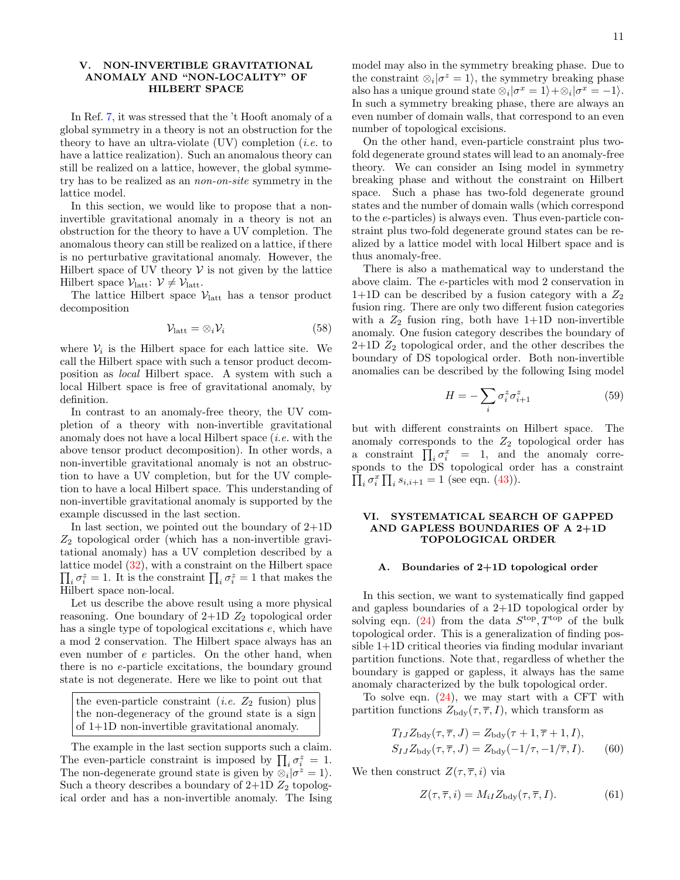## V. NON-INVERTIBLE GRAVITATIONAL ANOMALY AND "NON-LOCALITY" OF HILBERT SPACE

In Ref. 7, it was stressed that the 't Hooft anomaly of a global symmetry in a theory is not an obstruction for the theory to have an ultra-violate (UV) completion (*i.e.* to have a lattice realization). Such an anomalous theory can still be realized on a lattice, however, the global symmetry has to be realized as an *non-on-site* symmetry in the lattice model.

In this section, we would like to propose that a non-invertible gravitational anomaly in a theory is not an obstruction for the theory to have a UV completion. The anomalous theory can still be realized on a lattice, if there is no perturbative gravitational anomaly. However, the Hilbert space of UV theory $\mathcal{V}$ is not given by the lattice Hilbert space $\mathcal{V}_{\text{latt}}$: $\mathcal{V} \neq \mathcal{V}_{\text{latt}}$.

The lattice Hilbert space $\mathcal{V}_{\text{latt}}$ has a tensor product decomposition

$$\mathcal{V}_{\text{latt}} = \otimes_i \mathcal{V}_i \tag{58}$$

where $\mathcal{V}_i$ is the Hilbert space for each lattice site. We call the Hilbert space with such a tensor product decomposition as *local* Hilbert space. A system with such a local Hilbert space is free of gravitational anomaly, by definition.

In contrast to an anomaly-free theory, the UV completion of a theory with non-invertible gravitational anomaly does not have a local Hilbert space (*i.e.* with the above tensor product decomposition). In other words, a non-invertible gravitational anomaly is not an obstruction to have a UV completion, but for the UV completion to have a local Hilbert space. This understanding of non-invertible gravitational anomaly is supported by the example discussed in the last section.

In last section, we pointed out the boundary of 2+1D $Z_2$ topological order (which has a non-invertible gravitational anomaly) has a UV completion described by a lattice model (32), with a constraint on the Hilbert space $\prod_i \sigma^z_i = 1$. It is the constraint $\prod_i \sigma^z_i = 1$ that makes the Hilbert space non-local.

Let us describe the above result using a more physical reasoning. One boundary of 2+1D $Z_2$ topological order has a single type of topological excitations $e$, which have a mod 2 conservation. The Hilbert space always has an even number of $e$ particles. On the other hand, when there is no $e$-particle excitations, the boundary ground state is not degenerate. Here we like to point out that

> the even-particle constraint (*i.e.* $Z_2$ fusion) plus the non-degeneracy of the ground state is a sign of 1+1D non-invertible gravitational anomaly.

The example in the last section supports such a claim. The even-particle constraint is imposed by $\prod_i \sigma^z_i = 1$. The non-degenerate ground state is given by $\otimes_i |\sigma^z = 1\rangle$. Such a theory describes a boundary of 2+1D $Z_2$ topological order and has a non-invertible anomaly. The Ising model may also in the symmetry breaking phase. Due to the constraint $\otimes_i |\sigma^z = 1\rangle$, the symmetry breaking phase also has a unique ground state $\otimes_i |\sigma^x = 1\rangle + \otimes_i |\sigma^x = -1\rangle$. In such a symmetry breaking phase, there are always an even number of domain walls, that correspond to an even number of topological excisions.

On the other hand, even-particle constraint plus two-fold degenerate ground states will lead to an anomaly-free theory. We can consider an Ising model in symmetry breaking phase and without the constraint on Hilbert space. Such a phase has two-fold degenerate ground states and the number of domain walls (which correspond to the $e$-particles) is always even. Thus even-particle constraint plus two-fold degenerate ground states can be realized by a lattice model with local Hilbert space and is thus anomaly-free.

There is also a mathematical way to understand the above claim. The $e$-particles with mod 2 conservation in 1+1D can be described by a fusion category with a $Z_2$ fusion ring. There are only two different fusion categories with a $Z_2$ fusion ring, both have 1+1D non-invertible anomaly. One fusion category describes the boundary of 2+1D $Z_2$ topological order, and the other describes the boundary of DS topological order. Both non-invertible anomalies can be described by the following Ising model

$$H = -\sum_i \sigma^z_i \sigma^z_{i+1} \tag{59}$$

but with different constraints on Hilbert space. The anomaly corresponds to the $Z_2$ topological order has a constraint $\prod_i \sigma^x_i = 1$, and the anomaly corresponds to the DS topological order has a constraint $\prod_i \sigma^x_i \prod_i s_{i,i+1} = 1$ (see eqn. (43)).

## VI. SYSTEMATICAL SEARCH OF GAPPED AND GAPLESS BOUNDARIES OF A 2+1D TOPOLOGICAL ORDER

### A. Boundaries of 2+1D topological order

In this section, we want to systematically find gapped and gapless boundaries of a 2+1D topological order by solving eqn. (24) from the data $S^{\text{top}}, T^{\text{top}}$ of the bulk topological order. This is a generalization of finding possible 1+1D critical theories via finding modular invariant partition functions. Note that, regardless of whether the boundary is gapped or gapless, it always has the same anomaly characterized by the bulk topological order.

To solve eqn. (24), we may start with a CFT with partition functions $Z_{\text{bdy}}(\tau, \bar\tau, I)$, which transform as

$$\begin{aligned} T_{IJ} Z_{\text{bdy}}(\tau, \bar\tau, J) &= Z_{\text{bdy}}(\tau + 1, \bar\tau + 1, I), \\ S_{IJ} Z_{\text{bdy}}(\tau, \bar\tau, J) &= Z_{\text{bdy}}(-1/\tau, -1/\bar\tau, I). \end{aligned} \tag{60}$$

We then construct $Z(\tau, \bar\tau, i)$ via

$$Z(\tau, \bar\tau, i) = M_{iI} Z_{\text{bdy}}(\tau, \bar\tau, I). \tag{61}$$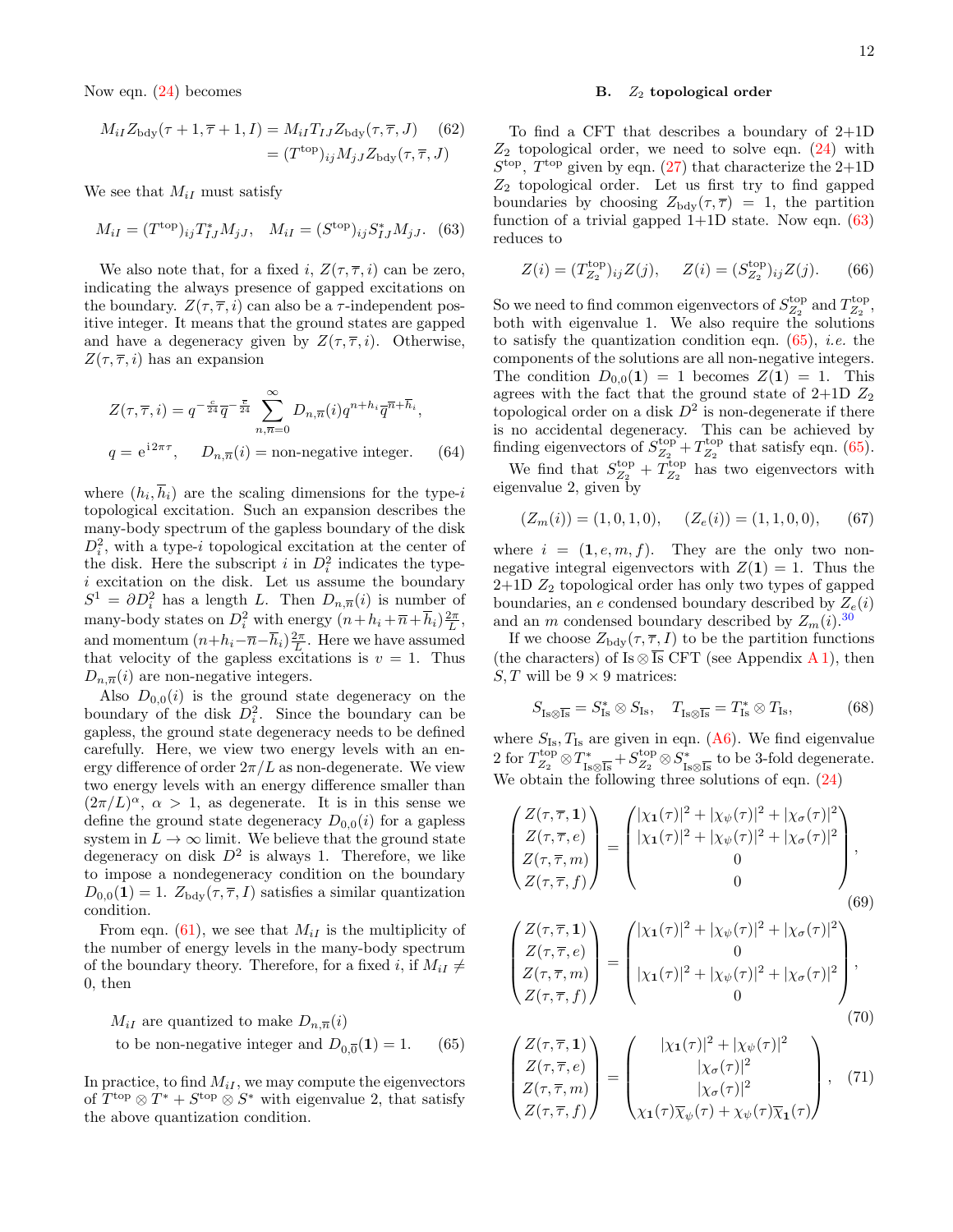Now eqn. (24) becomes

$$
\begin{aligned}
M_{iI} Z_{\text{bdy}}(\tau+1, \overline{\tau}+1, I) &= M_{iI} T_{IJ} Z_{\text{bdy}}(\tau, \overline{\tau}, J) \qquad (62)\\
&= (T^{\text{top}})_{ij} M_{jJ} Z_{\text{bdy}}(\tau, \overline{\tau}, J)
\end{aligned}
$$

We see that $M_{iI}$ must satisfy

$$
M_{iI} = (T^{\text{top}})_{ij} T^*_{IJ} M_{jJ}, \quad M_{iI} = (S^{\text{top}})_{ij} S^*_{IJ} M_{jJ}. \qquad (63)
$$

We also note that, for a fixed $i$, $Z(\tau, \overline{\tau}, i)$ can be zero, indicating the always presence of gapped excitations on the boundary. $Z(\tau, \overline{\tau}, i)$ can also be a $\tau$-independent positive integer. It means that the ground states are gapped and have a degeneracy given by $Z(\tau, \overline{\tau}, i)$. Otherwise, $Z(\tau, \overline{\tau}, i)$ has an expansion

$$
\begin{aligned}
& Z(\tau, \overline{\tau}, i) = q^{-\frac{c}{24}} \overline{q}^{-\frac{\overline{c}}{24}} \sum_{n,\overline{n}=0}^{\infty} D_{n,\overline{n}}(i) q^{n+h_i} \overline{q}^{\overline{n}+\overline{h}_i}, \\
& q = \mathrm{e}^{\mathrm{i}2\pi\tau}, \quad D_{n,\overline{n}}(i) = \text{non-negative integer.} \qquad (64)
\end{aligned}
$$

where $(h_i, \overline{h}_i)$ are the scaling dimensions for the type-$i$ topological excitation. Such an expansion describes the many-body spectrum of the gapless boundary of the disk $D_i^2$, with a type-$i$ topological excitation at the center of the disk. Here the subscript $i$ in $D_i^2$ indicates the type-$i$ excitation on the disk. Let us assume the boundary $S^1 = \partial D_i^2$ has a length $L$. Then $D_{n,\overline{n}}(i)$ is number of many-body states on $D_i^2$ with energy $(n+h_i+\overline{n}+\overline{h}_i)\frac{2\pi}{L}$, and momentum $(n+h_i-\overline{n}-\overline{h}_i)\frac{2\pi}{L}$. Here we have assumed that velocity of the gapless excitations is $v = 1$. Thus $D_{n,\overline{n}}(i)$ are non-negative integers.

Also $D_{0,0}(i)$ is the ground state degeneracy on the boundary of the disk $D_i^2$. Since the boundary can be gapless, the ground state degeneracy needs to be defined carefully. Here, we view two energy levels with an energy difference of order $2\pi/L$ as non-degenerate. We view two energy levels with an energy difference smaller than $(2\pi/L)^\alpha$, $\alpha > 1$, as degenerate. It is in this sense we define the ground state degeneracy $D_{0,0}(i)$ for a gapless system in $L \to \infty$ limit. We believe that the ground state degeneracy on disk $D^2$ is always 1. Therefore, we like to impose a nondegenerace condition on the boundary $D_{0,0}(\mathbf{1}) = 1$. $Z_{\text{bdy}}(\tau, \overline{\tau}, I)$ satisfies a similar quantization condition.

From eqn. (61), we see that $M_{iI}$ is the multiplicity of the number of energy levels in the many-body spectrum of the boundary theory. Therefore, for a fixed $i$, if $M_{iI} \neq 0$, then

$$
\begin{aligned}
& M_{iI} \text{ are quantized to make } D_{n,\overline{n}}(i) \\
& \text{to be non-negative integer and } D_{0,\overline{0}}(\mathbf{1}) = 1. \qquad (65)
\end{aligned}
$$

In practice, to find $M_{iI}$, we may compute the eigenvectors of $T^{\text{top}} \otimes T^* + S^{\text{top}} \otimes S^*$ with eigenvalue 2, that satisfy the above quantization condition.

### B. $Z_2$ topological order

To find a CFT that describes a boundary of 2+1D $Z_2$ topological order, we need to solve eqn. (24) with $S^{\text{top}}$, $T^{\text{top}}$ given by eqn. (27) that characterize the 2+1D $Z_2$ topological order. Let us first try to find gapped boundaries by choosing $Z_{\text{bdy}}(\tau, \overline{\tau}) = 1$, the partition function of a trivial gapped 1+1D state. Now eqn. (63) reduces to

$$
Z(i) = (T^{\text{top}}_{Z_2})_{ij} Z(j), \quad Z(i) = (S^{\text{top}}_{Z_2})_{ij} Z(j). \qquad (66)
$$

So we need to find common eigenvectors of $S^{\text{top}}_{Z_2}$ and $T^{\text{top}}_{Z_2}$, both with eigenvalue 1. We also require the solutions to satisfy the quantization condition eqn. (65), *i.e.* the components of the solutions are all non-negative integers. The condition $D_{0,0}(\mathbf{1}) = 1$ becomes $Z(\mathbf{1}) = 1$. This agrees with the fact that the ground state of 2+1D $Z_2$ topological order on a disk $D^2$ is non-degenerate if there is no accidental degeneracy. This can be achieved by finding eigenvectors of $S^{\text{top}}_{Z_2} + T^{\text{top}}_{Z_2}$ that satisfy eqn. (65).

We find that $S^{\text{top}}_{Z_2} + T^{\text{top}}_{Z_2}$ has two eigenvectors with eigenvalue 2, given by

$$
(Z_m(i)) = (1, 0, 1, 0), \quad (Z_e(i)) = (1, 1, 0, 0), \qquad (67)
$$

where $i = (\mathbf{1}, e, m, f)$. They are the only two non-negative integral eigenvectors with $Z(\mathbf{1}) = 1$. Thus the 2+1D $Z_2$ topological order has only two types of gapped boundaries, an $e$ condensed boundary described by $Z_e(i)$ and an $m$ condensed boundary described by $Z_m(i)$.[30]

If we choose $Z_{\text{bdy}}(\tau, \overline{\tau}, I)$ to be the partition functions (the characters) of $\text{Is} \otimes \overline{\text{Is}}$ CFT (see Appendix A 1), then $S, T$ will be $9 \times 9$ matrices:

$$
S_{\text{Is}\otimes\overline{\text{Is}}} = S^*_{\text{Is}} \otimes S_{\text{Is}}, \quad T_{\text{Is}\otimes\overline{\text{Is}}} = T^*_{\text{Is}} \otimes T_{\text{Is}}, \qquad (68)
$$

where $S_{\text{Is}}, T_{\text{Is}}$ are given in eqn. (A6). We find eigenvalue 2 for $T^{\text{top}}_{Z_2} \otimes T^*_{\text{Is}\otimes\overline{\text{Is}}} + S^{\text{top}}_{Z_2} \otimes S^*_{\text{Is}\otimes\overline{\text{Is}}}$ to be 3-fold degenerate. We obtain the following three solutions of eqn. (24)

$$
\begin{pmatrix} Z(\tau, \overline{\tau}, \mathbf{1}) \\ Z(\tau, \overline{\tau}, e) \\ Z(\tau, \overline{\tau}, m) \\ Z(\tau, \overline{\tau}, f) \end{pmatrix} = \begin{pmatrix} |\chi_{\mathbf{1}}(\tau)|^2 + |\chi_\psi(\tau)|^2 + |\chi_\sigma(\tau)|^2 \\ |\chi_{\mathbf{1}}(\tau)|^2 + |\chi_\psi(\tau)|^2 + |\chi_\sigma(\tau)|^2 \\ 0 \\ 0 \end{pmatrix}, \qquad (69)
$$

$$
\begin{pmatrix} Z(\tau, \overline{\tau}, \mathbf{1}) \\ Z(\tau, \overline{\tau}, e) \\ Z(\tau, \overline{\tau}, m) \\ Z(\tau, \overline{\tau}, f) \end{pmatrix} = \begin{pmatrix} |\chi_{\mathbf{1}}(\tau)|^2 + |\chi_\psi(\tau)|^2 + |\chi_\sigma(\tau)|^2 \\ 0 \\ |\chi_{\mathbf{1}}(\tau)|^2 + |\chi_\psi(\tau)|^2 + |\chi_\sigma(\tau)|^2 \\ 0 \end{pmatrix}, \qquad (70)
$$

$$
\begin{pmatrix} Z(\tau, \overline{\tau}, \mathbf{1}) \\ Z(\tau, \overline{\tau}, e) \\ Z(\tau, \overline{\tau}, m) \\ Z(\tau, \overline{\tau}, f) \end{pmatrix} = \begin{pmatrix} |\chi_{\mathbf{1}}(\tau)|^2 + |\chi_\psi(\tau)|^2 \\ |\chi_\sigma(\tau)|^2 \\ |\chi_\sigma(\tau)|^2 \\ \chi_{\mathbf{1}}(\tau)\overline{\chi}_\psi(\tau) + \chi_\psi(\tau)\overline{\chi}_{\mathbf{1}}(\tau) \end{pmatrix}, \qquad (71)
$$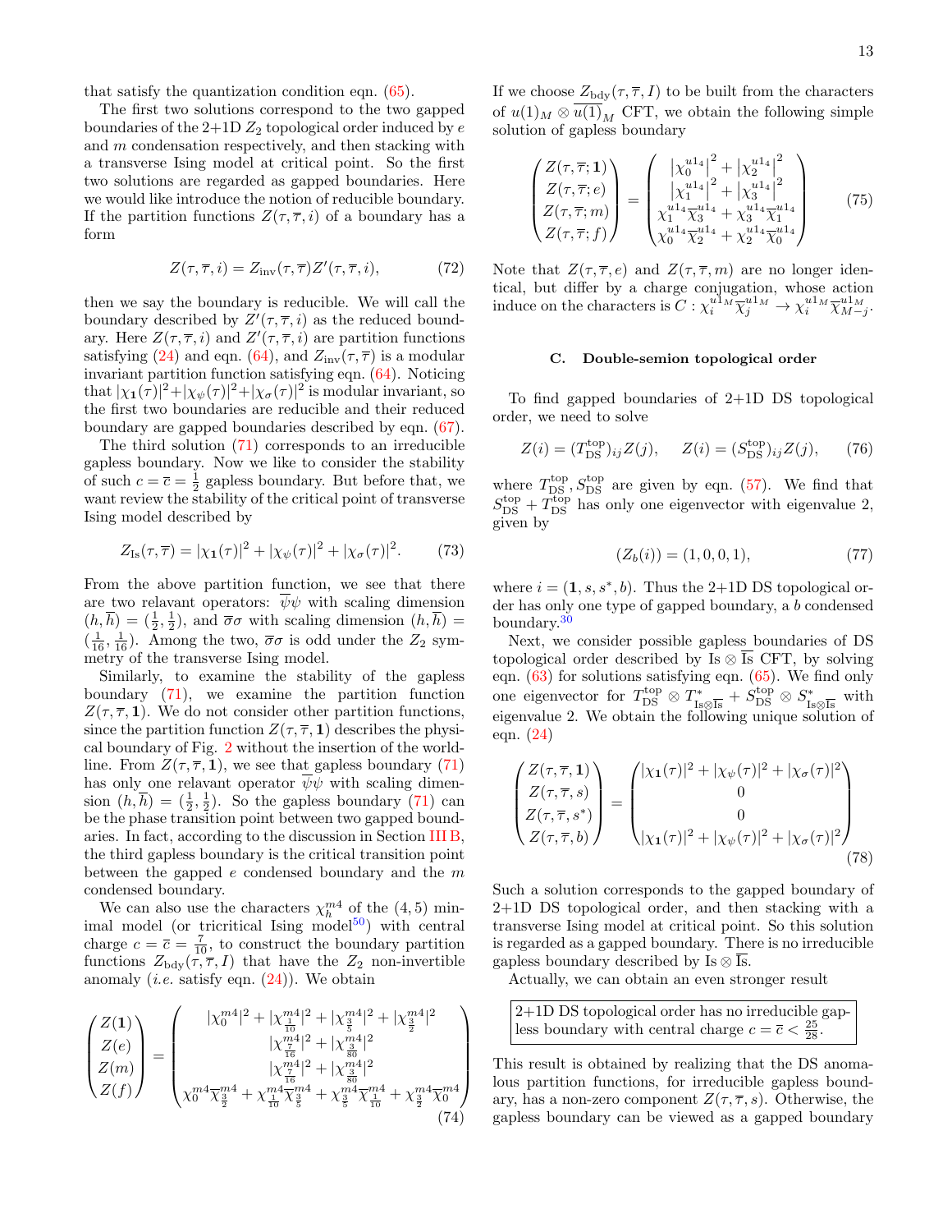that satisfy the quantization condition eqn. (65).

The first two solutions correspond to the two gapped boundaries of the 2+1D $Z_2$ topological order induced by $e$ and $m$ condensation respectively, and then stacking with a transverse Ising model at critical point. So the first two solutions are regarded as gapped boundaries. Here we would like introduce the notion of reducible boundary. If the partition functions $Z(\tau,\overline{\tau},i)$ of a boundary has a form

$$Z(\tau,\overline{\tau},i) = Z_{\text{inv}}(\tau,\overline{\tau})Z'(\tau,\overline{\tau},i), \tag{72}$$

then we say the boundary is reducible. We will call the boundary described by $Z'(\tau,\overline{\tau},i)$ as the reduced boundary. Here $Z(\tau,\overline{\tau},i)$ and $Z'(\tau,\overline{\tau},i)$ are partition functions satisfying (24) and eqn. (64), and $Z_{\text{inv}}(\tau,\overline{\tau})$ is a modular invariant partition function satisfying eqn. (64). Noticing that $|\chi_{\mathbf{1}}(\tau)|^2+|\chi_\psi(\tau)|^2+|\chi_\sigma(\tau)|^2$ is modular invariant, so the first two boundaries are reducible and their reduced boundary are gapped boundaries described by eqn. (67).

The third solution (71) corresponds to an irreducible gapless boundary. Now we like to consider the stability of such $c=\overline{c}=\frac{1}{2}$ gapless boundary. But before that, we want review the stability of the critical point of transverse Ising model described by

$$Z_{\text{Is}}(\tau,\overline{\tau}) = |\chi_{\mathbf{1}}(\tau)|^2+|\chi_\psi(\tau)|^2+|\chi_\sigma(\tau)|^2. \tag{73}$$

From the above partition function, we see that there are two relavant operators: $\overline{\psi}\psi$ with scaling dimension $(h,\overline{h})=(\frac{1}{2},\frac{1}{2})$, and $\overline{\sigma}\sigma$ with scaling dimension $(h,\overline{h})=(\frac{1}{16},\frac{1}{16})$. Among the two, $\overline{\sigma}\sigma$ is odd under the $Z_2$ symmetry of the transverse Ising model.

Similarly, to examine the stability of the gapless boundary (71), we examine the partition function $Z(\tau,\overline{\tau},\mathbf{1})$. We do not consider other partition functions, since the partition function $Z(\tau,\overline{\tau},\mathbf{1})$ describes the physical boundary of Fig. 2 without the insertion of the world-line. From $Z(\tau,\overline{\tau},\mathbf{1})$, we see that gapless boundary (71) has only one relavant operator $\overline{\psi}\psi$ with scaling dimension $(h,\overline{h})=(\frac{1}{2},\frac{1}{2})$. So the gapless boundary (71) can be the phase transition point between two gapped boundaries. In fact, according to the discussion in Section III B, the third gapless boundary is the critical transition point between the gapped $e$ condensed boundary and the $m$ condensed boundary.

We can also use the characters $\chi^{m4}_h$ of the $(4,5)$ minimal model (or tricritical Ising model[50]) with central charge $c=\overline{c}=\frac{7}{10}$, to construct the boundary partition functions $Z_{\text{bdy}}(\tau,\overline{\tau},I)$ that have the $Z_2$ non-invertible anomaly (*i.e.* satisfy eqn. (24)). We obtain

$$\begin{pmatrix} Z(\mathbf{1})\\ Z(e)\\ Z(m)\\ Z(f)\end{pmatrix} = \begin{pmatrix} |\chi^{m4}_0|^2+|\chi^{m4}_{\frac{1}{10}}|^2+|\chi^{m4}_{\frac{3}{5}}|^2+|\chi^{m4}_{\frac{3}{2}}|^2\\ |\chi^{m4}_{\frac{7}{16}}|^2+|\chi^{m4}_{\frac{3}{80}}|^2\\ |\chi^{m4}_{\frac{7}{16}}|^2+|\chi^{m4}_{\frac{3}{80}}|^2\\ \chi^{m4}_0\overline{\chi}^{m4}_{\frac{3}{2}}+\chi^{m4}_{\frac{1}{10}}\overline{\chi}^{m4}_{\frac{3}{5}}+\chi^{m4}_{\frac{3}{5}}\overline{\chi}^{m4}_{\frac{1}{10}}+\chi^{m4}_{\frac{3}{2}}\overline{\chi}^{m4}_0\end{pmatrix} \tag{74}$$

If we choose $Z_{\text{bdy}}(\tau,\overline{\tau},I)$ to be built from the characters of $u(1)_M\otimes\overline{u(1)}_M$ CFT, we obtain the following simple solution of gapless boundary

$$\begin{pmatrix} Z(\tau,\overline{\tau};\mathbf{1})\\ Z(\tau,\overline{\tau};e)\\ Z(\tau,\overline{\tau};m)\\ Z(\tau,\overline{\tau};f)\end{pmatrix} = \begin{pmatrix} \left|\chi^{u1_4}_0\right|^2+\left|\chi^{u1_4}_2\right|^2\\ \left|\chi^{u1_4}_1\right|^2+\left|\chi^{u1_4}_3\right|^2\\ \chi^{u1_4}_1\overline{\chi}^{u1_4}_3+\chi^{u1_4}_3\overline{\chi}^{u1_4}_1\\ \chi^{u1_4}_0\overline{\chi}^{u1_4}_2+\chi^{u1_4}_2\overline{\chi}^{u1_4}_0\end{pmatrix} \tag{75}$$

Note that $Z(\tau,\overline{\tau},e)$ and $Z(\tau,\overline{\tau},m)$ are no longer identical, but differ by a charge conjugation, whose action induce on the characters is $C:\chi^{u1_M}_i\overline{\chi}^{u1_M}_j\to\chi^{u1_M}_i\overline{\chi}^{u1_M}_{M-j}$.

### C. Double-semion topological order

To find gapped boundaries of 2+1D DS topological order, we need to solve

$$Z(i)=(T^{\text{top}}_{\text{DS}})_{ij}Z(j), \quad Z(i)=(S^{\text{top}}_{\text{DS}})_{ij}Z(j), \tag{76}$$

where $T^{\text{top}}_{\text{DS}},S^{\text{top}}_{\text{DS}}$ are given by eqn. (57). We find that $S^{\text{top}}_{\text{DS}}+T^{\text{top}}_{\text{DS}}$ has only one eigenvector with eigenvalue 2, given by

$$(Z_b(i))=(1,0,0,1), \tag{77}$$

where $i=(\mathbf{1},s,s^*,b)$. Thus the 2+1D DS topological order has only one type of gapped boundary, a $b$ condensed boundary.[30]

Next, we consider possible gapless boundaries of DS topological order described by $\text{Is}\otimes\overline{\text{Is}}$ CFT, by solving eqn. (63) for solutions satisfying eqn. (65). We find only one eigenvector for $T^{\text{top}}_{\text{DS}}\otimes T^*_{\text{Is}\otimes\overline{\text{Is}}}+S^{\text{top}}_{\text{DS}}\otimes S^*_{\text{Is}\otimes\overline{\text{Is}}}$ with eigenvalue 2. We obtain the following unique solution of eqn. (24)

$$\begin{pmatrix} Z(\tau,\overline{\tau},\mathbf{1})\\ Z(\tau,\overline{\tau},s)\\ Z(\tau,\overline{\tau},s^*)\\ Z(\tau,\overline{\tau},b)\end{pmatrix} = \begin{pmatrix} |\chi_{\mathbf{1}}(\tau)|^2+|\chi_\psi(\tau)|^2+|\chi_\sigma(\tau)|^2\\ 0\\ 0\\ |\chi_{\mathbf{1}}(\tau)|^2+|\chi_\psi(\tau)|^2+|\chi_\sigma(\tau)|^2\end{pmatrix} \tag{78}$$

Such a solution corresponds to the gapped boundary of 2+1D DS topological order, and then stacking with a transverse Ising model at critical point. So this solution is regarded as a gapped boundary. There is no irreducible gapless boundary described by $\text{Is}\otimes\overline{\text{Is}}$.

Actually, we can obtain an even stronger result

> 2+1D DS topological order has no irreducible gapless boundary with central charge $c=\overline{c}<\frac{25}{28}$.

This result is obtained by realizing that the DS anomalous partition functions, for irreducible gapless boundary, has a non-zero component $Z(\tau,\overline{\tau},s)$. Otherwise, the gapless boundary can be viewed as a gapped boundary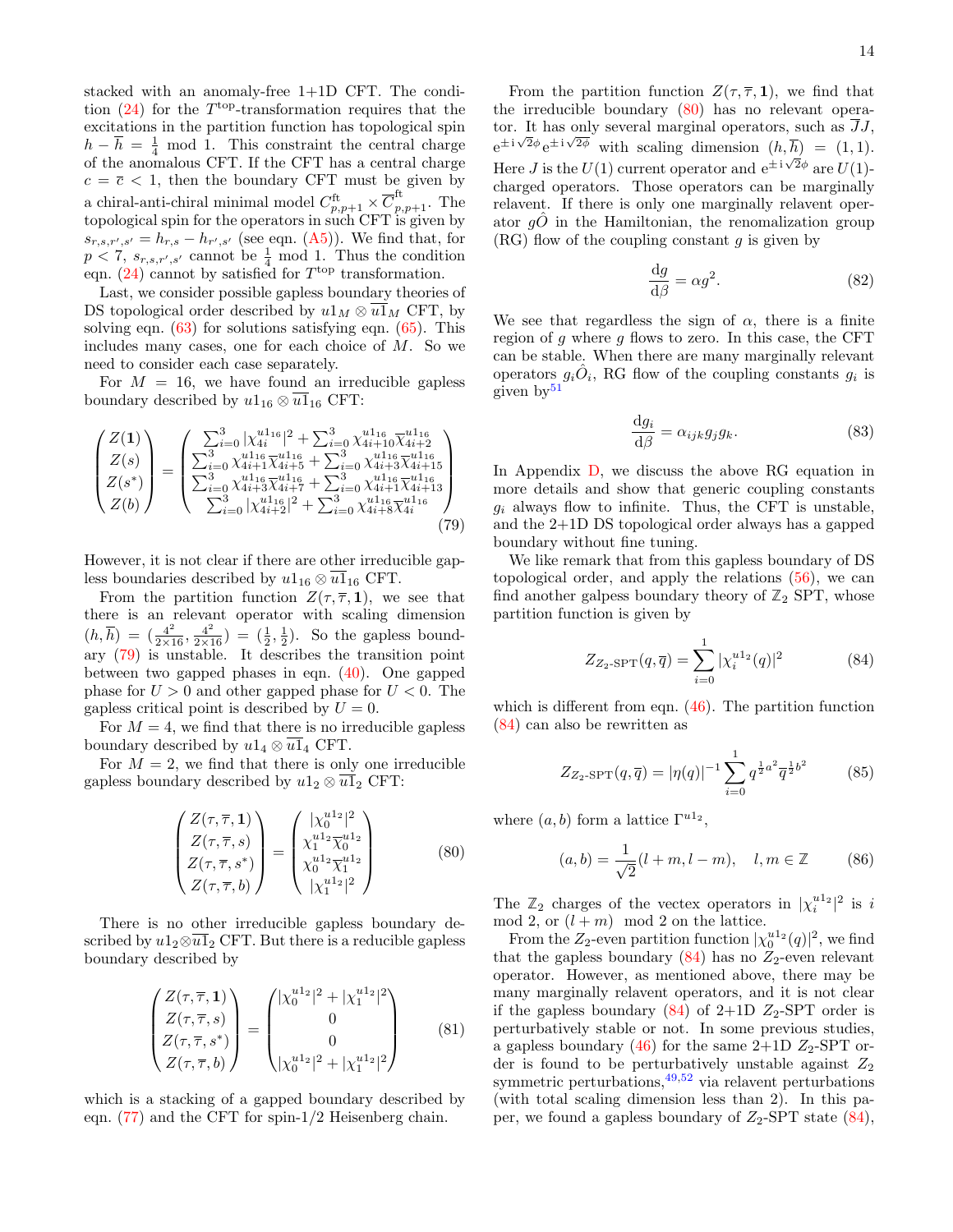stacked with an anomaly-free 1+1D CFT. The condition (24) for the $T^{\text{top}}$-transformation requires that the excitations in the partition function has topological spin $h - \overline{h} = \frac{1}{4} \mod 1$. This constraint the central charge of the anomalous CFT. If the CFT has a central charge $c = \overline{c} < 1$, then the boundary CFT must be given by a chiral-anti-chiral minimal model $C^{\text{ft}}_{p,p+1} \times \overline{C}^{\text{ft}}_{p,p+1}$. The topological spin for the operators in such CFT is given by $s_{r,s,r',s'} = h_{r,s} - h_{r',s'}$ (see eqn. (A5)). We find that, for $p < 7$, $s_{r,s,r',s'}$ cannot be $\frac{1}{4} \mod 1$. Thus the condition eqn. (24) cannot by satisfied for $T^{\text{top}}$ transformation.

Last, we consider possible gapless boundary theories of DS topological order described by $u1_M \otimes \overline{u1}_M$ CFT, by solving eqn. (63) for solutions satisfying eqn. (65). This includes many cases, one for each choice of $M$. So we need to consider each case separately.

For $M = 16$, we have found an irreducible gapless boundary described by $u1_{16} \otimes \overline{u1}_{16}$ CFT:

$$
\begin{pmatrix} Z(\mathbf{1}) \\ Z(s) \\ Z(s^*) \\ Z(b) \end{pmatrix} = \begin{pmatrix} \sum_{i=0}^{3} |\chi^{u1_{16}}_{4i}|^2 + \sum_{i=0}^{3} \chi^{u1_{16}}_{4i+10}\overline{\chi}^{u1_{16}}_{4i+2} \\ \sum_{i=0}^{3} \chi^{u1_{16}}_{4i+1}\overline{\chi}^{u1_{16}}_{4i+5} + \sum_{i=0}^{3} \chi^{u1_{16}}_{4i+3}\overline{\chi}^{u1_{16}}_{4i+15} \\ \sum_{i=0}^{3} \chi^{u1_{16}}_{4i+3}\overline{\chi}^{u1_{16}}_{4i+7} + \sum_{i=0}^{3} \chi^{u1_{16}}_{4i+1}\overline{\chi}^{u1_{16}}_{4i+13} \\ \sum_{i=0}^{3} |\chi^{u1_{16}}_{4i+2}|^2 + \sum_{i=0}^{3} \chi^{u1_{16}}_{4i+8}\overline{\chi}^{u1_{16}}_{4i} \end{pmatrix} \tag{79}
$$

However, it is not clear if there are other irreducible gapless boundaries described by $u1_{16} \otimes \overline{u1}_{16}$ CFT.

From the partition function $Z(\tau, \overline{\tau}, \mathbf{1})$, we see that there is an relevant operator with scaling dimension $(h, \overline{h}) = (\frac{4^2}{2\times 16}, \frac{4^2}{2\times 16}) = (\frac{1}{2}, \frac{1}{2})$. So the gapless boundary (79) is unstable. It describes the transition point between two gapped phases in eqn. (40). One gapped phase for $U > 0$ and other gapped phase for $U < 0$. The gapless critical point is described by $U = 0$.

For $M = 4$, we find that there is no irreducible gapless boundary described by $u1_4 \otimes \overline{u1}_4$ CFT.

For $M = 2$, we find that there is only one irreducible gapless boundary described by $u1_2 \otimes \overline{u1}_2$ CFT:

$$
\begin{pmatrix} Z(\tau, \overline{\tau}, \mathbf{1}) \\ Z(\tau, \overline{\tau}, s) \\ Z(\tau, \overline{\tau}, s^*) \\ Z(\tau, \overline{\tau}, b) \end{pmatrix} = \begin{pmatrix} |\chi^{u1_2}_0|^2 \\ \chi^{u1_2}_1\overline{\chi}^{u1_2}_0 \\ \chi^{u1_2}_0\overline{\chi}^{u1_2}_1 \\ |\chi^{u1_2}_1|^2 \end{pmatrix} \tag{80}
$$

There is no other irreducible gapless boundary described by $u1_2 \otimes \overline{u1}_2$ CFT. But there is a reducible gapless boundary described by

$$
\begin{pmatrix} Z(\tau, \overline{\tau}, \mathbf{1}) \\ Z(\tau, \overline{\tau}, s) \\ Z(\tau, \overline{\tau}, s^*) \\ Z(\tau, \overline{\tau}, b) \end{pmatrix} = \begin{pmatrix} |\chi^{u1_2}_0|^2 + |\chi^{u1_2}_1|^2 \\ 0 \\ 0 \\ |\chi^{u1_2}_0|^2 + |\chi^{u1_2}_1|^2 \end{pmatrix} \tag{81}
$$

which is a stacking of a gapped boundary described by eqn. (77) and the CFT for spin-1/2 Heisenberg chain.

From the partition function $Z(\tau, \overline{\tau}, \mathbf{1})$, we find that the irreducible boundary (80) has no relevant operator. It has only several marginal operators, such as $\overline{J}J$, $e^{\pm i\sqrt{2}\phi}e^{\pm i\sqrt{2}\phi}$ with scaling dimension $(h, \overline{h}) = (1, 1)$. Here $J$ is the $U(1)$ current operator and $e^{\pm i\sqrt{2}\phi}$ are $U(1)$-charged operators. Those operators can be marginally relavent. If there is only one marginally relavent operator $g\hat{O}$ in the Hamiltonian, the renomalization group (RG) flow of the coupling constant $g$ is given by

$$
\frac{dg}{d\beta} = \alpha g^2. \tag{82}
$$

We see that regardless the sign of $\alpha$, there is a finite region of $g$ where $g$ flows to zero. In this case, the CFT can be stable. When there are many marginally relevant operators $g_i\hat{O}_i$, RG flow of the coupling constants $g_i$ is given by[51]

$$
\frac{dg_i}{d\beta} = \alpha_{ijk} g_j g_k. \tag{83}
$$

In Appendix D, we discuss the above RG equation in more details and show that generic coupling constants $g_i$ always flow to infinite. Thus, the CFT is unstable, and the 2+1D DS topological order always has a gapped boundary without fine tuning.

We like remark that from this gapless boundary of DS topological order, and apply the relations (56), we can find another galpess boundary theory of $\mathbb{Z}_2$ SPT, whose partition function is given by

$$
Z_{Z_2\text{-SPT}}(q, \overline{q}) = \sum_{i=0}^{1} |\chi^{u1_2}_i(q)|^2 \tag{84}
$$

which is different from eqn. (46). The partition function (84) can also be rewritten as

$$
Z_{Z_2\text{-SPT}}(q, \overline{q}) = |\eta(q)|^{-1} \sum_{i=0}^{1} q^{\frac{1}{2}a^2} \overline{q}^{\frac{1}{2}b^2} \tag{85}
$$

where $(a, b)$ form a lattice $\Gamma^{u1_2}$,

$$
(a, b) = \frac{1}{\sqrt{2}}(l + m, l - m), \quad l, m \in \mathbb{Z} \tag{86}
$$

The $\mathbb{Z}_2$ charges of the vectex operators in $|\chi^{u1_2}_i|^2$ is $i \mod 2$, or $(l + m) \mod 2$ on the lattice.

From the $Z_2$-even partition function $|\chi^{u1_2}_0(q)|^2$, we find that the gapless boundary (84) has no $Z_2$-even relevant operator. However, as mentioned above, there may be many marginally relavent operators, and it is not clear if the gapless boundary (84) of 2+1D $Z_2$-SPT order is perturbatively stable or not. In some previous studies, a gapless boundary (46) for the same 2+1D $Z_2$-SPT order is found to be perturbatively unstable against $Z_2$ symmetric perturbations,[49,52] via relavent perturbations (with total scaling dimension less than 2). In this paper, we found a gapless boundary of $Z_2$-SPT state (84),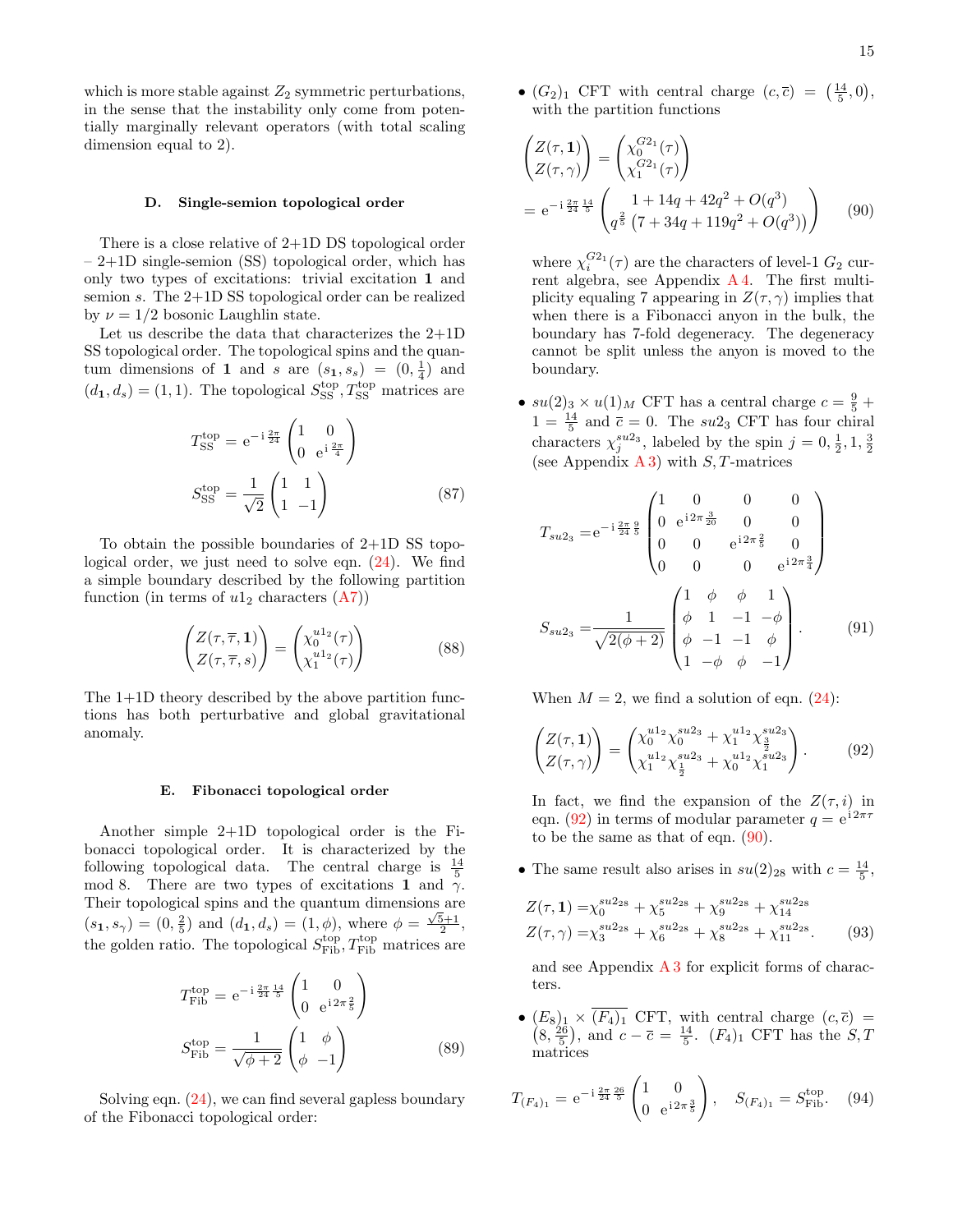which is more stable against $Z_2$ symmetric perturbations, in the sense that the instability only come from potentially marginally relevant operators (with total scaling dimension equal to 2).

### D. Single-semion topological order

There is a close relative of 2+1D DS topological order – 2+1D single-semion (SS) topological order, which has only two types of excitations: trivial excitation $\mathbf{1}$ and semion $s$. The 2+1D SS topological order can be realized by $\nu = 1/2$ bosonic Laughlin state.

Let us describe the data that characterizes the 2+1D SS topological order. The topological spins and the quantum dimensions of $\mathbf{1}$ and $s$ are $(s_{\mathbf{1}}, s_s) = (0, \frac{1}{4})$ and $(d_{\mathbf{1}}, d_s) = (1, 1)$. The topological $S^{\text{top}}_{\text{SS}}, T^{\text{top}}_{\text{SS}}$ matrices are

$$
\begin{aligned}
T^{\text{top}}_{\text{SS}} &= \mathrm{e}^{-\mathrm{i}\,\frac{2\pi}{24}} \begin{pmatrix} 1 & 0 \\ 0 & \mathrm{e}^{\mathrm{i}\,\frac{2\pi}{4}} \end{pmatrix} \\
S^{\text{top}}_{\text{SS}} &= \frac{1}{\sqrt{2}} \begin{pmatrix} 1 & 1 \\ 1 & -1 \end{pmatrix}
\end{aligned} \tag{87}
$$

To obtain the possible boundaries of 2+1D SS topological order, we just need to solve eqn. (24). We find a simple boundary described by the following partition function (in terms of $u1_2$ characters (A7))

$$
\begin{pmatrix} Z(\tau, \bar\tau, \mathbf{1}) \\ Z(\tau, \bar\tau, s) \end{pmatrix} = \begin{pmatrix} \chi^{u1_2}_0(\tau) \\ \chi^{u1_2}_1(\tau) \end{pmatrix} \tag{88}
$$

The 1+1D theory described by the above partition functions has both perturbative and global gravitational anomaly.

### E. Fibonacci topological order

Another simple 2+1D topological order is the Fibonacci topological order. It is characterized by the following topological data. The central charge is $\frac{14}{5}$ mod 8. There are two types of excitations $\mathbf{1}$ and $\gamma$. Their topological spins and the quantum dimensions are $(s_{\mathbf{1}}, s_\gamma) = (0, \frac{2}{5})$ and $(d_{\mathbf{1}}, d_s) = (1, \phi)$, where $\phi = \frac{\sqrt{5}+1}{2}$, the golden ratio. The topological $S^{\text{top}}_{\text{Fib}}, T^{\text{top}}_{\text{Fib}}$ matrices are

$$
\begin{aligned}
T^{\text{top}}_{\text{Fib}} &= \mathrm{e}^{-\mathrm{i}\,\frac{2\pi}{24}\frac{14}{5}} \begin{pmatrix} 1 & 0 \\ 0 & \mathrm{e}^{\mathrm{i}\,2\pi\frac{2}{5}} \end{pmatrix} \\
S^{\text{top}}_{\text{Fib}} &= \frac{1}{\sqrt{\phi+2}} \begin{pmatrix} 1 & \phi \\ \phi & -1 \end{pmatrix}
\end{aligned} \tag{89}
$$

Solving eqn. (24), we can find several gapless boundary of the Fibonacci topological order:

- $(G_2)_1$ CFT with central charge $(c, \bar c) = (\frac{14}{5}, 0)$, with the partition functions

$$
\begin{aligned}
\begin{pmatrix} Z(\tau, \mathbf{1}) \\ Z(\tau, \gamma) \end{pmatrix} &= \begin{pmatrix} \chi^{G2_1}_0(\tau) \\ \chi^{G2_1}_1(\tau) \end{pmatrix} \\
&= \mathrm{e}^{-\mathrm{i}\,\frac{2\pi}{24}\frac{14}{5}} \begin{pmatrix} 1 + 14q + 42q^2 + O(q^3) \\ q^{\frac{2}{5}}\left(7 + 34q + 119q^2 + O(q^3)\right) \end{pmatrix}
\end{aligned} \tag{90}
$$

  where $\chi^{G2_1}_i(\tau)$ are the characters of level-1 $G_2$ current algebra, see Appendix A 4. The first multiplicity equaling 7 appearing in $Z(\tau, \gamma)$ implies that when there is a Fibonacci anyon in the bulk, the boundary has 7-fold degeneracy. The degeneracy cannot be split unless the anyon is moved to the boundary.

- $su(2)_3 \times u(1)_M$ CFT has a central charge $c = \frac{9}{5} + 1 = \frac{14}{5}$ and $\bar c = 0$. The $su2_3$ CFT has four chiral characters $\chi^{su2_3}_j$, labeled by the spin $j = 0, \frac{1}{2}, 1, \frac{3}{2}$ (see Appendix A 3) with $S, T$-matrices

$$
\begin{aligned}
T_{su2_3} &= \mathrm{e}^{-\mathrm{i}\,\frac{2\pi}{24}\frac{9}{5}} \begin{pmatrix} 1 & 0 & 0 & 0 \\ 0 & \mathrm{e}^{\mathrm{i}\,2\pi\frac{3}{20}} & 0 & 0 \\ 0 & 0 & \mathrm{e}^{\mathrm{i}\,2\pi\frac{2}{5}} & 0 \\ 0 & 0 & 0 & \mathrm{e}^{\mathrm{i}\,2\pi\frac{3}{4}} \end{pmatrix} \\
S_{su2_3} &= \frac{1}{\sqrt{2(\phi+2)}} \begin{pmatrix} 1 & \phi & \phi & 1 \\ \phi & 1 & -1 & -\phi \\ \phi & -1 & -1 & \phi \\ 1 & -\phi & \phi & -1 \end{pmatrix}.
\end{aligned} \tag{91}
$$

  When $M = 2$, we find a solution of eqn. (24):

$$
\begin{pmatrix} Z(\tau, \mathbf{1}) \\ Z(\tau, \gamma) \end{pmatrix} = \begin{pmatrix} \chi^{u1_2}_0 \chi^{su2_3}_0 + \chi^{u1_2}_1 \chi^{su2_3}_{\frac{3}{2}} \\ \chi^{u1_2}_1 \chi^{su2_3}_{\frac{1}{2}} + \chi^{u1_2}_0 \chi^{su2_3}_1 \end{pmatrix}. \tag{92}
$$

  In fact, we find the expansion of the $Z(\tau, i)$ in eqn. (92) in terms of modular parameter $q = \mathrm{e}^{\mathrm{i}\,2\pi\tau}$ to be the same as that of eqn. (90).

- The same result also arises in $su(2)_{28}$ with $c = \frac{14}{5}$,

$$
\begin{aligned}
Z(\tau, \mathbf{1}) &= \chi^{su2_{28}}_0 + \chi^{su2_{28}}_5 + \chi^{su2_{28}}_9 + \chi^{su2_{28}}_{14} \\
Z(\tau, \gamma) &= \chi^{su2_{28}}_3 + \chi^{su2_{28}}_6 + \chi^{su2_{28}}_8 + \chi^{su2_{28}}_{11}.
\end{aligned} \tag{93}
$$

  and see Appendix A 3 for explicit forms of characters.

- $(E_8)_1 \times \overline{(F_4)_1}$ CFT, with central charge $(c, \bar c) = (8, \frac{26}{5})$, and $c - \bar c = \frac{14}{5}$. $(F_4)_1$ CFT has the $S, T$ matrices

$$
T_{(F_4)_1} = \mathrm{e}^{-\mathrm{i}\,\frac{2\pi}{24}\frac{26}{5}} \begin{pmatrix} 1 & 0 \\ 0 & \mathrm{e}^{\mathrm{i}\,2\pi\frac{3}{5}} \end{pmatrix}, \quad S_{(F_4)_1} = S^{\text{top}}_{\text{Fib}}. \tag{94}
$$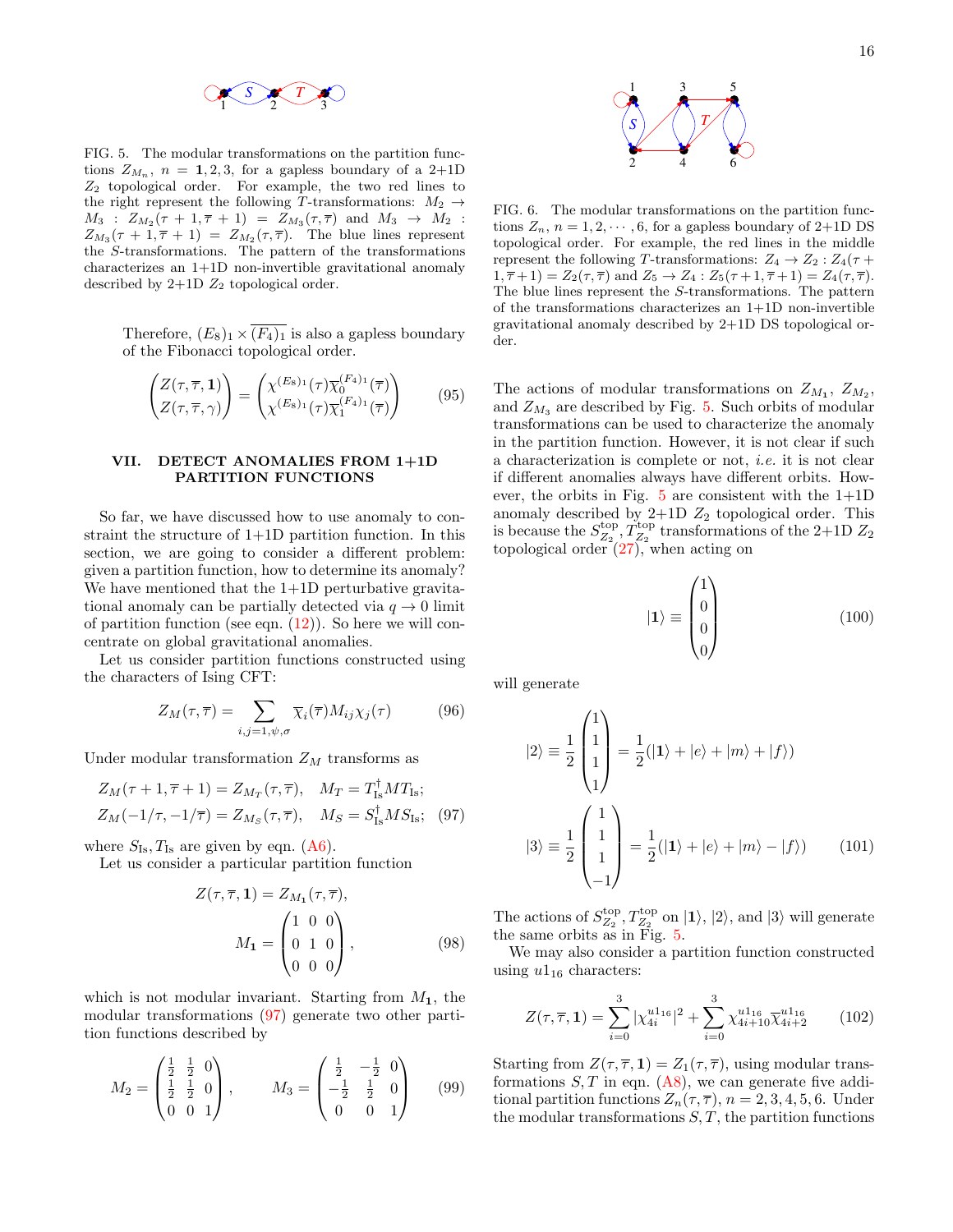FIG. 5. The modular transformations on the partition functions $Z_{M_n}$, $n = \mathbf{1}, 2, 3$, for a gapless boundary of a 2+1D $Z_2$ topological order. For example, the two red lines to the right represent the following $T$-transformations: $M_2 \to M_3$ : $Z_{M_2}(\tau+1, \overline{\tau}+1) = Z_{M_3}(\tau,\overline{\tau})$ and $M_3 \to M_2$ : $Z_{M_3}(\tau+1,\overline{\tau}+1) = Z_{M_2}(\tau,\overline{\tau})$. The blue lines represent the $S$-transformations. The pattern of the transformations characterizes an 1+1D non-invertible gravitational anomaly described by 2+1D $Z_2$ topological order.

Therefore, $(E_8)_1 \times \overline{(F_4)_1}$ is also a gapless boundary of the Fibonacci topological order.

$$\begin{pmatrix} Z(\tau,\overline{\tau},\mathbf{1}) \\ Z(\tau,\overline{\tau},\gamma) \end{pmatrix} = \begin{pmatrix} \chi^{(E_8)_1}(\tau)\overline{\chi}_0^{(F_4)_1}(\overline{\tau}) \\ \chi^{(E_8)_1}(\tau)\overline{\chi}_1^{(F_4)_1}(\overline{\tau}) \end{pmatrix} \tag{95}$$

## VII. DETECT ANOMALIES FROM 1+1D PARTITION FUNCTIONS

So far, we have discussed how to use anomaly to constraint the structure of 1+1D partition function. In this section, we are going to consider a different problem: given a partition function, how to determine its anomaly? We have mentioned that the 1+1D perturbative gravitational anomaly can be partially detected via $q \to 0$ limit of partition function (see eqn. (12)). So here we will concentrate on global gravitational anomalies.

Let us consider partition functions constructed using the characters of Ising CFT:

$$Z_M(\tau,\overline{\tau}) = \sum_{i,j=1,\psi,\sigma} \overline{\chi}_i(\overline{\tau}) M_{ij} \chi_j(\tau) \tag{96}$$

Under modular transformation $Z_M$ transforms as

$$\begin{aligned} Z_M(\tau+1,\overline{\tau}+1) &= Z_{M_T}(\tau,\overline{\tau}), \quad M_T = T_{\text{Is}}^\dagger M T_{\text{Is}}; \\ Z_M(-1/\tau,-1/\overline{\tau}) &= Z_{M_S}(\tau,\overline{\tau}), \quad M_S = S_{\text{Is}}^\dagger M S_{\text{Is}}; \end{aligned} \tag{97}$$

where $S_{\text{Is}}, T_{\text{Is}}$ are given by eqn. (A6).

Let us consider a particular partition function

$$Z(\tau,\overline{\tau},\mathbf{1}) = Z_{M_\mathbf{1}}(\tau,\overline{\tau}),$$
$$M_\mathbf{1} = \begin{pmatrix} 1 & 0 & 0 \\ 0 & 1 & 0 \\ 0 & 0 & 0 \end{pmatrix}, \tag{98}$$

which is not modular invariant. Starting from $M_\mathbf{1}$, the modular transformations (97) generate two other partition functions described by

$$M_2 = \begin{pmatrix} \frac12 & \frac12 & 0 \\ \frac12 & \frac12 & 0 \\ 0 & 0 & 1 \end{pmatrix}, \qquad M_3 = \begin{pmatrix} \frac12 & -\frac12 & 0 \\ -\frac12 & \frac12 & 0 \\ 0 & 0 & 1 \end{pmatrix} \tag{99}$$

FIG. 6. The modular transformations on the partition functions $Z_n$, $n = 1, 2, \cdots, 6$, for a gapless boundary of 2+1D DS topological order. For example, the red lines in the middle represent the following $T$-transformations: $Z_4 \to Z_2 : Z_4(\tau+1,\overline{\tau}+1) = Z_2(\tau,\overline{\tau})$ and $Z_5 \to Z_4 : Z_5(\tau+1,\overline{\tau}+1) = Z_4(\tau,\overline{\tau})$. The blue lines represent the $S$-transformations. The pattern of the transformations characterizes an 1+1D non-invertible gravitational anomaly described by 2+1D DS topological order.

The actions of modular transformations on $Z_{M_\mathbf{1}}$, $Z_{M_2}$, and $Z_{M_3}$ are described by Fig. 5. Such orbits of modular transformations can be used to characterize the anomaly in the partition function. However, it is not clear if such a characterization is complete or not, *i.e.* it is not clear if different anomalies always have different orbits. However, the orbits in Fig. 5 are consistent with the 1+1D anomaly described by 2+1D $Z_2$ topological order. This is because the $S_{Z_2}^{\text{top}}, T_{Z_2}^{\text{top}}$ transformations of the 2+1D $Z_2$ topological order (27), when acting on

$$|\mathbf{1}\rangle \equiv \begin{pmatrix} 1 \\ 0 \\ 0 \\ 0 \end{pmatrix} \tag{100}$$

will generate

$$|2\rangle \equiv \frac12 \begin{pmatrix} 1 \\ 1 \\ 1 \\ 1 \end{pmatrix} = \frac12(|\mathbf{1}\rangle + |e\rangle + |m\rangle + |f\rangle)$$
$$|3\rangle \equiv \frac12 \begin{pmatrix} 1 \\ 1 \\ 1 \\ -1 \end{pmatrix} = \frac12(|\mathbf{1}\rangle + |e\rangle + |m\rangle - |f\rangle) \tag{101}$$

The actions of $S_{Z_2}^{\text{top}}, T_{Z_2}^{\text{top}}$ on $|\mathbf{1}\rangle$, $|2\rangle$, and $|3\rangle$ will generate the same orbits as in Fig. 5.

We may also consider a partition function constructed using $u1_{16}$ characters:

$$Z(\tau,\overline{\tau},\mathbf{1}) = \sum_{i=0}^{3} |\chi_{4i}^{u1_{16}}|^2 + \sum_{i=0}^{3} \chi_{4i+10}^{u1_{16}} \overline{\chi}_{4i+2}^{u1_{16}} \tag{102}$$

Starting from $Z(\tau,\overline{\tau},\mathbf{1}) = Z_1(\tau,\overline{\tau})$, using modular transformations $S, T$ in eqn. (A8), we can generate five additional partition functions $Z_n(\tau,\overline{\tau})$, $n = 2,3,4,5,6$. Under the modular transformations $S, T$, the partition functions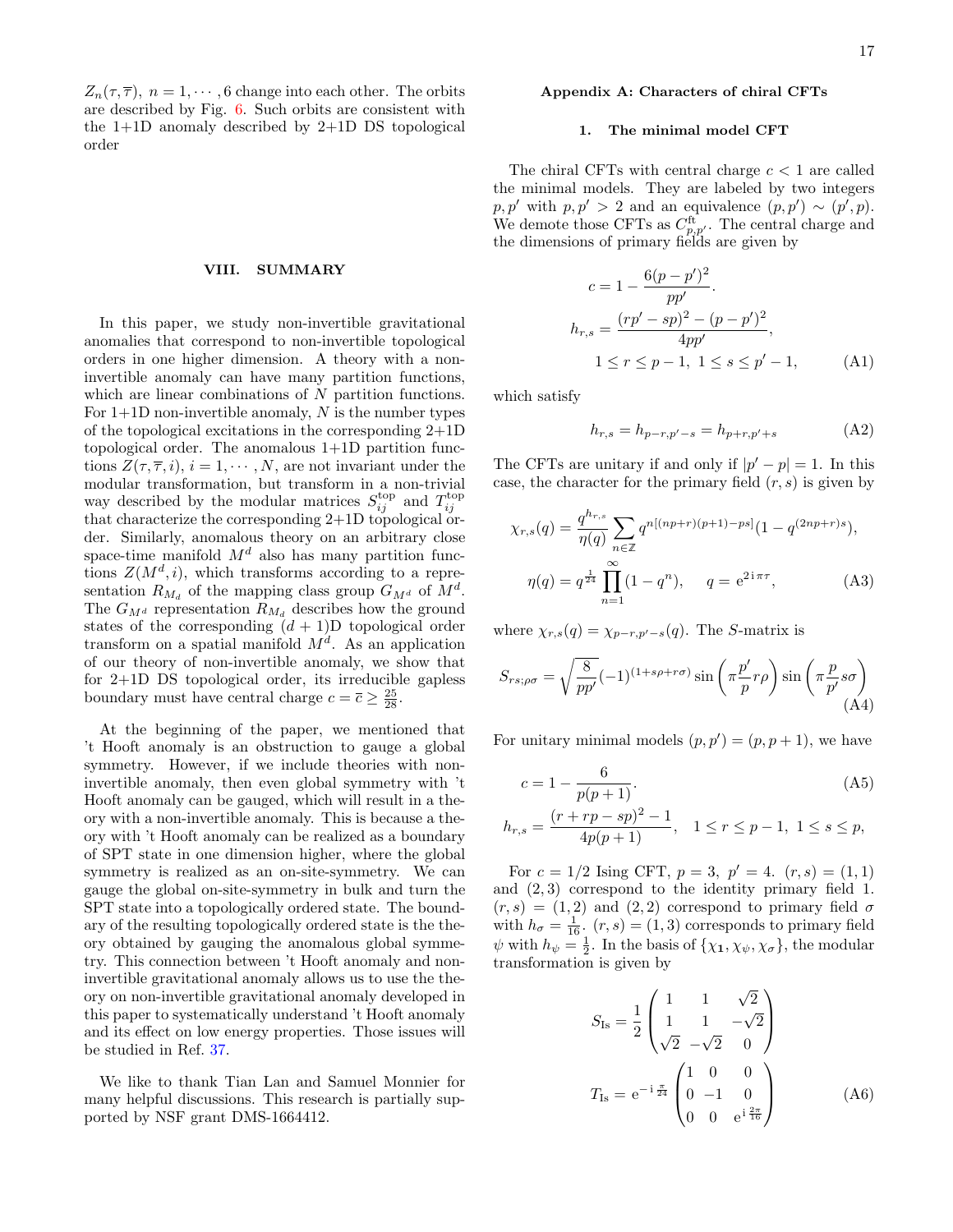$Z_n(\tau,\overline{\tau})$, $n=1,\cdots,6$ change into each other. The orbits are described by Fig. 6. Such orbits are consistent with the 1+1D anomaly described by 2+1D DS topological order

## VIII. SUMMARY

In this paper, we study non-invertible gravitational anomalies that correspond to non-invertible topological orders in one higher dimension. A theory with a non-invertible anomaly can have many partition functions, which are linear combinations of $N$ partition functions. For 1+1D non-invertible anomaly, $N$ is the number types of the topological excitations in the corresponding 2+1D topological order. The anomalous 1+1D partition functions $Z(\tau,\overline{\tau},i)$, $i=1,\cdots,N$, are not invariant under the modular transformation, but transform in a non-trivial way described by the modular matrices $S^{\text{top}}_{ij}$ and $T^{\text{top}}_{ij}$ that characterize the corresponding 2+1D topological order. Similarly, anomalous theory on an arbitrary close space-time manifold $M^d$ also has many partition functions $Z(M^d,i)$, which transforms according to a representation $R_{M_d}$ of the mapping class group $G_{M^d}$ of $M^d$. The $G_{M^d}$ representation $R_{M_d}$ describes how the ground states of the corresponding $(d+1)$D topological order transform on a spatial manifold $M^d$. As an application of our theory of non-invertible anomaly, we show that for 2+1D DS topological order, its irreducible gapless boundary must have central charge $c=\overline{c}\geq\frac{25}{28}$.

At the beginning of the paper, we mentioned that 't Hooft anomaly is an obstruction to gauge a global symmetry. However, if we include theories with non-invertible anomaly, then even global symmetry with 't Hooft anomaly can be gauged, which will result in a theory with a non-invertible anomaly. This is because a theory with 't Hooft anomaly can be realized as a boundary of SPT state in one dimension higher, where the global symmetry is realized as an on-site-symmetry. We can gauge the global on-site-symmetry in bulk and turn the SPT state into a topologically ordered state. The boundary of the resulting topologically ordered state is the theory obtained by gauging the anomalous global symmetry. This connection between 't Hooft anomaly and non-invertible gravitational anomaly allows us to use the theory on non-invertible gravitational anomaly developed in this paper to systematically understand 't Hooft anomaly and its effect on low energy properties. Those issues will be studied in Ref. 37.

We like to thank Tian Lan and Samuel Monnier for many helpful discussions. This research is partially supported by NSF grant DMS-1664412.

## Appendix A: Characters of chiral CFTs

### 1. The minimal model CFT

The chiral CFTs with central charge $c<1$ are called the minimal models. They are labeled by two integers $p,p'$ with $p,p'>2$ and an equivalence $(p,p')\sim(p',p)$. We demote those CFTs as $C^{\text{ft}}_{p,p'}$. The central charge and the dimensions of primary fields are given by

$$
\begin{aligned}
c &= 1-\frac{6(p-p')^2}{pp'}.\\
h_{r,s} &= \frac{(rp'-sp)^2-(p-p')^2}{4pp'},\\
&\quad 1\leq r\leq p-1,\ 1\leq s\leq p'-1,
\end{aligned}
\tag{A1}
$$

which satisfy

$$
h_{r,s}=h_{p-r,p'-s}=h_{p+r,p'+s} \tag{A2}
$$

The CFTs are unitary if and only if $|p'-p|=1$. In this case, the character for the primary field $(r,s)$ is given by

$$
\begin{aligned}
\chi_{r,s}(q) &= \frac{q^{h_{r,s}}}{\eta(q)}\sum_{n\in\mathbb{Z}} q^{n[(np+r)(p+1)-ps]}(1-q^{(2np+r)s}),\\
\eta(q) &= q^{\frac{1}{24}}\prod_{n=1}^{\infty}(1-q^n),\qquad q=\mathrm{e}^{2\,\mathrm{i}\,\pi\tau},
\end{aligned}
\tag{A3}
$$

where $\chi_{r,s}(q)=\chi_{p-r,p'-s}(q)$. The $S$-matrix is

$$
S_{rs;\rho\sigma}=\sqrt{\frac{8}{pp'}}(-1)^{(1+s\rho+r\sigma)}\sin\left(\pi\frac{p'}{p}r\rho\right)\sin\left(\pi\frac{p}{p'}s\sigma\right) \tag{A4}
$$

For unitary minimal models $(p,p')=(p,p+1)$, we have

$$
\begin{aligned}
c &= 1-\frac{6}{p(p+1)}.\\
h_{r,s} &= \frac{(r+rp-sp)^2-1}{4p(p+1)},\quad 1\leq r\leq p-1,\ 1\leq s\leq p,
\end{aligned}
\tag{A5}
$$

For $c=1/2$ Ising CFT, $p=3$, $p'=4$. $(r,s)=(1,1)$ and $(2,3)$ correspond to the identity primary field $\mathbf{1}$. $(r,s)=(1,2)$ and $(2,2)$ correspond to primary field $\sigma$ with $h_\sigma=\frac{1}{16}$. $(r,s)=(1,3)$ corresponds to primary field $\psi$ with $h_\psi=\frac{1}{2}$. In the basis of $\{\chi_{\mathbf{1}},\chi_\psi,\chi_\sigma\}$, the modular transformation is given by

$$
\begin{aligned}
S_{\text{Is}} &= \frac{1}{2}\begin{pmatrix} 1 & 1 & \sqrt{2}\\ 1 & 1 & -\sqrt{2}\\ \sqrt{2} & -\sqrt{2} & 0 \end{pmatrix}\\
T_{\text{Is}} &= \mathrm{e}^{-\,\mathrm{i}\,\frac{\pi}{24}}\begin{pmatrix} 1 & 0 & 0\\ 0 & -1 & 0\\ 0 & 0 & \mathrm{e}^{\mathrm{i}\,\frac{2\pi}{16}} \end{pmatrix}
\end{aligned}
\tag{A6}
$$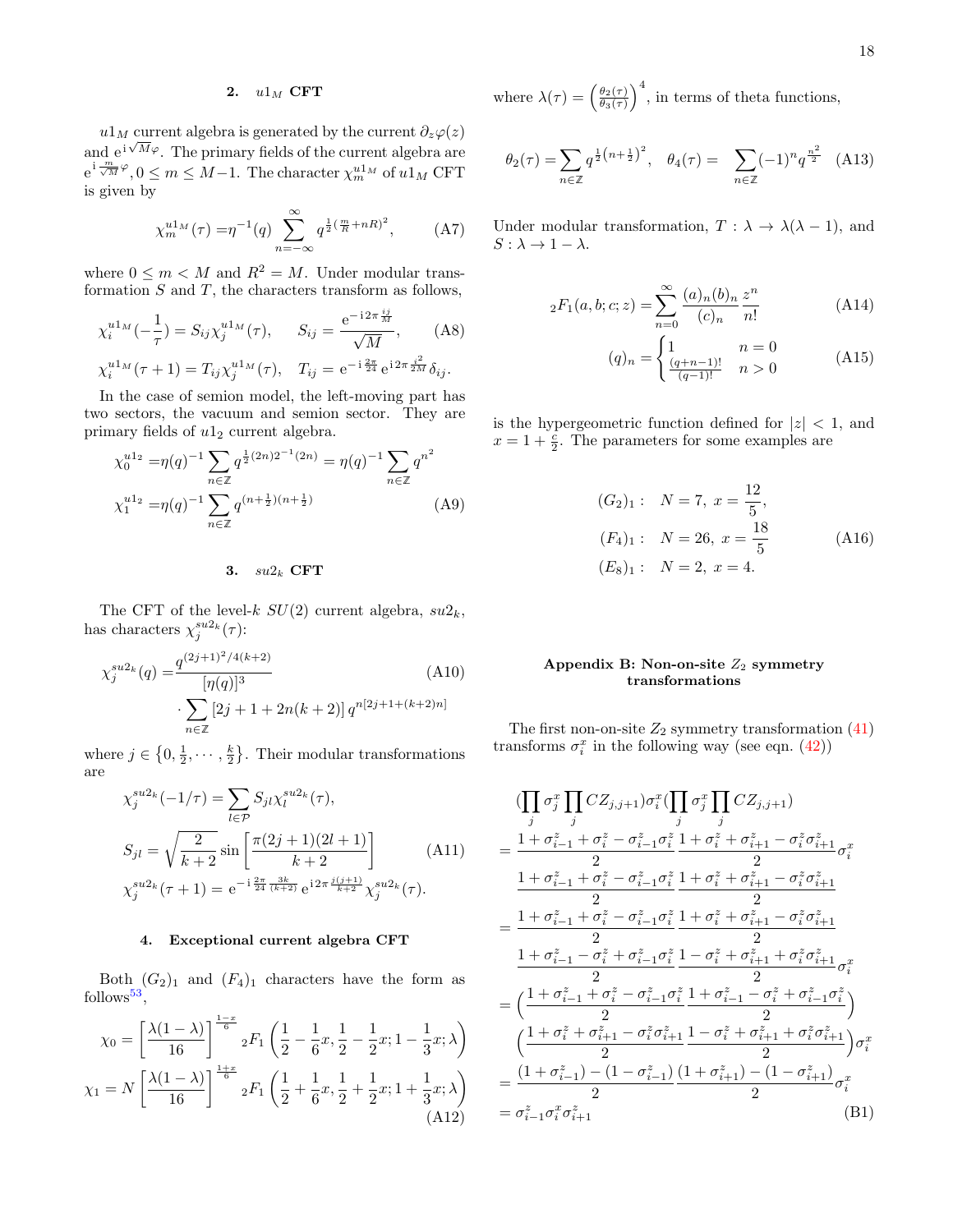### 2. $u1_M$ CFT

$u1_M$ current algebra is generated by the current $\partial_z\varphi(z)$ and $\mathrm{e}^{\mathrm{i}\sqrt{M}\varphi}$. The primary fields of the current algebra are $\mathrm{e}^{\mathrm{i}\frac{m}{\sqrt{M}}\varphi}, 0 \le m \le M-1$. The character $\chi_m^{u1_M}$ of $u1_M$ CFT is given by

$$\chi_m^{u1_M}(\tau) = \eta^{-1}(q)\sum_{n=-\infty}^{\infty} q^{\frac{1}{2}(\frac{m}{R}+nR)^2}, \tag{A7}$$

where $0 \le m < M$ and $R^2 = M$. Under modular transformation $S$ and $T$, the characters transform as follows,

$$\chi_i^{u1_M}(-\frac{1}{\tau}) = S_{ij}\chi_j^{u1_M}(\tau), \quad S_{ij} = \frac{\mathrm{e}^{-\mathrm{i}2\pi\frac{ij}{M}}}{\sqrt{M}}, \tag{A8}$$
$$\chi_i^{u1_M}(\tau+1) = T_{ij}\chi_j^{u1_M}(\tau), \quad T_{ij} = \mathrm{e}^{-\mathrm{i}\frac{2\pi}{24}}\mathrm{e}^{\mathrm{i}2\pi\frac{i^2}{2M}}\delta_{ij}.$$

In the case of semion model, the left-moving part has two sectors, the vacuum and semion sector. They are primary fields of $u1_2$ current algebra.

$$\chi_0^{u1_2} = \eta(q)^{-1}\sum_{n\in\mathbb{Z}} q^{\frac{1}{2}(2n)2^{-1}(2n)} = \eta(q)^{-1}\sum_{n\in\mathbb{Z}} q^{n^2}$$
$$\chi_1^{u1_2} = \eta(q)^{-1}\sum_{n\in\mathbb{Z}} q^{(n+\frac{1}{2})(n+\frac{1}{2})} \tag{A9}$$

### 3. $su2_k$ CFT

The CFT of the level-$k$ $SU(2)$ current algebra, $su2_k$, has characters $\chi_j^{su2_k}(\tau)$:

$$\chi_j^{su2_k}(q) = \frac{q^{(2j+1)^2/4(k+2)}}{[\eta(q)]^3} \cdot \sum_{n\in\mathbb{Z}}[2j+1+2n(k+2)]\,q^{n[2j+1+(k+2)n]} \tag{A10}$$

where $j \in \{0, \frac{1}{2}, \cdots, \frac{k}{2}\}$. Their modular transformations are

$$\chi_j^{su2_k}(-1/\tau) = \sum_{l\in\mathcal{P}} S_{jl}\chi_l^{su2_k}(\tau),$$
$$S_{jl} = \sqrt{\frac{2}{k+2}}\sin\left[\frac{\pi(2j+1)(2l+1)}{k+2}\right] \tag{A11}$$
$$\chi_j^{su2_k}(\tau+1) = \mathrm{e}^{-\mathrm{i}\frac{2\pi}{24}\frac{3k}{(k+2)}}\mathrm{e}^{\mathrm{i}2\pi\frac{j(j+1)}{k+2}}\chi_j^{su2_k}(\tau).$$

### 4. Exceptional current algebra CFT

Both $(G_2)_1$ and $(F_4)_1$ characters have the form as follows[53],

$$\chi_0 = \left[\frac{\lambda(1-\lambda)}{16}\right]^{\frac{1-x}{6}} {}_2F_1\left(\frac{1}{2}-\frac{1}{6}x, \frac{1}{2}-\frac{1}{2}x; 1-\frac{1}{3}x; \lambda\right)$$
$$\chi_1 = N\left[\frac{\lambda(1-\lambda)}{16}\right]^{\frac{1+x}{6}} {}_2F_1\left(\frac{1}{2}+\frac{1}{6}x, \frac{1}{2}+\frac{1}{2}x; 1+\frac{1}{3}x; \lambda\right) \tag{A12}$$

where $\lambda(\tau) = \left(\frac{\theta_2(\tau)}{\theta_3(\tau)}\right)^4$, in terms of theta functions,

$$\theta_2(\tau) = \sum_{n\in\mathbb{Z}} q^{\frac{1}{2}(n+\frac{1}{2})^2}, \quad \theta_4(\tau) = \sum_{n\in\mathbb{Z}}(-1)^n q^{\frac{n^2}{2}} \tag{A13}$$

Under modular transformation, $T: \lambda \to \lambda(\lambda-1)$, and $S: \lambda \to 1-\lambda$.

$${}_2F_1(a,b;c;z) = \sum_{n=0}^{\infty}\frac{(a)_n(b)_n}{(c)_n}\frac{z^n}{n!} \tag{A14}$$

$$(q)_n = \begin{cases} 1 & n=0 \\ \frac{(q+n-1)!}{(q-1)!} & n>0 \end{cases} \tag{A15}$$

is the hypergeometric function defined for $|z| < 1$, and $x = 1 + \frac{c}{2}$. The parameters for some examples are

$$(G_2)_1: \quad N=7,\ x=\frac{12}{5},$$
$$(F_4)_1: \quad N=26,\ x=\frac{18}{5} \tag{A16}$$
$$(E_8)_1: \quad N=2,\ x=4.$$

## Appendix B: Non-on-site $Z_2$ symmetry transformations

The first non-on-site $Z_2$ symmetry transformation (41) transforms $\sigma_i^x$ in the following way (see eqn. (42))

$$\begin{aligned}
&(\prod_j \sigma_j^x \prod_j CZ_{j,j+1})\sigma_i^x(\prod_j \sigma_j^x \prod_j CZ_{j,j+1}) \\
=& \frac{1+\sigma_{i-1}^z+\sigma_i^z-\sigma_{i-1}^z\sigma_i^z}{2}\frac{1+\sigma_i^z+\sigma_{i+1}^z-\sigma_i^z\sigma_{i+1}^z}{2}\sigma_i^x \\
&\frac{1+\sigma_{i-1}^z+\sigma_i^z-\sigma_{i-1}^z\sigma_i^z}{2}\frac{1+\sigma_i^z+\sigma_{i+1}^z-\sigma_i^z\sigma_{i+1}^z}{2} \\
=& \frac{1+\sigma_{i-1}^z+\sigma_i^z-\sigma_{i-1}^z\sigma_i^z}{2}\frac{1+\sigma_i^z+\sigma_{i+1}^z-\sigma_i^z\sigma_{i+1}^z}{2} \\
&\frac{1+\sigma_{i-1}^z-\sigma_i^z+\sigma_{i-1}^z\sigma_i^z}{2}\frac{1-\sigma_i^z+\sigma_{i+1}^z+\sigma_i^z\sigma_{i+1}^z}{2}\sigma_i^x \\
=& \Big(\frac{1+\sigma_{i-1}^z+\sigma_i^z-\sigma_{i-1}^z\sigma_i^z}{2}\frac{1+\sigma_{i-1}^z-\sigma_i^z+\sigma_{i-1}^z\sigma_i^z}{2}\Big) \\
&\Big(\frac{1+\sigma_i^z+\sigma_{i+1}^z-\sigma_i^z\sigma_{i+1}^z}{2}\frac{1-\sigma_i^z+\sigma_{i+1}^z+\sigma_i^z\sigma_{i+1}^z}{2}\Big)\sigma_i^x \\
=& \frac{(1+\sigma_{i-1}^z)-(1-\sigma_{i-1}^z)}{2}\frac{(1+\sigma_{i+1}^z)-(1-\sigma_{i+1}^z)}{2}\sigma_i^x \\
=& \sigma_{i-1}^z\sigma_i^x\sigma_{i+1}^z
\end{aligned} \tag{B1}$$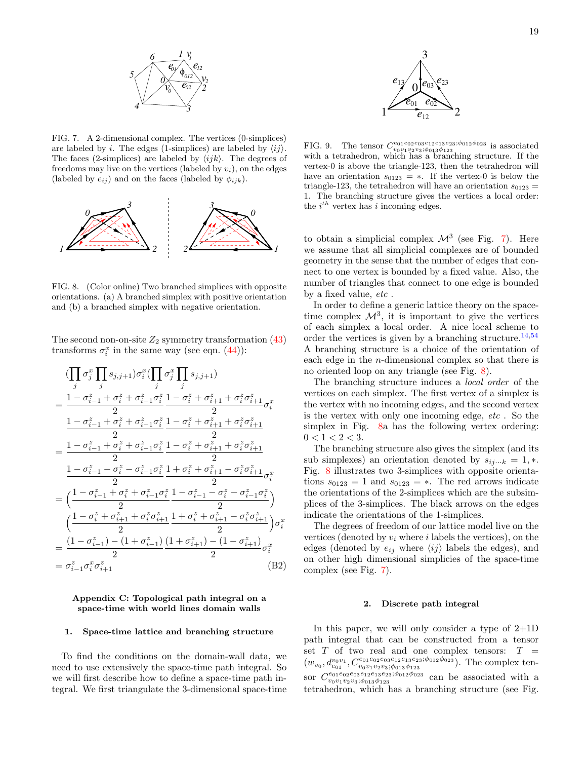FIG. 7. A 2-dimensional complex. The vertices (0-simplices) are labeled by $i$. The edges (1-simplices) are labeled by $\langle ij\rangle$. The faces (2-simplices) are labeled by $\langle ijk\rangle$. The degrees of freedoms may live on the vertices (labeled by $v_i$), on the edges (labeled by $e_{ij}$) and on the faces (labeled by $\phi_{ijk}$).

FIG. 8. (Color online) Two branched simplices with opposite orientations. (a) A branched simplex with positive orientation and (b) a branched simplex with negative orientation.

The second non-on-site $Z_2$ symmetry transformation (43) transforms $\sigma^x_i$ in the same way (see eqn. (44)):

$$
\begin{aligned}
&(\prod_j \sigma^x_j \prod_j s_{j,j+1})\sigma^x_i(\prod_j \sigma^x_j \prod_j s_{j,j+1})\\
&=\frac{1-\sigma^z_{i-1}+\sigma^z_i+\sigma^z_{i-1}\sigma^z_i}{2}\frac{1-\sigma^z_i+\sigma^z_{i+1}+\sigma^z_i\sigma^z_{i+1}}{2}\sigma^x_i\\
&\quad \frac{1-\sigma^z_{i-1}+\sigma^z_i+\sigma^z_{i-1}\sigma^z_i}{2}\frac{1-\sigma^z_i+\sigma^z_{i+1}+\sigma^z_i\sigma^z_{i+1}}{2}\\
&=\frac{1-\sigma^z_{i-1}+\sigma^z_i+\sigma^z_{i-1}\sigma^z_i}{2}\frac{1-\sigma^z_i+\sigma^z_{i+1}+\sigma^z_i\sigma^z_{i+1}}{2}\\
&\quad \frac{1-\sigma^z_{i-1}-\sigma^z_i-\sigma^z_{i-1}\sigma^z_i}{2}\frac{1+\sigma^z_i+\sigma^z_{i+1}-\sigma^z_i\sigma^z_{i+1}}{2}\sigma^x_i\\
&=\Big(\frac{1-\sigma^z_{i-1}+\sigma^z_i+\sigma^z_{i-1}\sigma^z_i}{2}\frac{1-\sigma^z_{i-1}-\sigma^z_i-\sigma^z_{i-1}\sigma^z_i}{2}\Big)\\
&\quad \Big(\frac{1-\sigma^z_i+\sigma^z_{i+1}+\sigma^z_i\sigma^z_{i+1}}{2}\frac{1+\sigma^z_i+\sigma^z_{i+1}-\sigma^z_i\sigma^z_{i+1}}{2}\Big)\sigma^x_i\\
&=\frac{(1-\sigma^z_{i-1})-(1+\sigma^z_{i-1})}{2}\frac{(1+\sigma^z_{i+1})-(1-\sigma^z_{i+1})}{2}\sigma^x_i\\
&=\sigma^z_{i-1}\sigma^x_i\sigma^z_{i+1}
\end{aligned}
\tag{B2}
$$

## Appendix C: Topological path integral on a space-time with world lines domain walls

### 1. Space-time lattice and branching structure

To find the conditions on the domain-wall data, we need to use extensively the space-time path integral. So we will first describe how to define a space-time path integral. We first triangulate the 3-dimensional space-time to obtain a simplicial complex $\mathcal{M}^3$ (see Fig. 7). Here we assume that all simplicial complexes are of bounded geometry in the sense that the number of edges that connect to one vertex is bounded by a fixed value. Also, the number of triangles that connect to one edge is bounded by a fixed value, *etc* .

FIG. 9. The tensor $C^{e_{01}e_{02}e_{03}e_{12}e_{13}e_{23};\phi_{012}\phi_{023}}_{v_0v_1v_2v_3;\phi_{013}\phi_{123}}$ is associated with a tetrahedron, which has a branching structure. If the vertex-0 is above the triangle-123, then the tetrahedron will have an orientation $s_{0123} = *$. If the vertex-0 is below the triangle-123, the tetrahedron will have an orientation $s_{0123} = 1$. The branching structure gives the vertices a local order: the $i^{th}$ vertex has $i$ incoming edges.

In order to define a generic lattice theory on the space-time complex $\mathcal{M}^3$, it is important to give the vertices of each simplex a local order. A nice local scheme to order the vertices is given by a branching structure.[14,54] A branching structure is a choice of the orientation of each edge in the $n$-dimensional complex so that there is no oriented loop on any triangle (see Fig. 8).

The branching structure induces a *local order* of the vertices on each simplex. The first vertex of a simplex is the vertex with no incoming edges, and the second vertex is the vertex with only one incoming edge, *etc* . So the simplex in Fig. 8a has the following vertex ordering: $0 < 1 < 2 < 3$.

The branching structure also gives the simplex (and its sub simplexes) an orientation denoted by $s_{ij\cdots k} = 1, *$. Fig. 8 illustrates two 3-simplices with opposite orientations $s_{0123} = 1$ and $s_{0123} = *$. The red arrows indicate the orientations of the 2-simplices which are the subsimplices of the 3-simplices. The black arrows on the edges indicate the orientations of the 1-simplices.

The degrees of freedom of our lattice model live on the vertices (denoted by $v_i$ where $i$ labels the vertices), on the edges (denoted by $e_{ij}$ where $\langle ij\rangle$ labels the edges), and on other high dimensional simplicies of the space-time complex (see Fig. 7).

### 2. Discrete path integral

In this paper, we will only consider a type of 2+1D path integral that can be constructed from a tensor set $T$ of two real and one complex tensors: $T = (w_{v_0}, d^{v_0v_1}_{e_{01}}, C^{e_{01}e_{02}e_{03}e_{12}e_{13}e_{23};\phi_{012}\phi_{023}}_{v_0v_1v_2v_3;\phi_{013}\phi_{123}})$. The complex tensor $C^{e_{01}e_{02}e_{03}e_{12}e_{13}e_{23};\phi_{012}\phi_{023}}_{v_0v_1v_2v_3;\phi_{013}\phi_{123}}$ can be associated with a tetrahedron, which has a branching structure (see Fig.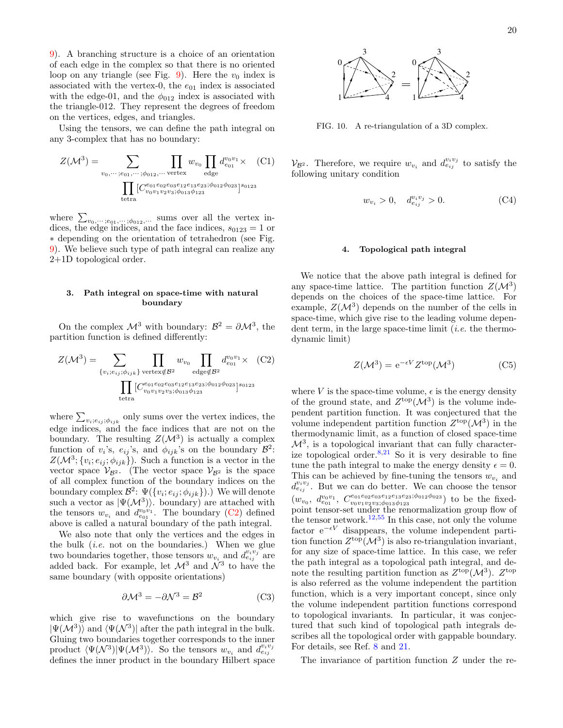9). A branching structure is a choice of an orientation of each edge in the complex so that there is no oriented loop on any triangle (see Fig. 9). Here the $v_0$ index is associated with the vertex-0, the $e_{01}$ index is associated with the edge-01, and the $\phi_{012}$ index is associated with the triangle-012. They represent the degrees of freedom on the vertices, edges, and triangles.

Using the tensors, we can define the path integral on any 3-complex that has no boundary:

$$Z(\mathcal{M}^3) = \sum_{v_0,\cdots;e_{01},\cdots;\phi_{012},\cdots} \prod_{\text{vertex}} w_{v_0} \prod_{\text{edge}} d_{e_{01}}^{v_0v_1} \times \prod_{\text{tetra}} [C^{e_{01}e_{02}e_{03}e_{12}e_{13}e_{23};\phi_{012}\phi_{023}}_{v_0v_1v_2v_3;\phi_{013}\phi_{123}}]^{s_{0123}} \tag{C1}$$

where $\sum_{v_0,\cdots;e_{01},\cdots;\phi_{012},\cdots}$ sums over all the vertex indices, the edge indices, and the face indices, $s_{0123} = 1$ or $*$ depending on the orientation of tetrahedron (see Fig. 9). We believe such type of path integral can realize any 2+1D topological order.

### 3. Path integral on space-time with natural boundary

On the complex $\mathcal{M}^3$ with boundary: $\mathcal{B}^2 = \partial\mathcal{M}^3$, the partition function is defined differently:

$$Z(\mathcal{M}^3) = \sum_{\{v_i;e_{ij};\phi_{ijk}\}} \prod_{\text{vertex}\notin\mathcal{B}^2} w_{v_0} \prod_{\text{edge}\notin\mathcal{B}^2} d_{e_{01}}^{v_0v_1} \times \prod_{\text{tetra}} [C^{e_{01}e_{02}e_{03}e_{12}e_{13}e_{23};\phi_{012}\phi_{023}}_{v_0v_1v_2v_3;\phi_{013}\phi_{123}}]^{s_{0123}} \tag{C2}$$

where $\sum_{v_i;e_{ij};\phi_{ijk}}$ only sums over the vertex indices, the edge indices, and the face indices that are not on the boundary. The resulting $Z(\mathcal{M}^3)$ is actually a complex function of $v_i$'s, $e_{ij}$'s, and $\phi_{ijk}$'s on the boundary $\mathcal{B}^2$: $Z(\mathcal{M}^3; \{v_i; e_{ij}; \phi_{ijk}\})$. Such a function is a vector in the vector space $\mathcal{V}_{\mathcal{B}^2}$. (The vector space $\mathcal{V}_{\mathcal{B}^2}$ is the space of all complex function of the boundary indices on the boundary complex $\mathcal{B}^2$: $\Psi(\{v_i; e_{ij}; \phi_{ijk}\})$.) We will denote such a vector as $|\Psi(\mathcal{M}^3)\rangle$. boundary) are attached with the tensors $w_{v_i}$ and $d_{e_{01}}^{v_0v_1}$. The boundary (C2) defined above is called a natural boundary of the path integral.

We also note that only the vertices and the edges in the bulk (*i.e.* not on the boundaries.) When we glue two boundaries together, those tensors $w_{v_i}$ and $d_{e_{ij}}^{v_iv_j}$ are added back. For example, let $\mathcal{M}^3$ and $\mathcal{N}^3$ to have the same boundary (with opposite orientations)

$$\partial\mathcal{M}^3 = -\partial\mathcal{N}^3 = \mathcal{B}^2 \tag{C3}$$

which give rise to wavefunctions on the boundary $|\Psi(\mathcal{M}^3)\rangle$ and $\langle\Psi(\mathcal{N}^3)|$ after the path integral in the bulk. Gluing two boundaries together corresponds to the inner product $\langle\Psi(\mathcal{N}^3)|\Psi(\mathcal{M}^3)\rangle$. So the tensors $w_{v_i}$ and $d_{e_{ij}}^{v_iv_j}$ defines the inner product in the boundary Hilbert space $\mathcal{V}_{\mathcal{B}^2}$. Therefore, we require $w_{v_i}$ and $d_{e_{ij}}^{v_iv_j}$ to satisfy the following unitary condition

$$w_{v_i} > 0, \quad d_{e_{ij}}^{v_iv_j} > 0. \tag{C4}$$

FIG. 10. A re-triangulation of a 3D complex.

### 4. Topological path integral

We notice that the above path integral is defined for any space-time lattice. The partition function $Z(\mathcal{M}^3)$ depends on the choices of the space-time lattice. For example, $Z(\mathcal{M}^3)$ depends on the number of the cells in space-time, which give rise to the leading volume dependent term, in the large space-time limit (*i.e.* the thermodynamic limit)

$$Z(\mathcal{M}^3) = \mathrm{e}^{-\epsilon V} Z^{\text{top}}(\mathcal{M}^3) \tag{C5}$$

where $V$ is the space-time volume, $\epsilon$ is the energy density of the ground state, and $Z^{\text{top}}(\mathcal{M}^3)$ is the volume independent partition function. It was conjectured that the volume independent partition function $Z^{\text{top}}(\mathcal{M}^3)$ in the thermodynamic limit, as a function of closed space-time $\mathcal{M}^3$, is a topological invariant that can fully characterize topological order.[8,21] So it is very desirable to fine tune the path integral to make the energy density $\epsilon = 0$. This can be achieved by fine-tuning the tensors $w_{v_i}$ and $d_{e_{ij}}^{v_iv_j}$. But we can do better. We can choose the tensor ($w_{v_0}$, $d_{e_{01}}^{v_0v_1}$, $C^{e_{01}e_{02}e_{03}e_{12}e_{13}e_{23};\phi_{012}\phi_{023}}_{v_0v_1v_2v_3;\phi_{013}\phi_{123}}$) to be the fixed-point tensor-set under the renormalization group flow of the tensor network.[12,55] In this case, not only the volume factor $\mathrm{e}^{-\epsilon V}$ disappears, the volume independent partition function $Z^{\text{top}}(\mathcal{M}^3)$ is also re-triangulation invariant, for any size of space-time lattice. In this case, we refer the path integral as a topological path integral, and denote the resulting partition function as $Z^{\text{top}}(\mathcal{M}^3)$. $Z^{\text{top}}$ is also referred as the volume independent the partition function, which is a very important concept, since only the volume independent partition functions correspond to topological invariants. In particular, it was conjectured that such kind of topological path integrals describes all the topological order with gappable boundary. For details, see Ref. 8 and 21.

The invariance of partition function $Z$ under the re-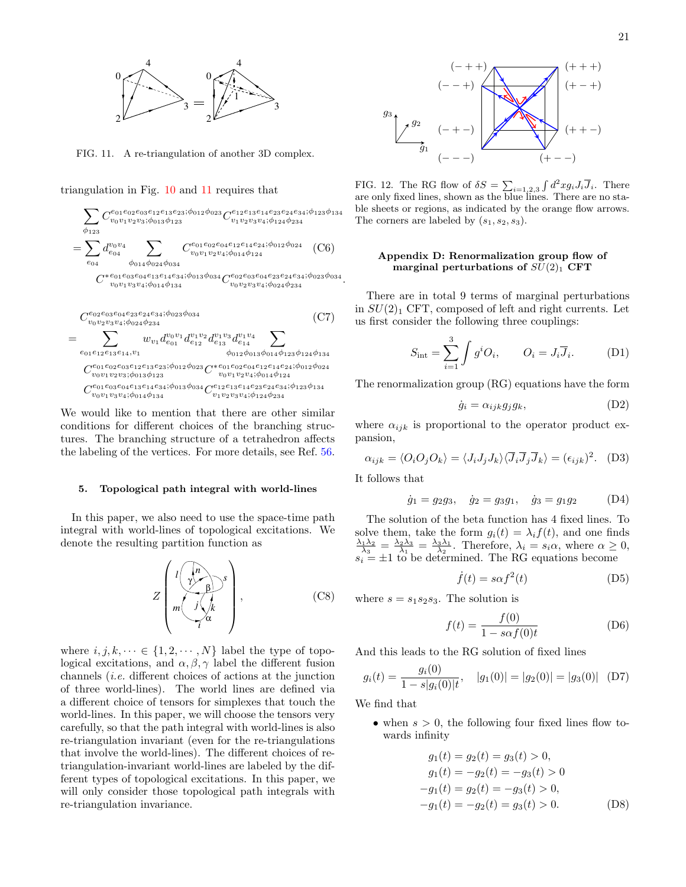FIG. 11. A re-triangulation of another 3D complex.

triangulation in Fig. 10 and 11 requires that

$$
\begin{aligned}
&\sum_{\phi_{123}} C^{e_{01}e_{02}e_{03}e_{12}e_{13}e_{23};\phi_{012}\phi_{023}}_{v_0v_1v_2v_3;\phi_{013}\phi_{123}} C^{e_{12}e_{13}e_{14}e_{23}e_{24}e_{34};\phi_{123}\phi_{134}}_{v_1v_2v_3v_4;\phi_{124}\phi_{234}} \\
&= \sum_{e_{04}} d^{v_0v_4}_{e_{04}} \sum_{\phi_{014}\phi_{024}\phi_{034}} C^{e_{01}e_{02}e_{04}e_{12}e_{14}e_{24};\phi_{012}\phi_{024}}_{v_0v_1v_2v_4;\phi_{014}\phi_{124}} \\
&\quad C^{*e_{01}e_{03}e_{04}e_{13}e_{14}e_{34};\phi_{013}\phi_{034}}_{v_0v_1v_3v_4;\phi_{014}\phi_{134}} C^{e_{02}e_{03}e_{04}e_{23}e_{24}e_{34};\phi_{023}\phi_{034}}_{v_0v_2v_3v_4;\phi_{024}\phi_{234}}.
\end{aligned} \tag{C6}
$$

$$
\begin{aligned}
&C^{e_{02}e_{03}e_{04}e_{23}e_{24}e_{34};\phi_{023}\phi_{034}}_{v_0v_2v_3v_4;\phi_{024}\phi_{234}} \\
&= \sum_{e_{01}e_{12}e_{13}e_{14},v_1} w_{v_1} d^{v_0v_1}_{e_{01}} d^{v_1v_2}_{e_{12}} d^{v_1v_3}_{e_{13}} d^{v_1v_4}_{e_{14}} \sum_{\phi_{012}\phi_{013}\phi_{014}\phi_{123}\phi_{124}\phi_{134}} \\
&\quad C^{e_{01}e_{02}e_{03}e_{12}e_{13}e_{23};\phi_{012}\phi_{023}}_{v_0v_1v_2v_3;\phi_{013}\phi_{123}} C^{*e_{01}e_{02}e_{04}e_{12}e_{14}e_{24};\phi_{012}\phi_{024}}_{v_0v_1v_2v_4;\phi_{014}\phi_{124}} \\
&\quad C^{e_{01}e_{03}e_{04}e_{13}e_{14}e_{34};\phi_{013}\phi_{034}}_{v_0v_1v_3v_4;\phi_{014}\phi_{134}} C^{e_{12}e_{13}e_{14}e_{23}e_{24}e_{34};\phi_{123}\phi_{134}}_{v_1v_2v_3v_4;\phi_{124}\phi_{234}}
\end{aligned} \tag{C7}
$$

We would like to mention that there are other similar conditions for different choices of the branching structures. The branching structure of a tetrahedron affects the labeling of the vertices. For more details, see Ref. 56.

### 5. Topological path integral with world-lines

In this paper, we also need to use the space-time path integral with world-lines of topological excitations. We denote the resulting partition function as

$$
Z\left( \text{[world-line diagram with labels } l, n, s, \gamma, \beta, j, k, m, i, \alpha] \right), \tag{C8}
$$

where $i, j, k, \cdots \in \{1, 2, \cdots, N\}$ label the type of topological excitations, and $\alpha, \beta, \gamma$ label the different fusion channels (*i.e.* different choices of actions at the junction of three world-lines). The world lines are defined via a different choice of tensors for simplexes that touch the world-lines. In this paper, we will choose the tensors very carefully, so that the path integral with world-lines is also re-triangulation invariant (even for the re-triangulations that involve the world-lines). The different choices of re-triangulation-invariant world-lines are labeled by the different types of topological excitations. In this paper, we will only consider those topological path integrals with re-triangulation invariance.

FIG. 12. The RG flow of $\delta S = \sum_{i=1,2,3} \int d^2x g_i J_i \overline{J}_i$. There are only fixed lines, shown as the blue lines. There are no stable sheets or regions, as indicated by the orange flow arrows. The corners are labeled by $(s_1, s_2, s_3)$.

## Appendix D: Renormalization group flow of marginal perturbations of $SU(2)_1$ CFT

There are in total 9 terms of marginal perturbations in $SU(2)_1$ CFT, composed of left and right currents. Let us first consider the following three couplings:

$$
S_{\text{int}} = \sum_{i=1}^{3} \int g^i O_i, \qquad O_i = J_i \overline{J}_i. \tag{D1}
$$

The renormalization group (RG) equations have the form

$$
\dot{g}_i = \alpha_{ijk} g_j g_k, \tag{D2}
$$

where $\alpha_{ijk}$ is proportional to the operator product expansion,

$$
\alpha_{ijk} = \langle O_i O_j O_k \rangle = \langle J_i J_j J_k \rangle \langle \overline{J}_i \overline{J}_j \overline{J}_k \rangle = (\epsilon_{ijk})^2. \tag{D3}
$$

It follows that

$$
\dot{g}_1 = g_2 g_3, \quad \dot{g}_2 = g_3 g_1, \quad \dot{g}_3 = g_1 g_2 \tag{D4}
$$

The solution of the beta function has 4 fixed lines. To solve them, take the form $g_i(t) = \lambda_i f(t)$, and one finds $\frac{\lambda_1 \lambda_2}{\lambda_3} = \frac{\lambda_2 \lambda_3}{\lambda_1} = \frac{\lambda_3 \lambda_1}{\lambda_2}$. Therefore, $\lambda_i = s_i \alpha$, where $\alpha \geq 0$, $s_i = \pm 1$ to be determined. The RG equations become

$$
\dot{f}(t) = s\alpha f^2(t) \tag{D5}
$$

where $s = s_1 s_2 s_3$. The solution is

$$
f(t) = \frac{f(0)}{1 - s\alpha f(0) t} \tag{D6}
$$

And this leads to the RG solution of fixed lines

$$
g_i(t) = \frac{g_i(0)}{1 - s|g_i(0)|t}, \quad |g_1(0)| = |g_2(0)| = |g_3(0)| \tag{D7}
$$

We find that

- when $s > 0$, the following four fixed lines flow towards infinity

$$
\begin{aligned}
g_1(t) = g_2(t) = g_3(t) > 0, \\
g_1(t) = -g_2(t) = -g_3(t) > 0 \\
-g_1(t) = g_2(t) = -g_3(t) > 0, \\
-g_1(t) = -g_2(t) = g_3(t) > 0.
\end{aligned} \tag{D8}
$$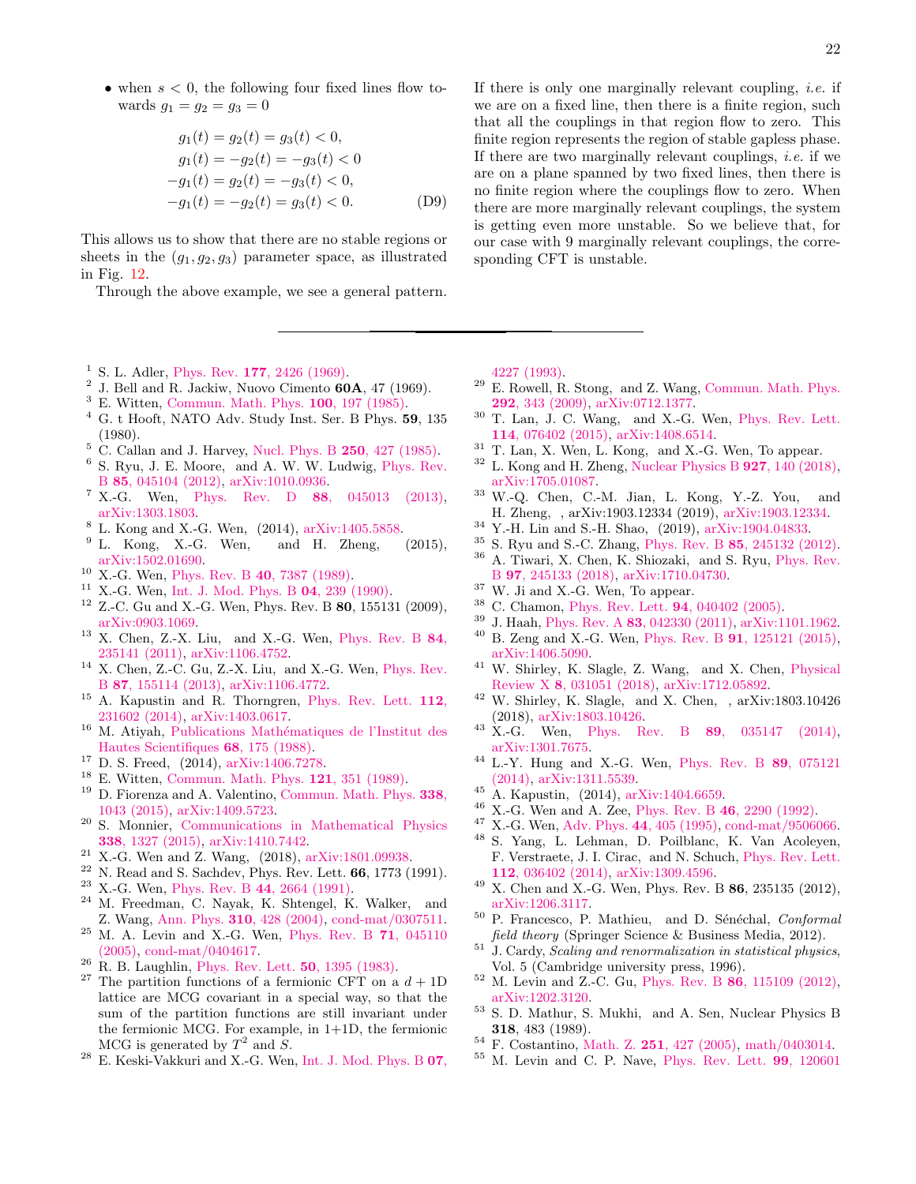- when $s < 0$, the following four fixed lines flow towards $g_1 = g_2 = g_3 = 0$

$$
\begin{aligned}
g_1(t) = g_2(t) = g_3(t) < 0, \\
g_1(t) = -g_2(t) = -g_3(t) < 0 \\
-g_1(t) = g_2(t) = -g_3(t) < 0, \\
-g_1(t) = -g_2(t) = g_3(t) < 0.
\end{aligned}
\tag{D9}
$$

This allows us to show that there are no stable regions or sheets in the $(g_1, g_2, g_3)$ parameter space, as illustrated in Fig. 12.

Through the above example, we see a general pattern. If there is only one marginally relevant coupling, *i.e.* if we are on a fixed line, then there is a finite region, such that all the couplings in that region flow to zero. This finite region represents the region of stable gapless phase. If there are two marginally relevant couplings, *i.e.* if we are on a plane spanned by two fixed lines, then there is no finite region where the couplings flow to zero. When there are more marginally relevant couplings, the system is getting even more unstable. So we believe that, for our case with 9 marginally relevant couplings, the corresponding CFT is unstable.

---

[1] S. L. Adler, Phys. Rev. **177**, 2426 (1969).
[2] J. Bell and R. Jackiw, Nuovo Cimento **60A**, 47 (1969).
[3] E. Witten, Commun. Math. Phys. **100**, 197 (1985).
[4] G. t Hooft, NATO Adv. Study Inst. Ser. B Phys. **59**, 135 (1980).
[5] C. Callan and J. Harvey, Nucl. Phys. B **250**, 427 (1985).
[6] S. Ryu, J. E. Moore, and A. W. W. Ludwig, Phys. Rev. B **85**, 045104 (2012), arXiv:1010.0936.
[7] X.-G. Wen, Phys. Rev. D **88**, 045013 (2013), arXiv:1303.1803.
[8] L. Kong and X.-G. Wen, (2014), arXiv:1405.5858.
[9] L. Kong, X.-G. Wen, and H. Zheng, (2015), arXiv:1502.01690.
[10] X.-G. Wen, Phys. Rev. B **40**, 7387 (1989).
[11] X.-G. Wen, Int. J. Mod. Phys. B **04**, 239 (1990).
[12] Z.-C. Gu and X.-G. Wen, Phys. Rev. B **80**, 155131 (2009), arXiv:0903.1069.
[13] X. Chen, Z.-X. Liu, and X.-G. Wen, Phys. Rev. B **84**, 235141 (2011), arXiv:1106.4752.
[14] X. Chen, Z.-C. Gu, Z.-X. Liu, and X.-G. Wen, Phys. Rev. B **87**, 155114 (2013), arXiv:1106.4772.
[15] A. Kapustin and R. Thorngren, Phys. Rev. Lett. **112**, 231602 (2014), arXiv:1403.0617.
[16] M. Atiyah, Publications Mathématiques de l'Institut des Hautes Scientifiques **68**, 175 (1988).
[17] D. S. Freed, (2014), arXiv:1406.7278.
[18] E. Witten, Commun. Math. Phys. **121**, 351 (1989).
[19] D. Fiorenza and A. Valentino, Commun. Math. Phys. **338**, 1043 (2015), arXiv:1409.5723.
[20] S. Monnier, Communications in Mathematical Physics **338**, 1327 (2015), arXiv:1410.7442.
[21] X.-G. Wen and Z. Wang, (2018), arXiv:1801.09938.
[22] N. Read and S. Sachdev, Phys. Rev. Lett. **66**, 1773 (1991).
[23] X.-G. Wen, Phys. Rev. B **44**, 2664 (1991).
[24] M. Freedman, C. Nayak, K. Shtengel, K. Walker, and Z. Wang, Ann. Phys. **310**, 428 (2004), cond-mat/0307511.
[25] M. A. Levin and X.-G. Wen, Phys. Rev. B **71**, 045110 (2005), cond-mat/0404617.
[26] R. B. Laughlin, Phys. Rev. Lett. **50**, 1395 (1983).
[27] The partition functions of a fermionic CFT on a $d+1$D lattice are MCG covariant in a special way, so that the sum of the partition functions are still invariant under the fermionic MCG. For example, in 1+1D, the fermionic MCG is generated by $T^2$ and $S$.
[28] E. Keski-Vakkuri and X.-G. Wen, Int. J. Mod. Phys. B **07**, 4227 (1993).
[29] E. Rowell, R. Stong, and Z. Wang, Commun. Math. Phys. **292**, 343 (2009), arXiv:0712.1377.
[30] T. Lan, J. C. Wang, and X.-G. Wen, Phys. Rev. Lett. **114**, 076402 (2015), arXiv:1408.6514.
[31] T. Lan, X. Wen, L. Kong, and X.-G. Wen, To appear.
[32] L. Kong and H. Zheng, Nuclear Physics B **927**, 140 (2018), arXiv:1705.01087.
[33] W.-Q. Chen, C.-M. Jian, L. Kong, Y.-Z. You, and H. Zheng, , arXiv:1903.12334 (2019), arXiv:1903.12334.
[34] Y.-H. Lin and S.-H. Shao, (2019), arXiv:1904.04833.
[35] S. Ryu and S.-C. Zhang, Phys. Rev. B **85**, 245132 (2012).
[36] A. Tiwari, X. Chen, K. Shiozaki, and S. Ryu, Phys. Rev. B **97**, 245133 (2018), arXiv:1710.04730.
[37] W. Ji and X.-G. Wen, To appear.
[38] C. Chamon, Phys. Rev. Lett. **94**, 040402 (2005).
[39] J. Haah, Phys. Rev. A **83**, 042330 (2011), arXiv:1101.1962.
[40] B. Zeng and X.-G. Wen, Phys. Rev. B **91**, 125121 (2015), arXiv:1406.5090.
[41] W. Shirley, K. Slagle, Z. Wang, and X. Chen, Physical Review X **8**, 031051 (2018), arXiv:1712.05892.
[42] W. Shirley, K. Slagle, and X. Chen, , arXiv:1803.10426 (2018), arXiv:1803.10426.
[43] X.-G. Wen, Phys. Rev. B **89**, 035147 (2014), arXiv:1301.7675.
[44] L.-Y. Hung and X.-G. Wen, Phys. Rev. B **89**, 075121 (2014), arXiv:1311.5539.
[45] A. Kapustin, (2014), arXiv:1404.6659.
[46] X.-G. Wen and A. Zee, Phys. Rev. B **46**, 2290 (1992).
[47] X.-G. Wen, Adv. Phys. **44**, 405 (1995), cond-mat/9506066.
[48] S. Yang, L. Lehman, D. Poilblanc, K. Van Acoleyen, F. Verstraete, J. I. Cirac, and N. Schuch, Phys. Rev. Lett. **112**, 036402 (2014), arXiv:1309.4596.
[49] X. Chen and X.-G. Wen, Phys. Rev. B **86**, 235135 (2012), arXiv:1206.3117.
[50] P. Francesco, P. Mathieu, and D. Sénéchal, *Conformal field theory* (Springer Science & Business Media, 2012).
[51] J. Cardy, *Scaling and renormalization in statistical physics*, Vol. 5 (Cambridge university press, 1996).
[52] M. Levin and Z.-C. Gu, Phys. Rev. B **86**, 115109 (2012), arXiv:1202.3120.
[53] S. D. Mathur, S. Mukhi, and A. Sen, Nuclear Physics B **318**, 483 (1989).
[54] F. Costantino, Math. Z. **251**, 427 (2005), math/0403014.
[55] M. Levin and C. P. Nave, Phys. Rev. Lett. **99**, 120601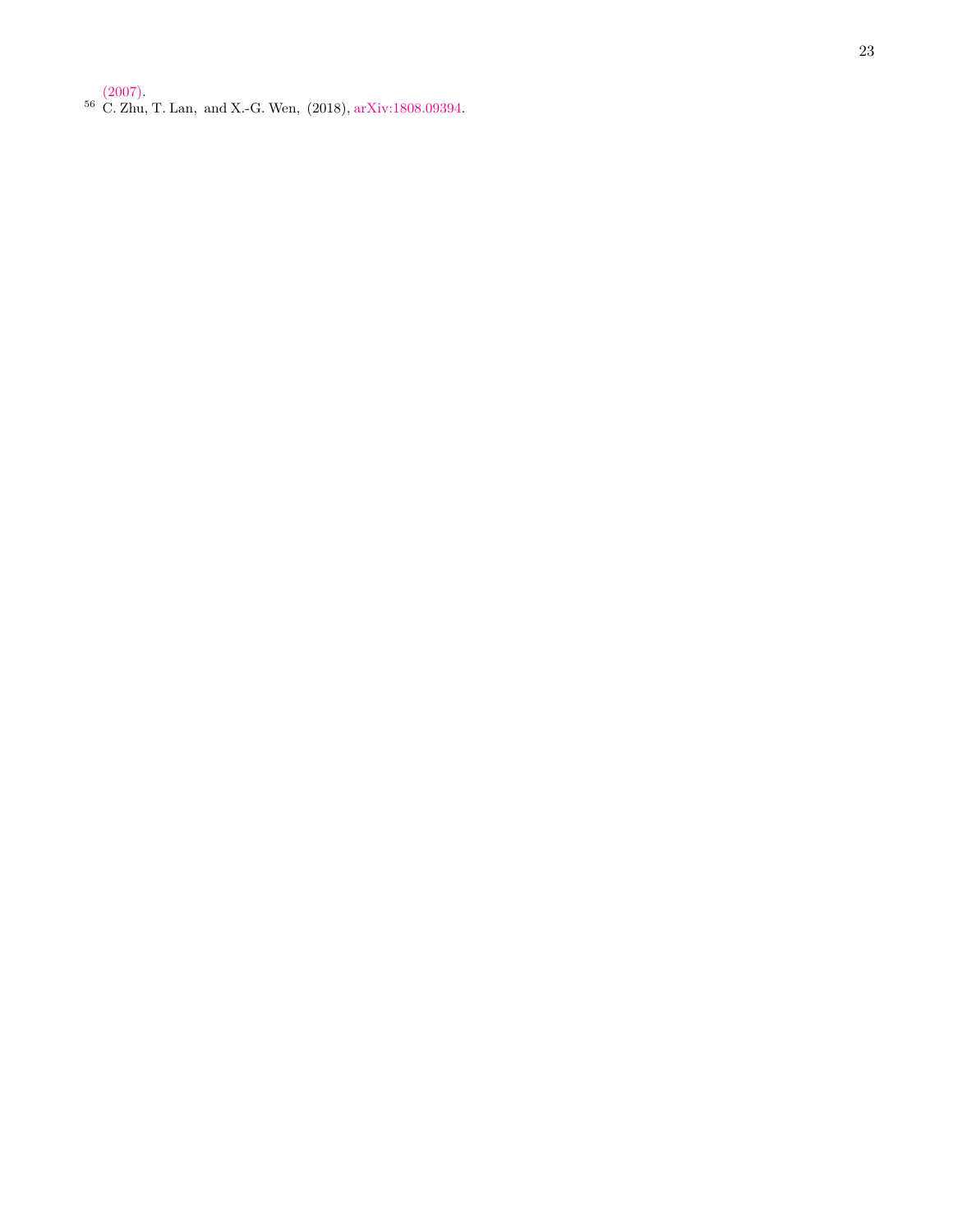(2007).

[56] C. Zhu, T. Lan, and X.-G. Wen, (2018), arXiv:1808.09394.